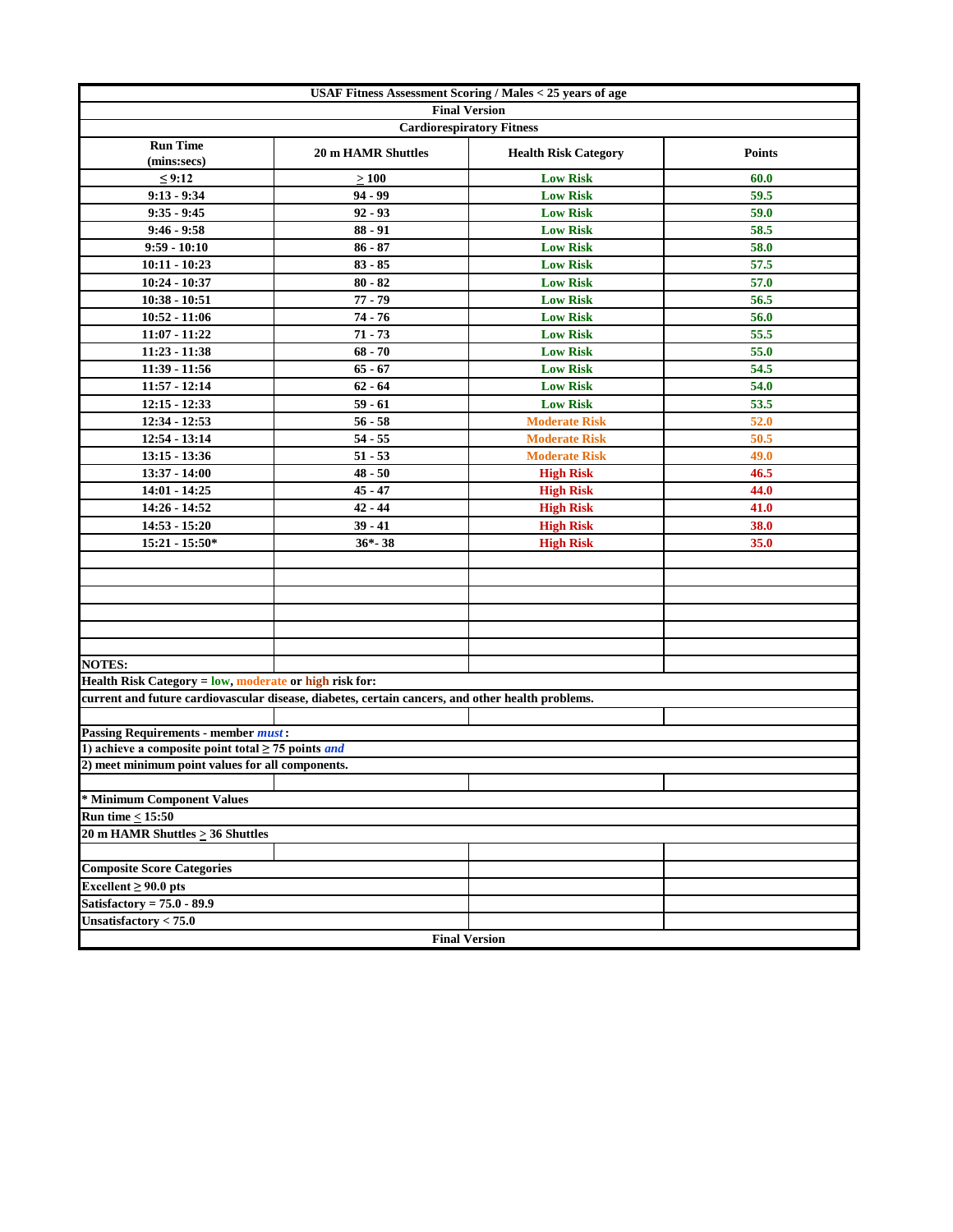# USAF Fitness Assessment Scoring / Males < 25 years of age

**Final Version**

## Cardiorespiratory Fitness

| Run Time (mins:secs) | 20 m HAMR Shuttles | Health Risk Category | Points |
|---|---|---|---|
| ≤ 9:12 | ≥ 100 | Low Risk | 60.0 |
| 9:13 - 9:34 | 94 - 99 | Low Risk | 59.5 |
| 9:35 - 9:45 | 92 - 93 | Low Risk | 59.0 |
| 9:46 - 9:58 | 88 - 91 | Low Risk | 58.5 |
| 9:59 - 10:10 | 86 - 87 | Low Risk | 58.0 |
| 10:11 - 10:23 | 83 - 85 | Low Risk | 57.5 |
| 10:24 - 10:37 | 80 - 82 | Low Risk | 57.0 |
| 10:38 - 10:51 | 77 - 79 | Low Risk | 56.5 |
| 10:52 - 11:06 | 74 - 76 | Low Risk | 56.0 |
| 11:07 - 11:22 | 71 - 73 | Low Risk | 55.5 |
| 11:23 - 11:38 | 68 - 70 | Low Risk | 55.0 |
| 11:39 - 11:56 | 65 - 67 | Low Risk | 54.5 |
| 11:57 - 12:14 | 62 - 64 | Low Risk | 54.0 |
| 12:15 - 12:33 | 59 - 61 | Low Risk | 53.5 |
| 12:34 - 12:53 | 56 - 58 | Moderate Risk | 52.0 |
| 12:54 - 13:14 | 54 - 55 | Moderate Risk | 50.5 |
| 13:15 - 13:36 | 51 - 53 | Moderate Risk | 49.0 |
| 13:37 - 14:00 | 48 - 50 | High Risk | 46.5 |
| 14:01 - 14:25 | 45 - 47 | High Risk | 44.0 |
| 14:26 - 14:52 | 42 - 44 | High Risk | 41.0 |
| 14:53 - 15:20 | 39 - 41 | High Risk | 38.0 |
| 15:21 - 15:50* | 36*- 38 | High Risk | 35.0 |

**NOTES:**

**Health Risk Category = low, moderate or high risk for:**

**current and future cardiovascular disease, diabetes, certain cancers, and other health problems.**

**Passing Requirements - member *must*:**

**1) achieve a composite point total ≥ 75 points *and***

**2) meet minimum point values for all components.**

**\* Minimum Component Values**

**Run time ≤ 15:50**

**20 m HAMR Shuttles ≥ 36 Shuttles**

**Composite Score Categories**

**Excellent ≥ 90.0 pts**

**Satisfactory = 75.0 - 89.9**

**Unsatisfactory < 75.0**

**Final Version**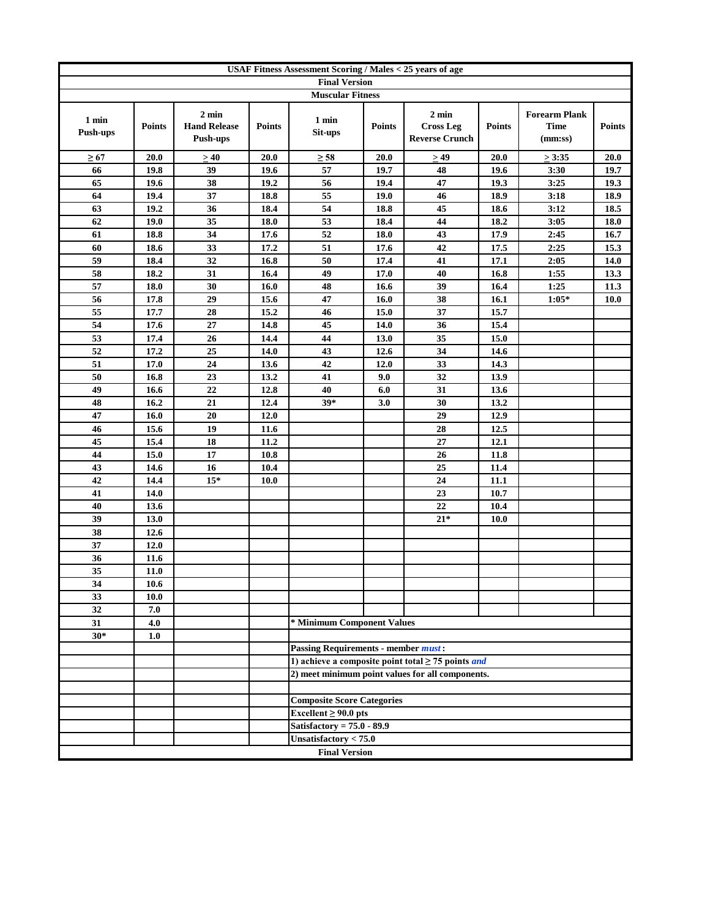# USAF Fitness Assessment Scoring / Males < 25 years of age

**Final Version**

**Muscular Fitness**

| 1 min Push-ups | Points | 2 min Hand Release Push-ups | Points | 1 min Sit-ups | Points | 2 min Cross Leg Reverse Crunch | Points | Forearm Plank Time (mm:ss) | Points |
|---|---|---|---|---|---|---|---|---|---|
| ≥ 67 | 20.0 | ≥ 40 | 20.0 | ≥ 58 | 20.0 | ≥ 49 | 20.0 | ≥ 3:35 | 20.0 |
| 66 | 19.8 | 39 | 19.6 | 57 | 19.7 | 48 | 19.6 | 3:30 | 19.7 |
| 65 | 19.6 | 38 | 19.2 | 56 | 19.4 | 47 | 19.3 | 3:25 | 19.3 |
| 64 | 19.4 | 37 | 18.8 | 55 | 19.0 | 46 | 18.9 | 3:18 | 18.9 |
| 63 | 19.2 | 36 | 18.4 | 54 | 18.8 | 45 | 18.6 | 3:12 | 18.5 |
| 62 | 19.0 | 35 | 18.0 | 53 | 18.4 | 44 | 18.2 | 3:05 | 18.0 |
| 61 | 18.8 | 34 | 17.6 | 52 | 18.0 | 43 | 17.9 | 2:45 | 16.7 |
| 60 | 18.6 | 33 | 17.2 | 51 | 17.6 | 42 | 17.5 | 2:25 | 15.3 |
| 59 | 18.4 | 32 | 16.8 | 50 | 17.4 | 41 | 17.1 | 2:05 | 14.0 |
| 58 | 18.2 | 31 | 16.4 | 49 | 17.0 | 40 | 16.8 | 1:55 | 13.3 |
| 57 | 18.0 | 30 | 16.0 | 48 | 16.6 | 39 | 16.4 | 1:25 | 11.3 |
| 56 | 17.8 | 29 | 15.6 | 47 | 16.0 | 38 | 16.1 | 1:05* | 10.0 |
| 55 | 17.7 | 28 | 15.2 | 46 | 15.0 | 37 | 15.7 | | |
| 54 | 17.6 | 27 | 14.8 | 45 | 14.0 | 36 | 15.4 | | |
| 53 | 17.4 | 26 | 14.4 | 44 | 13.0 | 35 | 15.0 | | |
| 52 | 17.2 | 25 | 14.0 | 43 | 12.6 | 34 | 14.6 | | |
| 51 | 17.0 | 24 | 13.6 | 42 | 12.0 | 33 | 14.3 | | |
| 50 | 16.8 | 23 | 13.2 | 41 | 9.0 | 32 | 13.9 | | |
| 49 | 16.6 | 22 | 12.8 | 40 | 6.0 | 31 | 13.6 | | |
| 48 | 16.2 | 21 | 12.4 | 39* | 3.0 | 30 | 13.2 | | |
| 47 | 16.0 | 20 | 12.0 | | | 29 | 12.9 | | |
| 46 | 15.6 | 19 | 11.6 | | | 28 | 12.5 | | |
| 45 | 15.4 | 18 | 11.2 | | | 27 | 12.1 | | |
| 44 | 15.0 | 17 | 10.8 | | | 26 | 11.8 | | |
| 43 | 14.6 | 16 | 10.4 | | | 25 | 11.4 | | |
| 42 | 14.4 | 15* | 10.0 | | | 24 | 11.1 | | |
| 41 | 14.0 | | | | | 23 | 10.7 | | |
| 40 | 13.6 | | | | | 22 | 10.4 | | |
| 39 | 13.0 | | | | | 21* | 10.0 | | |
| 38 | 12.6 | | | | | | | | |
| 37 | 12.0 | | | | | | | | |
| 36 | 11.6 | | | | | | | | |
| 35 | 11.0 | | | | | | | | |
| 34 | 10.6 | | | | | | | | |
| 33 | 10.0 | | | | | | | | |
| 32 | 7.0 | | | | | | | | |
| 31 | 4.0 | | | | | | | | |
| 30* | 1.0 | | | | | | | | |

**\* Minimum Component Values**

**Passing Requirements - member *must*:**

**1) achieve a composite point total ≥ 75 points *and***

**2) meet minimum point values for all components.**

**Composite Score Categories**

**Excellent ≥ 90.0 pts**

**Satisfactory = 75.0 - 89.9**

**Unsatisfactory < 75.0**

**Final Version**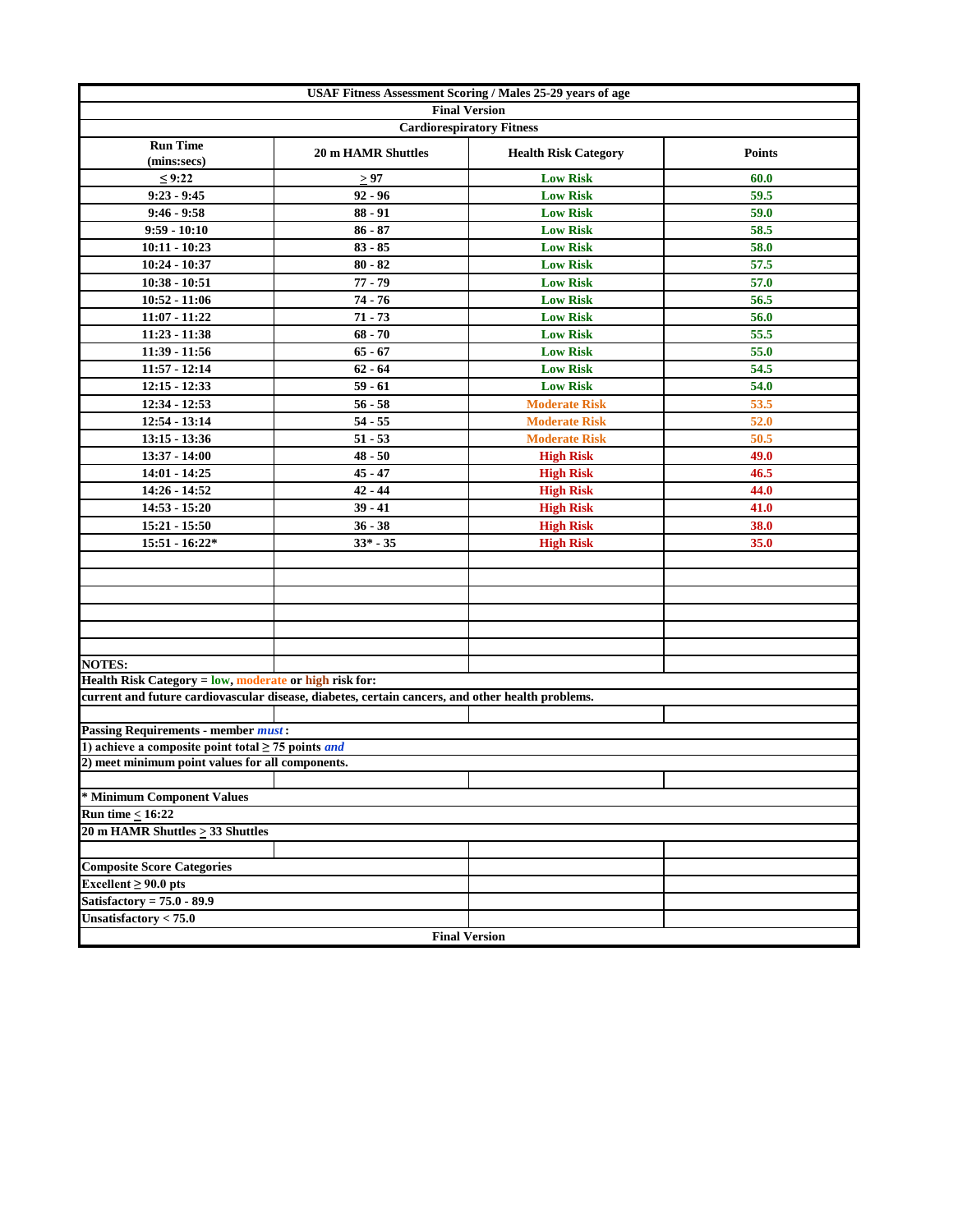# USAF Fitness Assessment Scoring / Males 25-29 years of age

## Final Version

### Cardiorespiratory Fitness

| Run Time (mins:secs) | 20 m HAMR Shuttles | Health Risk Category | Points |
|---|---|---|---|
| ≤ 9:22 | ≥ 97 | Low Risk | 60.0 |
| 9:23 - 9:45 | 92 - 96 | Low Risk | 59.5 |
| 9:46 - 9:58 | 88 - 91 | Low Risk | 59.0 |
| 9:59 - 10:10 | 86 - 87 | Low Risk | 58.5 |
| 10:11 - 10:23 | 83 - 85 | Low Risk | 58.0 |
| 10:24 - 10:37 | 80 - 82 | Low Risk | 57.5 |
| 10:38 - 10:51 | 77 - 79 | Low Risk | 57.0 |
| 10:52 - 11:06 | 74 - 76 | Low Risk | 56.5 |
| 11:07 - 11:22 | 71 - 73 | Low Risk | 56.0 |
| 11:23 - 11:38 | 68 - 70 | Low Risk | 55.5 |
| 11:39 - 11:56 | 65 - 67 | Low Risk | 55.0 |
| 11:57 - 12:14 | 62 - 64 | Low Risk | 54.5 |
| 12:15 - 12:33 | 59 - 61 | Low Risk | 54.0 |
| 12:34 - 12:53 | 56 - 58 | Moderate Risk | 53.5 |
| 12:54 - 13:14 | 54 - 55 | Moderate Risk | 52.0 |
| 13:15 - 13:36 | 51 - 53 | Moderate Risk | 50.5 |
| 13:37 - 14:00 | 48 - 50 | High Risk | 49.0 |
| 14:01 - 14:25 | 45 - 47 | High Risk | 46.5 |
| 14:26 - 14:52 | 42 - 44 | High Risk | 44.0 |
| 14:53 - 15:20 | 39 - 41 | High Risk | 41.0 |
| 15:21 - 15:50 | 36 - 38 | High Risk | 38.0 |
| 15:51 - 16:22* | 33* - 35 | High Risk | 35.0 |

**NOTES:**

**Health Risk Category = low, moderate or high risk for:**

**current and future cardiovascular disease, diabetes, certain cancers, and other health problems.**

**Passing Requirements - member *must*:**

**1) achieve a composite point total ≥ 75 points *and***

**2) meet minimum point values for all components.**

**\* Minimum Component Values**

**Run time ≤ 16:22**

**20 m HAMR Shuttles ≥ 33 Shuttles**

**Composite Score Categories**

**Excellent ≥ 90.0 pts**

**Satisfactory = 75.0 - 89.9**

**Unsatisfactory < 75.0**

**Final Version**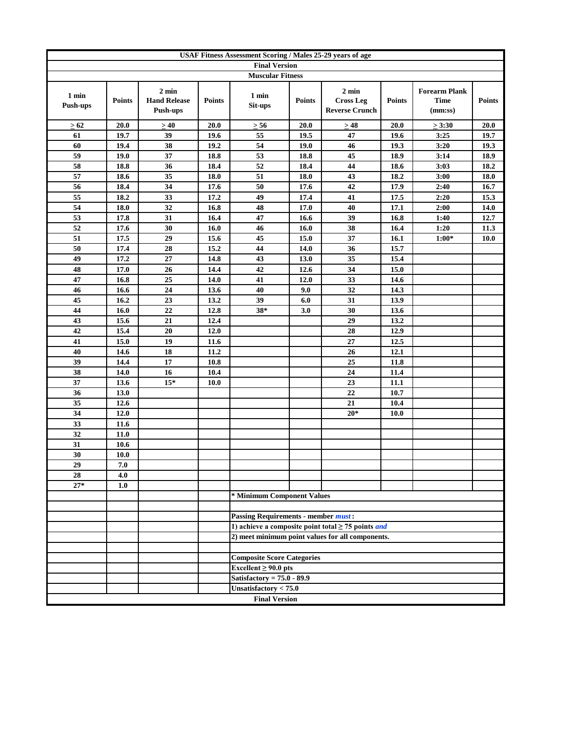**USAF Fitness Assessment Scoring / Males 25-29 years of age**

**Final Version**

**Muscular Fitness**

| 1 min Push-ups | Points | 2 min Hand Release Push-ups | Points | 1 min Sit-ups | Points | 2 min Cross Leg Reverse Crunch | Points | Forearm Plank Time (mm:ss) | Points |
|---|---|---|---|---|---|---|---|---|---|
| > 62 | 20.0 | > 40 | 20.0 | > 56 | 20.0 | > 48 | 20.0 | > 3:30 | 20.0 |
| 61 | 19.7 | 39 | 19.6 | 55 | 19.5 | 47 | 19.6 | 3:25 | 19.7 |
| 60 | 19.4 | 38 | 19.2 | 54 | 19.0 | 46 | 19.3 | 3:20 | 19.3 |
| 59 | 19.0 | 37 | 18.8 | 53 | 18.8 | 45 | 18.9 | 3:14 | 18.9 |
| 58 | 18.8 | 36 | 18.4 | 52 | 18.4 | 44 | 18.6 | 3:03 | 18.2 |
| 57 | 18.6 | 35 | 18.0 | 51 | 18.0 | 43 | 18.2 | 3:00 | 18.0 |
| 56 | 18.4 | 34 | 17.6 | 50 | 17.6 | 42 | 17.9 | 2:40 | 16.7 |
| 55 | 18.2 | 33 | 17.2 | 49 | 17.4 | 41 | 17.5 | 2:20 | 15.3 |
| 54 | 18.0 | 32 | 16.8 | 48 | 17.0 | 40 | 17.1 | 2:00 | 14.0 |
| 53 | 17.8 | 31 | 16.4 | 47 | 16.6 | 39 | 16.8 | 1:40 | 12.7 |
| 52 | 17.6 | 30 | 16.0 | 46 | 16.0 | 38 | 16.4 | 1:20 | 11.3 |
| 51 | 17.5 | 29 | 15.6 | 45 | 15.0 | 37 | 16.1 | 1:00* | 10.0 |
| 50 | 17.4 | 28 | 15.2 | 44 | 14.0 | 36 | 15.7 | | |
| 49 | 17.2 | 27 | 14.8 | 43 | 13.0 | 35 | 15.4 | | |
| 48 | 17.0 | 26 | 14.4 | 42 | 12.6 | 34 | 15.0 | | |
| 47 | 16.8 | 25 | 14.0 | 41 | 12.0 | 33 | 14.6 | | |
| 46 | 16.6 | 24 | 13.6 | 40 | 9.0 | 32 | 14.3 | | |
| 45 | 16.2 | 23 | 13.2 | 39 | 6.0 | 31 | 13.9 | | |
| 44 | 16.0 | 22 | 12.8 | 38* | 3.0 | 30 | 13.6 | | |
| 43 | 15.6 | 21 | 12.4 | | | 29 | 13.2 | | |
| 42 | 15.4 | 20 | 12.0 | | | 28 | 12.9 | | |
| 41 | 15.0 | 19 | 11.6 | | | 27 | 12.5 | | |
| 40 | 14.6 | 18 | 11.2 | | | 26 | 12.1 | | |
| 39 | 14.4 | 17 | 10.8 | | | 25 | 11.8 | | |
| 38 | 14.0 | 16 | 10.4 | | | 24 | 11.4 | | |
| 37 | 13.6 | 15* | 10.0 | | | 23 | 11.1 | | |
| 36 | 13.0 | | | | | 22 | 10.7 | | |
| 35 | 12.6 | | | | | 21 | 10.4 | | |
| 34 | 12.0 | | | | | 20* | 10.0 | | |
| 33 | 11.6 | | | | | | | | |
| 32 | 11.0 | | | | | | | | |
| 31 | 10.6 | | | | | | | | |
| 30 | 10.0 | | | | | | | | |
| 29 | 7.0 | | | | | | | | |
| 28 | 4.0 | | | | | | | | |
| 27* | 1.0 | | | | | | | | |

**\* Minimum Component Values**

**Passing Requirements - member *must*:**

**1) achieve a composite point total ≥ 75 points *and***

**2) meet minimum point values for all components.**

**Composite Score Categories**

**Excellent ≥ 90.0 pts**

**Satisfactory = 75.0 - 89.9**

**Unsatisfactory < 75.0**

**Final Version**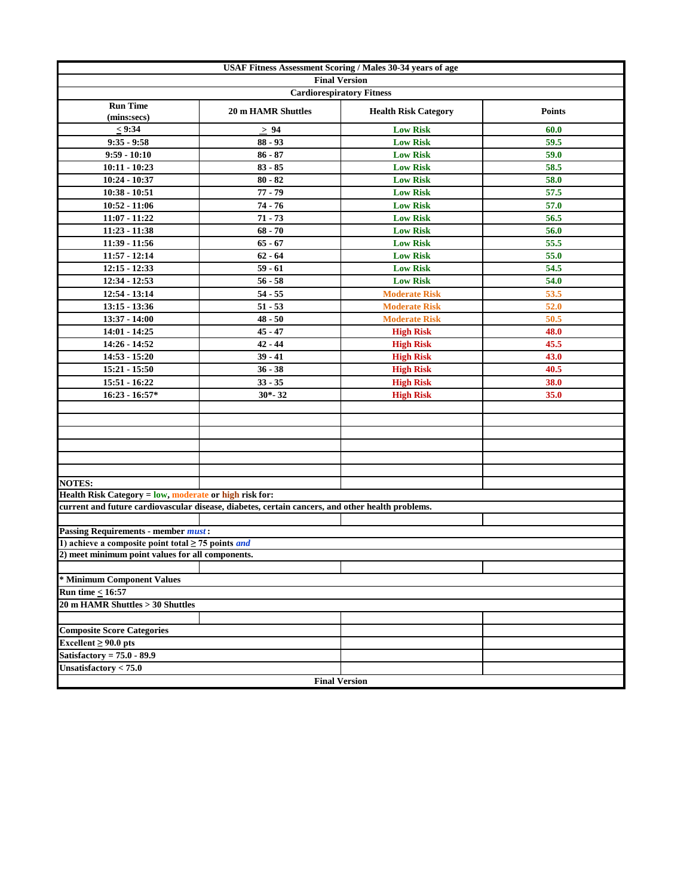**USAF Fitness Assessment Scoring / Males 30-34 years of age**

**Final Version**

**Cardiorespiratory Fitness**

| Run Time (mins:secs) | 20 m HAMR Shuttles | Health Risk Category | Points |
|---|---|---|---|
| ≤ 9:34 | ≥ 94 | Low Risk | 60.0 |
| 9:35 - 9:58 | 88 - 93 | Low Risk | 59.5 |
| 9:59 - 10:10 | 86 - 87 | Low Risk | 59.0 |
| 10:11 - 10:23 | 83 - 85 | Low Risk | 58.5 |
| 10:24 - 10:37 | 80 - 82 | Low Risk | 58.0 |
| 10:38 - 10:51 | 77 - 79 | Low Risk | 57.5 |
| 10:52 - 11:06 | 74 - 76 | Low Risk | 57.0 |
| 11:07 - 11:22 | 71 - 73 | Low Risk | 56.5 |
| 11:23 - 11:38 | 68 - 70 | Low Risk | 56.0 |
| 11:39 - 11:56 | 65 - 67 | Low Risk | 55.5 |
| 11:57 - 12:14 | 62 - 64 | Low Risk | 55.0 |
| 12:15 - 12:33 | 59 - 61 | Low Risk | 54.5 |
| 12:34 - 12:53 | 56 - 58 | Low Risk | 54.0 |
| 12:54 - 13:14 | 54 - 55 | Moderate Risk | 53.5 |
| 13:15 - 13:36 | 51 - 53 | Moderate Risk | 52.0 |
| 13:37 - 14:00 | 48 - 50 | Moderate Risk | 50.5 |
| 14:01 - 14:25 | 45 - 47 | High Risk | 48.0 |
| 14:26 - 14:52 | 42 - 44 | High Risk | 45.5 |
| 14:53 - 15:20 | 39 - 41 | High Risk | 43.0 |
| 15:21 - 15:50 | 36 - 38 | High Risk | 40.5 |
| 15:51 - 16:22 | 33 - 35 | High Risk | 38.0 |
| 16:23 - 16:57* | 30*- 32 | High Risk | 35.0 |

**NOTES:**

**Health Risk Category = low, moderate or high risk for:**

**current and future cardiovascular disease, diabetes, certain cancers, and other health problems.**

**Passing Requirements - member *must*:**

**1) achieve a composite point total ≥ 75 points *and***

**2) meet minimum point values for all components.**

**\* Minimum Component Values**

**Run time ≤ 16:57**

**20 m HAMR Shuttles > 30 Shuttles**

**Composite Score Categories**

**Excellent ≥ 90.0 pts**

**Satisfactory = 75.0 - 89.9**

**Unsatisfactory < 75.0**

**Final Version**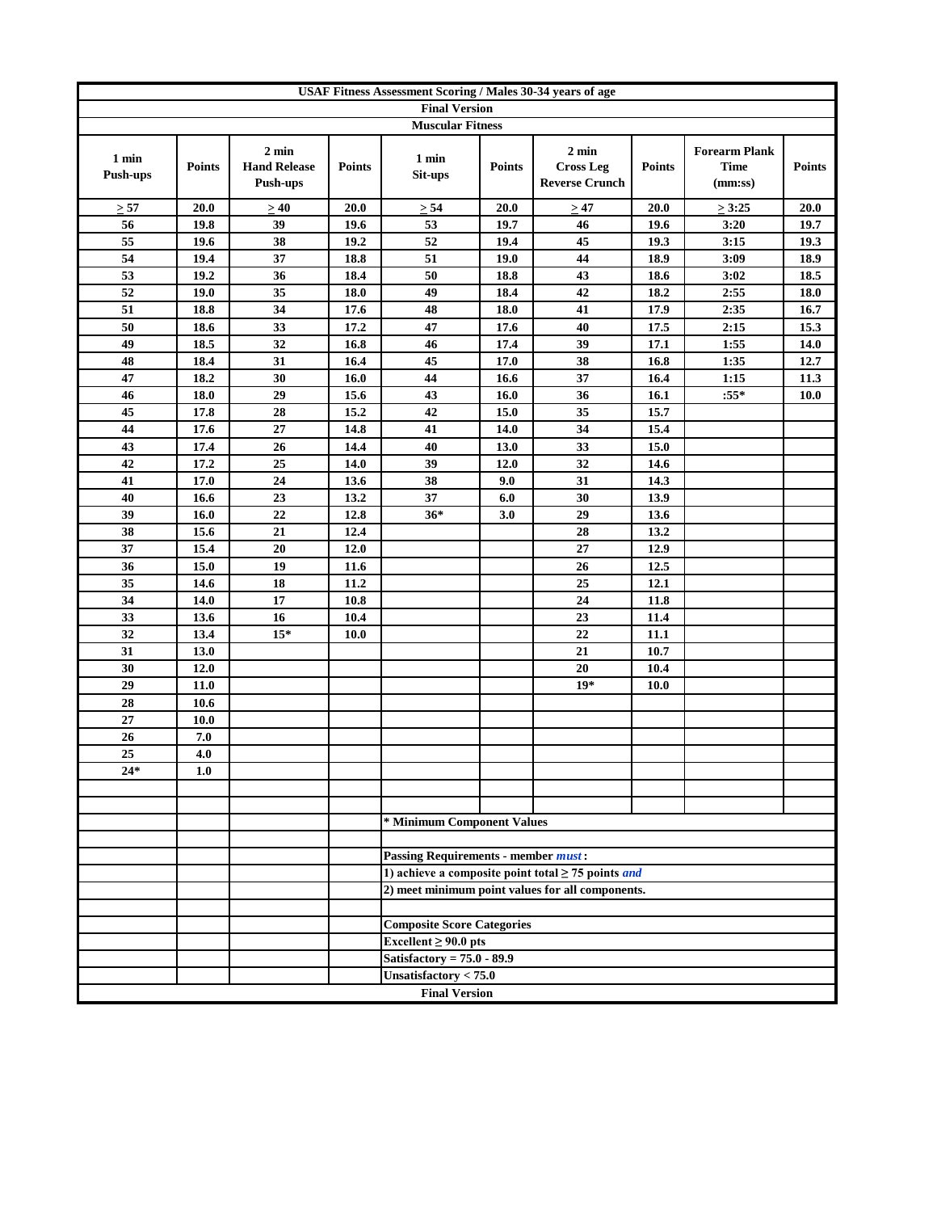**USAF Fitness Assessment Scoring / Males 30-34 years of age**

**Final Version**

**Muscular Fitness**

| 1 min Push-ups | Points | 2 min Hand Release Push-ups | Points | 1 min Sit-ups | Points | 2 min Cross Leg Reverse Crunch | Points | Forearm Plank Time (mm:ss) | Points |
|---|---|---|---|---|---|---|---|---|---|
| ≥ 57 | 20.0 | ≥ 40 | 20.0 | ≥ 54 | 20.0 | ≥ 47 | 20.0 | ≥ 3:25 | 20.0 |
| 56 | 19.8 | 39 | 19.6 | 53 | 19.7 | 46 | 19.6 | 3:20 | 19.7 |
| 55 | 19.6 | 38 | 19.2 | 52 | 19.4 | 45 | 19.3 | 3:15 | 19.3 |
| 54 | 19.4 | 37 | 18.8 | 51 | 19.0 | 44 | 18.9 | 3:09 | 18.9 |
| 53 | 19.2 | 36 | 18.4 | 50 | 18.8 | 43 | 18.6 | 3:02 | 18.5 |
| 52 | 19.0 | 35 | 18.0 | 49 | 18.4 | 42 | 18.2 | 2:55 | 18.0 |
| 51 | 18.8 | 34 | 17.6 | 48 | 18.0 | 41 | 17.9 | 2:35 | 16.7 |
| 50 | 18.6 | 33 | 17.2 | 47 | 17.6 | 40 | 17.5 | 2:15 | 15.3 |
| 49 | 18.5 | 32 | 16.8 | 46 | 17.4 | 39 | 17.1 | 1:55 | 14.0 |
| 48 | 18.4 | 31 | 16.4 | 45 | 17.0 | 38 | 16.8 | 1:35 | 12.7 |
| 47 | 18.2 | 30 | 16.0 | 44 | 16.6 | 37 | 16.4 | 1:15 | 11.3 |
| 46 | 18.0 | 29 | 15.6 | 43 | 16.0 | 36 | 16.1 | :55* | 10.0 |
| 45 | 17.8 | 28 | 15.2 | 42 | 15.0 | 35 | 15.7 | | |
| 44 | 17.6 | 27 | 14.8 | 41 | 14.0 | 34 | 15.4 | | |
| 43 | 17.4 | 26 | 14.4 | 40 | 13.0 | 33 | 15.0 | | |
| 42 | 17.2 | 25 | 14.0 | 39 | 12.0 | 32 | 14.6 | | |
| 41 | 17.0 | 24 | 13.6 | 38 | 9.0 | 31 | 14.3 | | |
| 40 | 16.6 | 23 | 13.2 | 37 | 6.0 | 30 | 13.9 | | |
| 39 | 16.0 | 22 | 12.8 | 36* | 3.0 | 29 | 13.6 | | |
| 38 | 15.6 | 21 | 12.4 | | | 28 | 13.2 | | |
| 37 | 15.4 | 20 | 12.0 | | | 27 | 12.9 | | |
| 36 | 15.0 | 19 | 11.6 | | | 26 | 12.5 | | |
| 35 | 14.6 | 18 | 11.2 | | | 25 | 12.1 | | |
| 34 | 14.0 | 17 | 10.8 | | | 24 | 11.8 | | |
| 33 | 13.6 | 16 | 10.4 | | | 23 | 11.4 | | |
| 32 | 13.4 | 15* | 10.0 | | | 22 | 11.1 | | |
| 31 | 13.0 | | | | | 21 | 10.7 | | |
| 30 | 12.0 | | | | | 20 | 10.4 | | |
| 29 | 11.0 | | | | | 19* | 10.0 | | |
| 28 | 10.6 | | | | | | | | |
| 27 | 10.0 | | | | | | | | |
| 26 | 7.0 | | | | | | | | |
| 25 | 4.0 | | | | | | | | |
| 24* | 1.0 | | | | | | | | |

**\* Minimum Component Values**

**Passing Requirements - member *must*:**

**1) achieve a composite point total ≥ 75 points *and***

**2) meet minimum point values for all components.**

**Composite Score Categories**

**Excellent ≥ 90.0 pts**

**Satisfactory = 75.0 - 89.9**

**Unsatisfactory < 75.0**

**Final Version**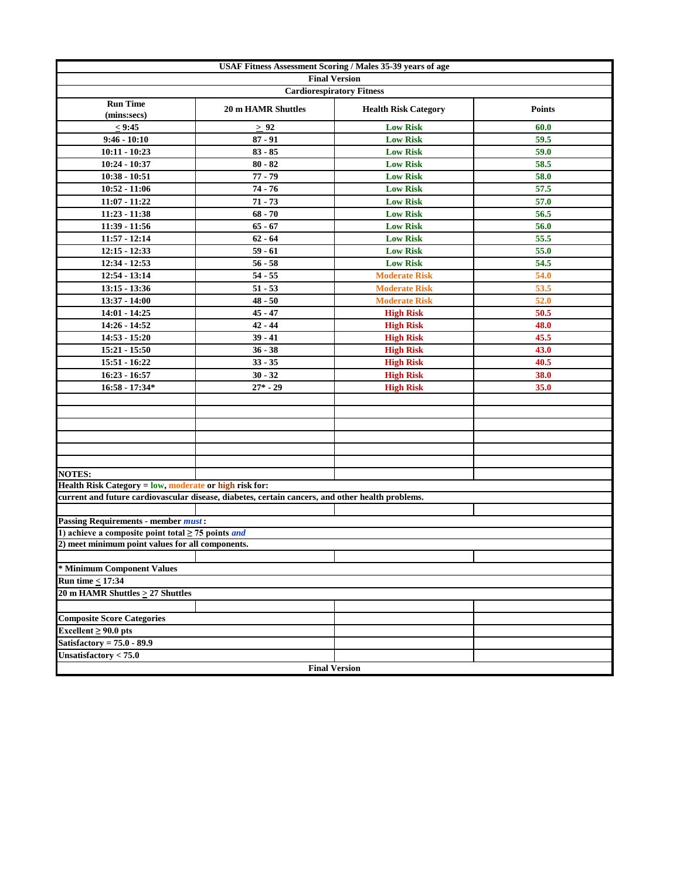## USAF Fitness Assessment Scoring / Males 35-39 years of age

**Final Version**

### Cardiorespiratory Fitness

| Run Time (mins:secs) | 20 m HAMR Shuttles | Health Risk Category | Points |
|---|---|---|---|
| ≤ 9:45 | ≥ 92 | Low Risk | 60.0 |
| 9:46 - 10:10 | 87 - 91 | Low Risk | 59.5 |
| 10:11 - 10:23 | 83 - 85 | Low Risk | 59.0 |
| 10:24 - 10:37 | 80 - 82 | Low Risk | 58.5 |
| 10:38 - 10:51 | 77 - 79 | Low Risk | 58.0 |
| 10:52 - 11:06 | 74 - 76 | Low Risk | 57.5 |
| 11:07 - 11:22 | 71 - 73 | Low Risk | 57.0 |
| 11:23 - 11:38 | 68 - 70 | Low Risk | 56.5 |
| 11:39 - 11:56 | 65 - 67 | Low Risk | 56.0 |
| 11:57 - 12:14 | 62 - 64 | Low Risk | 55.5 |
| 12:15 - 12:33 | 59 - 61 | Low Risk | 55.0 |
| 12:34 - 12:53 | 56 - 58 | Low Risk | 54.5 |
| 12:54 - 13:14 | 54 - 55 | Moderate Risk | 54.0 |
| 13:15 - 13:36 | 51 - 53 | Moderate Risk | 53.5 |
| 13:37 - 14:00 | 48 - 50 | Moderate Risk | 52.0 |
| 14:01 - 14:25 | 45 - 47 | High Risk | 50.5 |
| 14:26 - 14:52 | 42 - 44 | High Risk | 48.0 |
| 14:53 - 15:20 | 39 - 41 | High Risk | 45.5 |
| 15:21 - 15:50 | 36 - 38 | High Risk | 43.0 |
| 15:51 - 16:22 | 33 - 35 | High Risk | 40.5 |
| 16:23 - 16:57 | 30 - 32 | High Risk | 38.0 |
| 16:58 - 17:34* | 27* - 29 | High Risk | 35.0 |

**NOTES:**

**Health Risk Category = low, moderate or high risk for:**

**current and future cardiovascular disease, diabetes, certain cancers, and other health problems.**

**Passing Requirements - member *must*:**

**1) achieve a composite point total ≥ 75 points *and***

**2) meet minimum point values for all components.**

**\* Minimum Component Values**

**Run time ≤ 17:34**

**20 m HAMR Shuttles ≥ 27 Shuttles**

**Composite Score Categories**

**Excellent ≥ 90.0 pts**

**Satisfactory = 75.0 - 89.9**

**Unsatisfactory < 75.0**

**Final Version**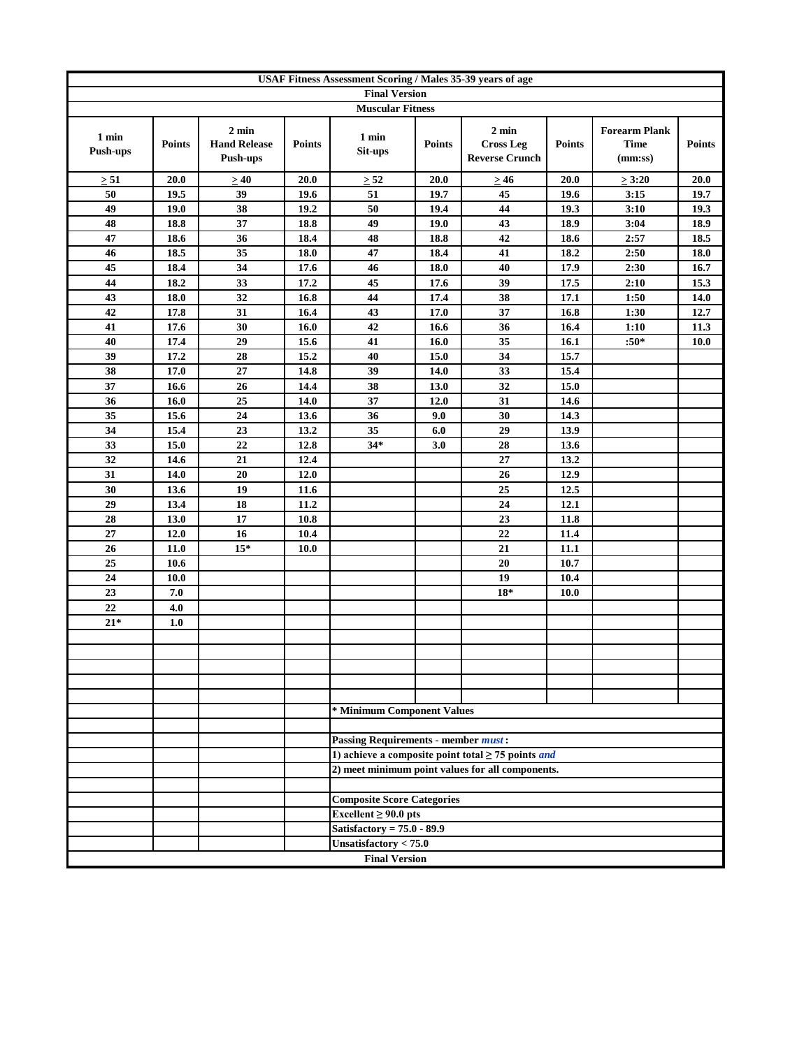# USAF Fitness Assessment Scoring / Males 35-39 years of age

**Final Version**

**Muscular Fitness**

| 1 min Push-ups | Points | 2 min Hand Release Push-ups | Points | 1 min Sit-ups | Points | 2 min Cross Leg Reverse Crunch | Points | Forearm Plank Time (mm:ss) | Points |
|---|---|---|---|---|---|---|---|---|---|
| ≥ 51 | 20.0 | ≥ 40 | 20.0 | ≥ 52 | 20.0 | ≥ 46 | 20.0 | ≥ 3:20 | 20.0 |
| 50 | 19.5 | 39 | 19.6 | 51 | 19.7 | 45 | 19.6 | 3:15 | 19.7 |
| 49 | 19.0 | 38 | 19.2 | 50 | 19.4 | 44 | 19.3 | 3:10 | 19.3 |
| 48 | 18.8 | 37 | 18.8 | 49 | 19.0 | 43 | 18.9 | 3:04 | 18.9 |
| 47 | 18.6 | 36 | 18.4 | 48 | 18.8 | 42 | 18.6 | 2:57 | 18.5 |
| 46 | 18.5 | 35 | 18.0 | 47 | 18.4 | 41 | 18.2 | 2:50 | 18.0 |
| 45 | 18.4 | 34 | 17.6 | 46 | 18.0 | 40 | 17.9 | 2:30 | 16.7 |
| 44 | 18.2 | 33 | 17.2 | 45 | 17.6 | 39 | 17.5 | 2:10 | 15.3 |
| 43 | 18.0 | 32 | 16.8 | 44 | 17.4 | 38 | 17.1 | 1:50 | 14.0 |
| 42 | 17.8 | 31 | 16.4 | 43 | 17.0 | 37 | 16.8 | 1:30 | 12.7 |
| 41 | 17.6 | 30 | 16.0 | 42 | 16.6 | 36 | 16.4 | 1:10 | 11.3 |
| 40 | 17.4 | 29 | 15.6 | 41 | 16.0 | 35 | 16.1 | :50* | 10.0 |
| 39 | 17.2 | 28 | 15.2 | 40 | 15.0 | 34 | 15.7 | | |
| 38 | 17.0 | 27 | 14.8 | 39 | 14.0 | 33 | 15.4 | | |
| 37 | 16.6 | 26 | 14.4 | 38 | 13.0 | 32 | 15.0 | | |
| 36 | 16.0 | 25 | 14.0 | 37 | 12.0 | 31 | 14.6 | | |
| 35 | 15.6 | 24 | 13.6 | 36 | 9.0 | 30 | 14.3 | | |
| 34 | 15.4 | 23 | 13.2 | 35 | 6.0 | 29 | 13.9 | | |
| 33 | 15.0 | 22 | 12.8 | 34* | 3.0 | 28 | 13.6 | | |
| 32 | 14.6 | 21 | 12.4 | | | 27 | 13.2 | | |
| 31 | 14.0 | 20 | 12.0 | | | 26 | 12.9 | | |
| 30 | 13.6 | 19 | 11.6 | | | 25 | 12.5 | | |
| 29 | 13.4 | 18 | 11.2 | | | 24 | 12.1 | | |
| 28 | 13.0 | 17 | 10.8 | | | 23 | 11.8 | | |
| 27 | 12.0 | 16 | 10.4 | | | 22 | 11.4 | | |
| 26 | 11.0 | 15* | 10.0 | | | 21 | 11.1 | | |
| 25 | 10.6 | | | | | 20 | 10.7 | | |
| 24 | 10.0 | | | | | 19 | 10.4 | | |
| 23 | 7.0 | | | | | 18* | 10.0 | | |
| 22 | 4.0 | | | | | | | | |
| 21* | 1.0 | | | | | | | | |

\* Minimum Component Values

**Passing Requirements - member *must*:**

1) achieve a composite point total ≥ 75 points *and*

2) meet minimum point values for all components.

**Composite Score Categories**

Excellent ≥ 90.0 pts

Satisfactory = 75.0 - 89.9

Unsatisfactory < 75.0

**Final Version**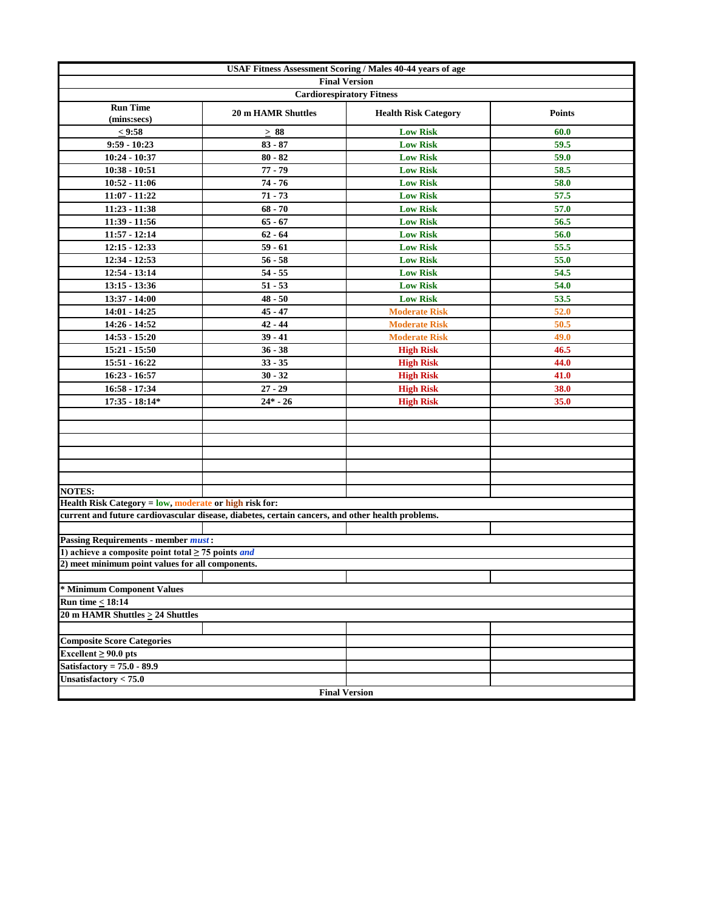## USAF Fitness Assessment Scoring / Males 40-44 years of age

**Final Version**

### Cardiorespiratory Fitness

| Run Time (mins:secs) | 20 m HAMR Shuttles | Health Risk Category | Points |
|---|---|---|---|
| ≤ 9:58 | ≥ 88 | Low Risk | 60.0 |
| 9:59 - 10:23 | 83 - 87 | Low Risk | 59.5 |
| 10:24 - 10:37 | 80 - 82 | Low Risk | 59.0 |
| 10:38 - 10:51 | 77 - 79 | Low Risk | 58.5 |
| 10:52 - 11:06 | 74 - 76 | Low Risk | 58.0 |
| 11:07 - 11:22 | 71 - 73 | Low Risk | 57.5 |
| 11:23 - 11:38 | 68 - 70 | Low Risk | 57.0 |
| 11:39 - 11:56 | 65 - 67 | Low Risk | 56.5 |
| 11:57 - 12:14 | 62 - 64 | Low Risk | 56.0 |
| 12:15 - 12:33 | 59 - 61 | Low Risk | 55.5 |
| 12:34 - 12:53 | 56 - 58 | Low Risk | 55.0 |
| 12:54 - 13:14 | 54 - 55 | Low Risk | 54.5 |
| 13:15 - 13:36 | 51 - 53 | Low Risk | 54.0 |
| 13:37 - 14:00 | 48 - 50 | Low Risk | 53.5 |
| 14:01 - 14:25 | 45 - 47 | Moderate Risk | 52.0 |
| 14:26 - 14:52 | 42 - 44 | Moderate Risk | 50.5 |
| 14:53 - 15:20 | 39 - 41 | Moderate Risk | 49.0 |
| 15:21 - 15:50 | 36 - 38 | High Risk | 46.5 |
| 15:51 - 16:22 | 33 - 35 | High Risk | 44.0 |
| 16:23 - 16:57 | 30 - 32 | High Risk | 41.0 |
| 16:58 - 17:34 | 27 - 29 | High Risk | 38.0 |
| 17:35 - 18:14* | 24* - 26 | High Risk | 35.0 |

**NOTES:**

**Health Risk Category = low, moderate or high risk for:**

**current and future cardiovascular disease, diabetes, certain cancers, and other health problems.**

**Passing Requirements - member *must*:**

**1) achieve a composite point total ≥ 75 points *and***

**2) meet minimum point values for all components.**

**\* Minimum Component Values**

**Run time ≤ 18:14**

**20 m HAMR Shuttles ≥ 24 Shuttles**

**Composite Score Categories**

**Excellent ≥ 90.0 pts**

**Satisfactory = 75.0 - 89.9**

**Unsatisfactory < 75.0**

**Final Version**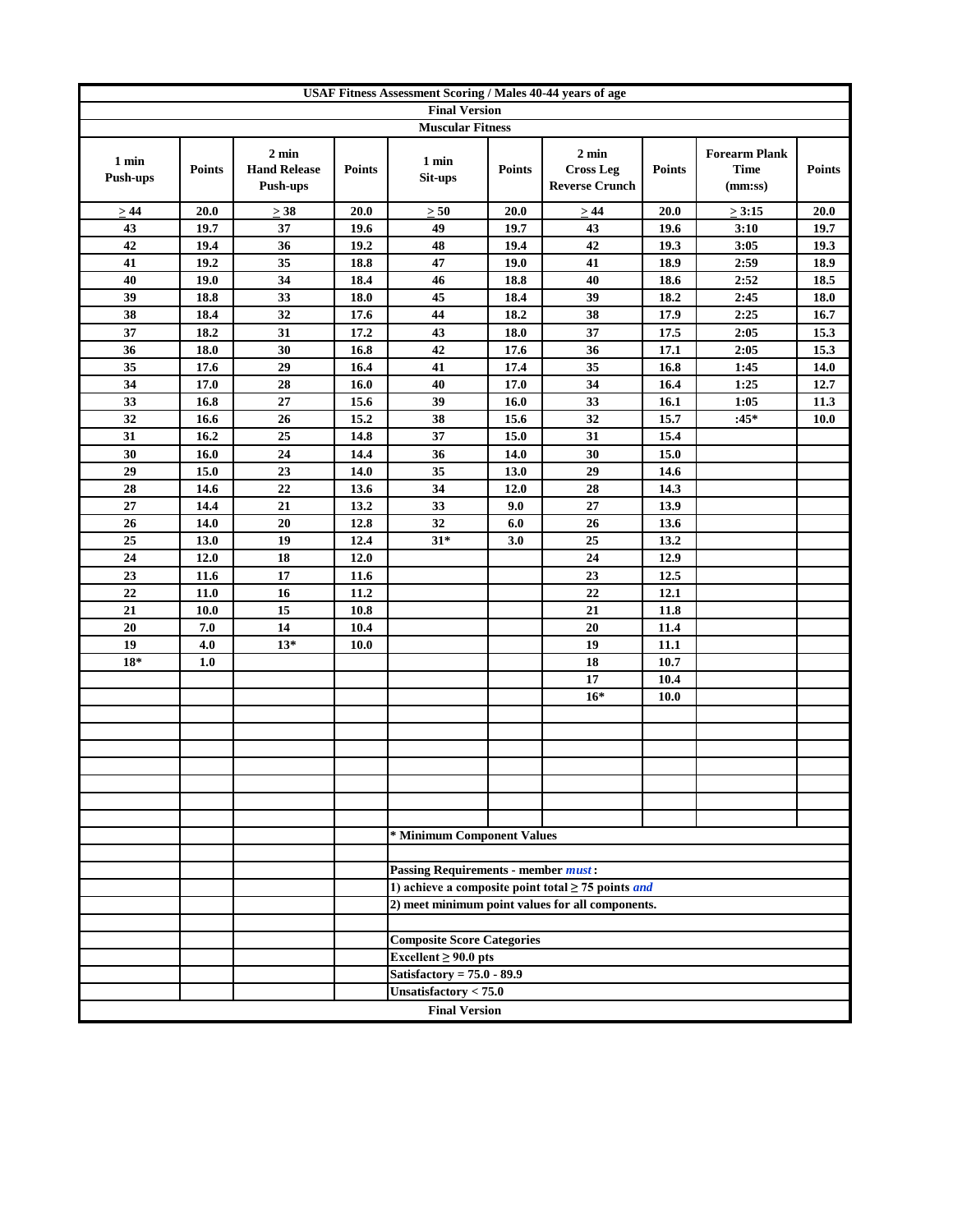**USAF Fitness Assessment Scoring / Males 40-44 years of age**

**Final Version**

**Muscular Fitness**

| 1 min Push-ups | Points | 2 min Hand Release Push-ups | Points | 1 min Sit-ups | Points | 2 min Cross Leg Reverse Crunch | Points | Forearm Plank Time (mm:ss) | Points |
|---|---|---|---|---|---|---|---|---|---|
| ≥ 44 | 20.0 | ≥ 38 | 20.0 | ≥ 50 | 20.0 | ≥ 44 | 20.0 | ≥ 3:15 | 20.0 |
| 43 | 19.7 | 37 | 19.6 | 49 | 19.7 | 43 | 19.6 | 3:10 | 19.7 |
| 42 | 19.4 | 36 | 19.2 | 48 | 19.4 | 42 | 19.3 | 3:05 | 19.3 |
| 41 | 19.2 | 35 | 18.8 | 47 | 19.0 | 41 | 18.9 | 2:59 | 18.9 |
| 40 | 19.0 | 34 | 18.4 | 46 | 18.8 | 40 | 18.6 | 2:52 | 18.5 |
| 39 | 18.8 | 33 | 18.0 | 45 | 18.4 | 39 | 18.2 | 2:45 | 18.0 |
| 38 | 18.4 | 32 | 17.6 | 44 | 18.2 | 38 | 17.9 | 2:25 | 16.7 |
| 37 | 18.2 | 31 | 17.2 | 43 | 18.0 | 37 | 17.5 | 2:05 | 15.3 |
| 36 | 18.0 | 30 | 16.8 | 42 | 17.6 | 36 | 17.1 | 2:05 | 15.3 |
| 35 | 17.6 | 29 | 16.4 | 41 | 17.4 | 35 | 16.8 | 1:45 | 14.0 |
| 34 | 17.0 | 28 | 16.0 | 40 | 17.0 | 34 | 16.4 | 1:25 | 12.7 |
| 33 | 16.8 | 27 | 15.6 | 39 | 16.0 | 33 | 16.1 | 1:05 | 11.3 |
| 32 | 16.6 | 26 | 15.2 | 38 | 15.6 | 32 | 15.7 | :45* | 10.0 |
| 31 | 16.2 | 25 | 14.8 | 37 | 15.0 | 31 | 15.4 | | |
| 30 | 16.0 | 24 | 14.4 | 36 | 14.0 | 30 | 15.0 | | |
| 29 | 15.0 | 23 | 14.0 | 35 | 13.0 | 29 | 14.6 | | |
| 28 | 14.6 | 22 | 13.6 | 34 | 12.0 | 28 | 14.3 | | |
| 27 | 14.4 | 21 | 13.2 | 33 | 9.0 | 27 | 13.9 | | |
| 26 | 14.0 | 20 | 12.8 | 32 | 6.0 | 26 | 13.6 | | |
| 25 | 13.0 | 19 | 12.4 | 31* | 3.0 | 25 | 13.2 | | |
| 24 | 12.0 | 18 | 12.0 | | | 24 | 12.9 | | |
| 23 | 11.6 | 17 | 11.6 | | | 23 | 12.5 | | |
| 22 | 11.0 | 16 | 11.2 | | | 22 | 12.1 | | |
| 21 | 10.0 | 15 | 10.8 | | | 21 | 11.8 | | |
| 20 | 7.0 | 14 | 10.4 | | | 20 | 11.4 | | |
| 19 | 4.0 | 13* | 10.0 | | | 19 | 11.1 | | |
| 18* | 1.0 | | | | | 18 | 10.7 | | |
| | | | | | | 17 | 10.4 | | |
| | | | | | | 16* | 10.0 | | |

\* Minimum Component Values

**Passing Requirements - member *must*:**

1) achieve a composite point total ≥ 75 points *and*

2) meet minimum point values for all components.

**Composite Score Categories**

Excellent ≥ 90.0 pts

Satisfactory = 75.0 - 89.9

Unsatisfactory < 75.0

**Final Version**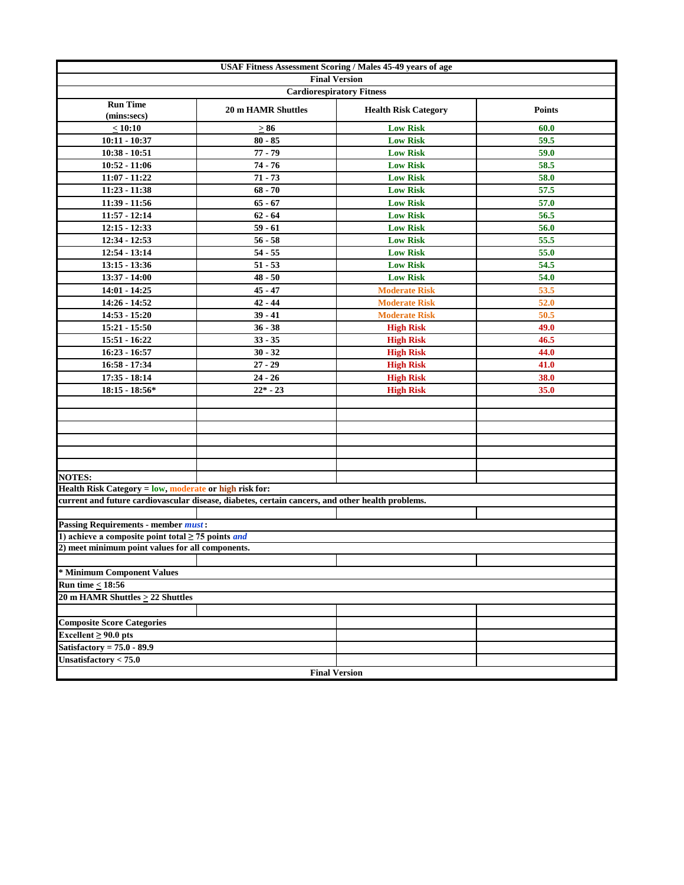**USAF Fitness Assessment Scoring / Males 45-49 years of age**

**Final Version**

**Cardiorespiratory Fitness**

| Run Time (mins:secs) | 20 m HAMR Shuttles | Health Risk Category | Points |
|---|---|---|---|
| ≤ 10:10 | ≥ 86 | Low Risk | 60.0 |
| 10:11 - 10:37 | 80 - 85 | Low Risk | 59.5 |
| 10:38 - 10:51 | 77 - 79 | Low Risk | 59.0 |
| 10:52 - 11:06 | 74 - 76 | Low Risk | 58.5 |
| 11:07 - 11:22 | 71 - 73 | Low Risk | 58.0 |
| 11:23 - 11:38 | 68 - 70 | Low Risk | 57.5 |
| 11:39 - 11:56 | 65 - 67 | Low Risk | 57.0 |
| 11:57 - 12:14 | 62 - 64 | Low Risk | 56.5 |
| 12:15 - 12:33 | 59 - 61 | Low Risk | 56.0 |
| 12:34 - 12:53 | 56 - 58 | Low Risk | 55.5 |
| 12:54 - 13:14 | 54 - 55 | Low Risk | 55.0 |
| 13:15 - 13:36 | 51 - 53 | Low Risk | 54.5 |
| 13:37 - 14:00 | 48 - 50 | Low Risk | 54.0 |
| 14:01 - 14:25 | 45 - 47 | Moderate Risk | 53.5 |
| 14:26 - 14:52 | 42 - 44 | Moderate Risk | 52.0 |
| 14:53 - 15:20 | 39 - 41 | Moderate Risk | 50.5 |
| 15:21 - 15:50 | 36 - 38 | High Risk | 49.0 |
| 15:51 - 16:22 | 33 - 35 | High Risk | 46.5 |
| 16:23 - 16:57 | 30 - 32 | High Risk | 44.0 |
| 16:58 - 17:34 | 27 - 29 | High Risk | 41.0 |
| 17:35 - 18:14 | 24 - 26 | High Risk | 38.0 |
| 18:15 - 18:56* | 22* - 23 | High Risk | 35.0 |

**NOTES:**

**Health Risk Category = low, moderate or high risk for:**

**current and future cardiovascular disease, diabetes, certain cancers, and other health problems.**

**Passing Requirements - member *must*:**

**1) achieve a composite point total ≥ 75 points *and***

**2) meet minimum point values for all components.**

**\* Minimum Component Values**

**Run time ≤ 18:56**

**20 m HAMR Shuttles ≥ 22 Shuttles**

**Composite Score Categories**

**Excellent ≥ 90.0 pts**

**Satisfactory = 75.0 - 89.9**

**Unsatisfactory < 75.0**

**Final Version**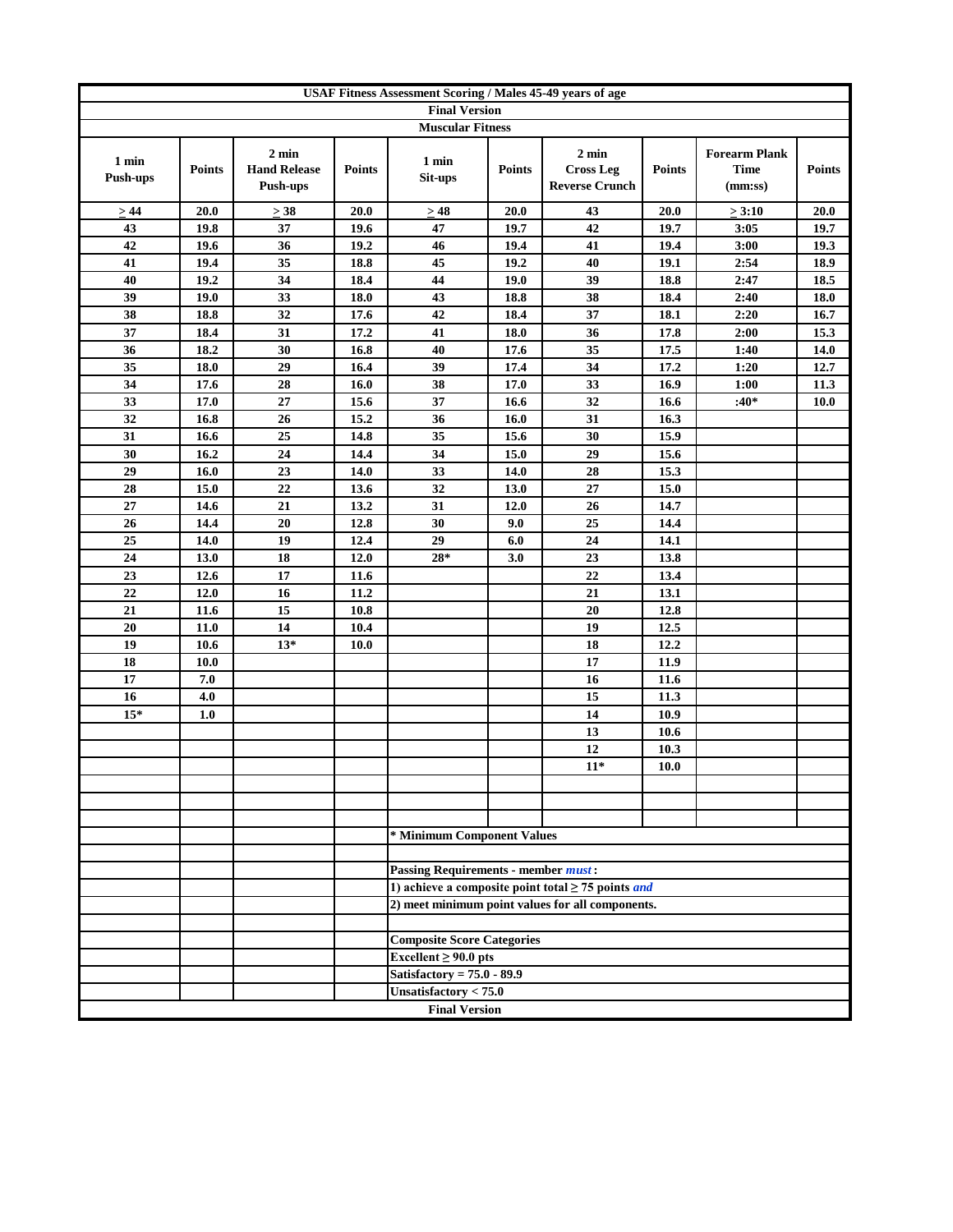**USAF Fitness Assessment Scoring / Males 45-49 years of age**

**Final Version**

**Muscular Fitness**

| 1 min Push-ups | Points | 2 min Hand Release Push-ups | Points | 1 min Sit-ups | Points | 2 min Cross Leg Reverse Crunch | Points | Forearm Plank Time (mm:ss) | Points |
|---|---|---|---|---|---|---|---|---|---|
| ≥ 44 | 20.0 | ≥ 38 | 20.0 | ≥ 48 | 20.0 | 43 | 20.0 | ≥ 3:10 | 20.0 |
| 43 | 19.8 | 37 | 19.6 | 47 | 19.7 | 42 | 19.7 | 3:05 | 19.7 |
| 42 | 19.6 | 36 | 19.2 | 46 | 19.4 | 41 | 19.4 | 3:00 | 19.3 |
| 41 | 19.4 | 35 | 18.8 | 45 | 19.2 | 40 | 19.1 | 2:54 | 18.9 |
| 40 | 19.2 | 34 | 18.4 | 44 | 19.0 | 39 | 18.8 | 2:47 | 18.5 |
| 39 | 19.0 | 33 | 18.0 | 43 | 18.8 | 38 | 18.4 | 2:40 | 18.0 |
| 38 | 18.8 | 32 | 17.6 | 42 | 18.4 | 37 | 18.1 | 2:20 | 16.7 |
| 37 | 18.4 | 31 | 17.2 | 41 | 18.0 | 36 | 17.8 | 2:00 | 15.3 |
| 36 | 18.2 | 30 | 16.8 | 40 | 17.6 | 35 | 17.5 | 1:40 | 14.0 |
| 35 | 18.0 | 29 | 16.4 | 39 | 17.4 | 34 | 17.2 | 1:20 | 12.7 |
| 34 | 17.6 | 28 | 16.0 | 38 | 17.0 | 33 | 16.9 | 1:00 | 11.3 |
| 33 | 17.0 | 27 | 15.6 | 37 | 16.6 | 32 | 16.6 | :40* | 10.0 |
| 32 | 16.8 | 26 | 15.2 | 36 | 16.0 | 31 | 16.3 | | |
| 31 | 16.6 | 25 | 14.8 | 35 | 15.6 | 30 | 15.9 | | |
| 30 | 16.2 | 24 | 14.4 | 34 | 15.0 | 29 | 15.6 | | |
| 29 | 16.0 | 23 | 14.0 | 33 | 14.0 | 28 | 15.3 | | |
| 28 | 15.0 | 22 | 13.6 | 32 | 13.0 | 27 | 15.0 | | |
| 27 | 14.6 | 21 | 13.2 | 31 | 12.0 | 26 | 14.7 | | |
| 26 | 14.4 | 20 | 12.8 | 30 | 9.0 | 25 | 14.4 | | |
| 25 | 14.0 | 19 | 12.4 | 29 | 6.0 | 24 | 14.1 | | |
| 24 | 13.0 | 18 | 12.0 | 28* | 3.0 | 23 | 13.8 | | |
| 23 | 12.6 | 17 | 11.6 | | | 22 | 13.4 | | |
| 22 | 12.0 | 16 | 11.2 | | | 21 | 13.1 | | |
| 21 | 11.6 | 15 | 10.8 | | | 20 | 12.8 | | |
| 20 | 11.0 | 14 | 10.4 | | | 19 | 12.5 | | |
| 19 | 10.6 | 13* | 10.0 | | | 18 | 12.2 | | |
| 18 | 10.0 | | | | | 17 | 11.9 | | |
| 17 | 7.0 | | | | | 16 | 11.6 | | |
| 16 | 4.0 | | | | | 15 | 11.3 | | |
| 15* | 1.0 | | | | | 14 | 10.9 | | |
| | | | | | | 13 | 10.6 | | |
| | | | | | | 12 | 10.3 | | |
| | | | | | | 11* | 10.0 | | |

\* Minimum Component Values

**Passing Requirements - member *must*:**

1) achieve a composite point total ≥ 75 points *and*

2) meet minimum point values for all components.

**Composite Score Categories**

Excellent ≥ 90.0 pts

Satisfactory = 75.0 - 89.9

Unsatisfactory < 75.0

**Final Version**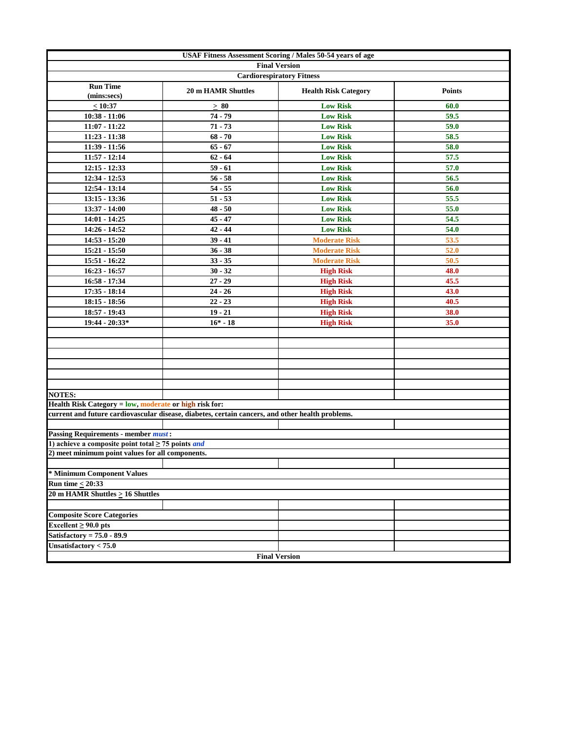**USAF Fitness Assessment Scoring / Males 50-54 years of age**

**Final Version**

**Cardiorespiratory Fitness**

| Run Time (mins:secs) | 20 m HAMR Shuttles | Health Risk Category | Points |
|---|---|---|---|
| < 10:37 | > 80 | Low Risk | 60.0 |
| 10:38 - 11:06 | 74 - 79 | Low Risk | 59.5 |
| 11:07 - 11:22 | 71 - 73 | Low Risk | 59.0 |
| 11:23 - 11:38 | 68 - 70 | Low Risk | 58.5 |
| 11:39 - 11:56 | 65 - 67 | Low Risk | 58.0 |
| 11:57 - 12:14 | 62 - 64 | Low Risk | 57.5 |
| 12:15 - 12:33 | 59 - 61 | Low Risk | 57.0 |
| 12:34 - 12:53 | 56 - 58 | Low Risk | 56.5 |
| 12:54 - 13:14 | 54 - 55 | Low Risk | 56.0 |
| 13:15 - 13:36 | 51 - 53 | Low Risk | 55.5 |
| 13:37 - 14:00 | 48 - 50 | Low Risk | 55.0 |
| 14:01 - 14:25 | 45 - 47 | Low Risk | 54.5 |
| 14:26 - 14:52 | 42 - 44 | Low Risk | 54.0 |
| 14:53 - 15:20 | 39 - 41 | Moderate Risk | 53.5 |
| 15:21 - 15:50 | 36 - 38 | Moderate Risk | 52.0 |
| 15:51 - 16:22 | 33 - 35 | Moderate Risk | 50.5 |
| 16:23 - 16:57 | 30 - 32 | High Risk | 48.0 |
| 16:58 - 17:34 | 27 - 29 | High Risk | 45.5 |
| 17:35 - 18:14 | 24 - 26 | High Risk | 43.0 |
| 18:15 - 18:56 | 22 - 23 | High Risk | 40.5 |
| 18:57 - 19:43 | 19 - 21 | High Risk | 38.0 |
| 19:44 - 20:33* | 16* - 18 | High Risk | 35.0 |

**NOTES:**

**Health Risk Category = low, moderate or high risk for:**

**current and future cardiovascular disease, diabetes, certain cancers, and other health problems.**

**Passing Requirements - member *must*:**

**1) achieve a composite point total ≥ 75 points *and***

**2) meet minimum point values for all components.**

**\* Minimum Component Values**

**Run time < 20:33**

**20 m HAMR Shuttles > 16 Shuttles**

**Composite Score Categories**

**Excellent ≥ 90.0 pts**

**Satisfactory = 75.0 - 89.9**

**Unsatisfactory < 75.0**

**Final Version**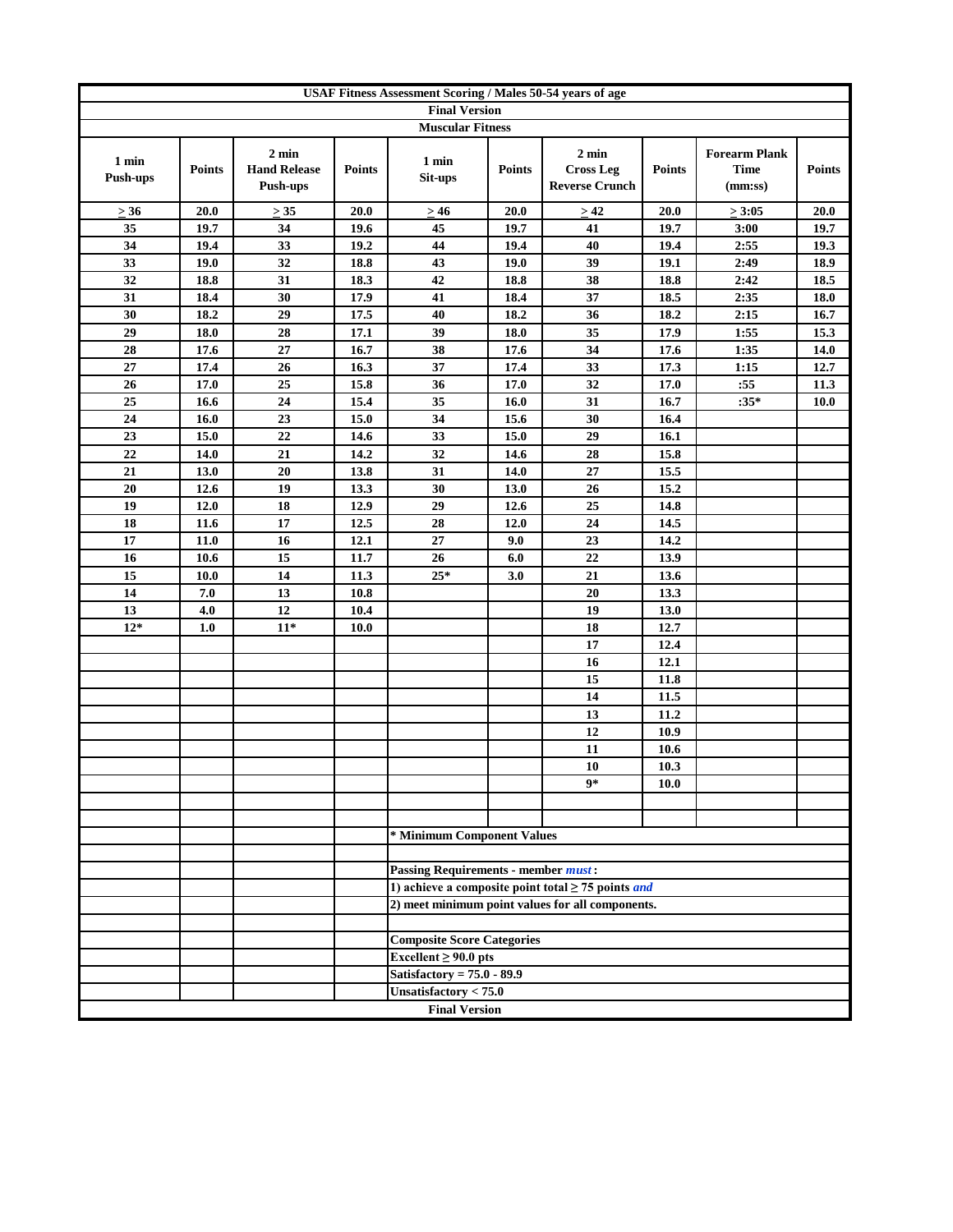# USAF Fitness Assessment Scoring / Males 50-54 years of age

**Final Version**

**Muscular Fitness**

| 1 min Push-ups | Points | 2 min Hand Release Push-ups | Points | 1 min Sit-ups | Points | 2 min Cross Leg Reverse Crunch | Points | Forearm Plank Time (mm:ss) | Points |
|---|---|---|---|---|---|---|---|---|---|
| ≥ 36 | 20.0 | ≥ 35 | 20.0 | ≥ 46 | 20.0 | ≥ 42 | 20.0 | ≥ 3:05 | 20.0 |
| 35 | 19.7 | 34 | 19.6 | 45 | 19.7 | 41 | 19.7 | 3:00 | 19.7 |
| 34 | 19.4 | 33 | 19.2 | 44 | 19.4 | 40 | 19.4 | 2:55 | 19.3 |
| 33 | 19.0 | 32 | 18.8 | 43 | 19.0 | 39 | 19.1 | 2:49 | 18.9 |
| 32 | 18.8 | 31 | 18.3 | 42 | 18.8 | 38 | 18.8 | 2:42 | 18.5 |
| 31 | 18.4 | 30 | 17.9 | 41 | 18.4 | 37 | 18.5 | 2:35 | 18.0 |
| 30 | 18.2 | 29 | 17.5 | 40 | 18.2 | 36 | 18.2 | 2:15 | 16.7 |
| 29 | 18.0 | 28 | 17.1 | 39 | 18.0 | 35 | 17.9 | 1:55 | 15.3 |
| 28 | 17.6 | 27 | 16.7 | 38 | 17.6 | 34 | 17.6 | 1:35 | 14.0 |
| 27 | 17.4 | 26 | 16.3 | 37 | 17.4 | 33 | 17.3 | 1:15 | 12.7 |
| 26 | 17.0 | 25 | 15.8 | 36 | 17.0 | 32 | 17.0 | :55 | 11.3 |
| 25 | 16.6 | 24 | 15.4 | 35 | 16.0 | 31 | 16.7 | :35* | 10.0 |
| 24 | 16.0 | 23 | 15.0 | 34 | 15.6 | 30 | 16.4 | | |
| 23 | 15.0 | 22 | 14.6 | 33 | 15.0 | 29 | 16.1 | | |
| 22 | 14.0 | 21 | 14.2 | 32 | 14.6 | 28 | 15.8 | | |
| 21 | 13.0 | 20 | 13.8 | 31 | 14.0 | 27 | 15.5 | | |
| 20 | 12.6 | 19 | 13.3 | 30 | 13.0 | 26 | 15.2 | | |
| 19 | 12.0 | 18 | 12.9 | 29 | 12.6 | 25 | 14.8 | | |
| 18 | 11.6 | 17 | 12.5 | 28 | 12.0 | 24 | 14.5 | | |
| 17 | 11.0 | 16 | 12.1 | 27 | 9.0 | 23 | 14.2 | | |
| 16 | 10.6 | 15 | 11.7 | 26 | 6.0 | 22 | 13.9 | | |
| 15 | 10.0 | 14 | 11.3 | 25* | 3.0 | 21 | 13.6 | | |
| 14 | 7.0 | 13 | 10.8 | | | 20 | 13.3 | | |
| 13 | 4.0 | 12 | 10.4 | | | 19 | 13.0 | | |
| 12* | 1.0 | 11* | 10.0 | | | 18 | 12.7 | | |
| | | | | | | 17 | 12.4 | | |
| | | | | | | 16 | 12.1 | | |
| | | | | | | 15 | 11.8 | | |
| | | | | | | 14 | 11.5 | | |
| | | | | | | 13 | 11.2 | | |
| | | | | | | 12 | 10.9 | | |
| | | | | | | 11 | 10.6 | | |
| | | | | | | 10 | 10.3 | | |
| | | | | | | 9* | 10.0 | | |

**\* Minimum Component Values**

**Passing Requirements - member *must*:**

**1) achieve a composite point total ≥ 75 points *and***

**2) meet minimum point values for all components.**

**Composite Score Categories**

**Excellent ≥ 90.0 pts**

**Satisfactory = 75.0 - 89.9**

**Unsatisfactory < 75.0**

**Final Version**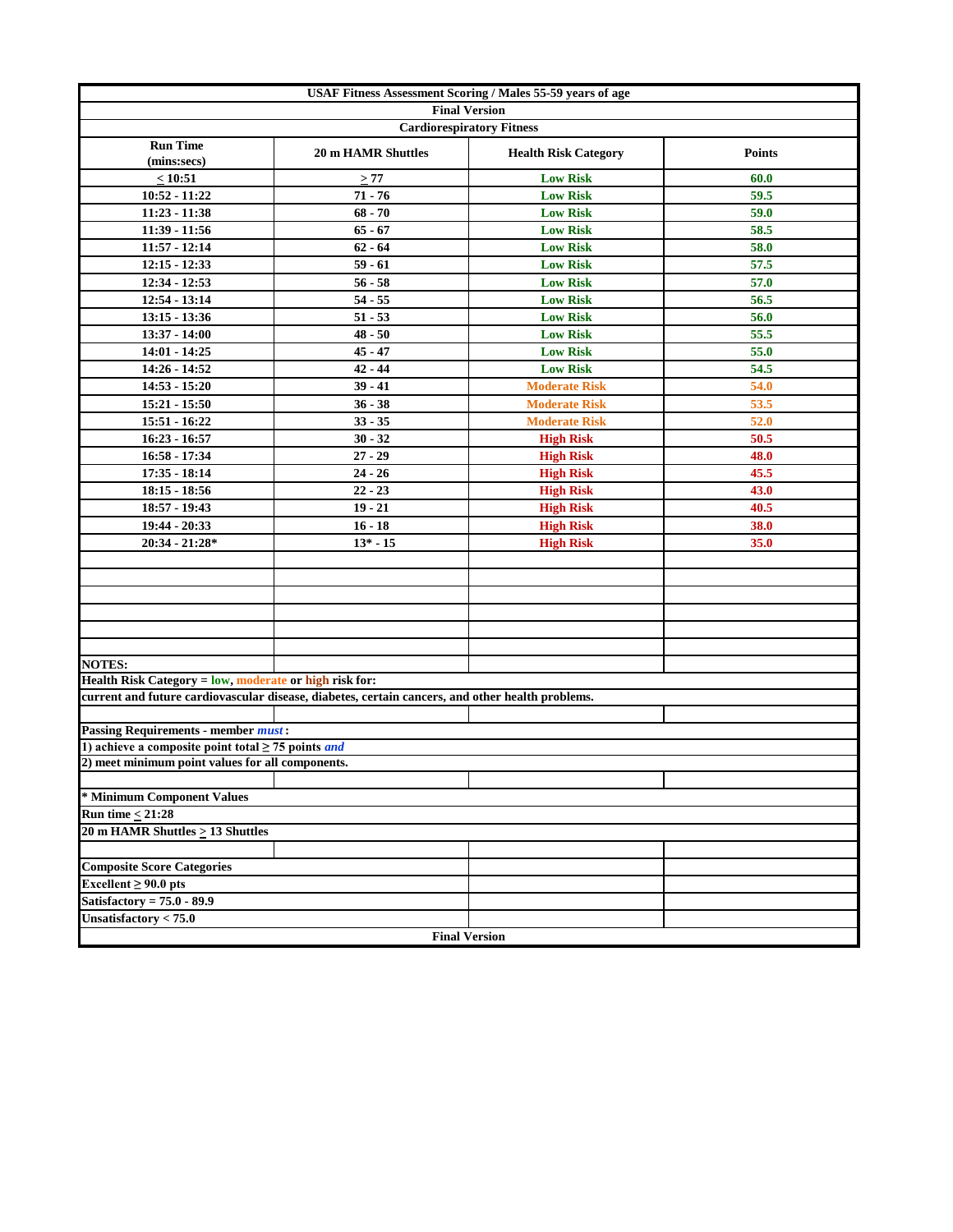# USAF Fitness Assessment Scoring / Males 55-59 years of age

**Final Version**

## Cardiorespiratory Fitness

| Run Time (mins:secs) | 20 m HAMR Shuttles | Health Risk Category | Points |
|---|---|---|---|
| ≤ 10:51 | ≥ 77 | Low Risk | 60.0 |
| 10:52 - 11:22 | 71 - 76 | Low Risk | 59.5 |
| 11:23 - 11:38 | 68 - 70 | Low Risk | 59.0 |
| 11:39 - 11:56 | 65 - 67 | Low Risk | 58.5 |
| 11:57 - 12:14 | 62 - 64 | Low Risk | 58.0 |
| 12:15 - 12:33 | 59 - 61 | Low Risk | 57.5 |
| 12:34 - 12:53 | 56 - 58 | Low Risk | 57.0 |
| 12:54 - 13:14 | 54 - 55 | Low Risk | 56.5 |
| 13:15 - 13:36 | 51 - 53 | Low Risk | 56.0 |
| 13:37 - 14:00 | 48 - 50 | Low Risk | 55.5 |
| 14:01 - 14:25 | 45 - 47 | Low Risk | 55.0 |
| 14:26 - 14:52 | 42 - 44 | Low Risk | 54.5 |
| 14:53 - 15:20 | 39 - 41 | Moderate Risk | 54.0 |
| 15:21 - 15:50 | 36 - 38 | Moderate Risk | 53.5 |
| 15:51 - 16:22 | 33 - 35 | Moderate Risk | 52.0 |
| 16:23 - 16:57 | 30 - 32 | High Risk | 50.5 |
| 16:58 - 17:34 | 27 - 29 | High Risk | 48.0 |
| 17:35 - 18:14 | 24 - 26 | High Risk | 45.5 |
| 18:15 - 18:56 | 22 - 23 | High Risk | 43.0 |
| 18:57 - 19:43 | 19 - 21 | High Risk | 40.5 |
| 19:44 - 20:33 | 16 - 18 | High Risk | 38.0 |
| 20:34 - 21:28* | 13* - 15 | High Risk | 35.0 |

**NOTES:**

**Health Risk Category = low, moderate or high risk for:**
**current and future cardiovascular disease, diabetes, certain cancers, and other health problems.**

**Passing Requirements - member *must*:**
**1) achieve a composite point total ≥ 75 points *and***
**2) meet minimum point values for all components.**

**\* Minimum Component Values**
**Run time ≤ 21:28**
**20 m HAMR Shuttles ≥ 13 Shuttles**

**Composite Score Categories**
**Excellent ≥ 90.0 pts**
**Satisfactory = 75.0 - 89.9**
**Unsatisfactory < 75.0**

**Final Version**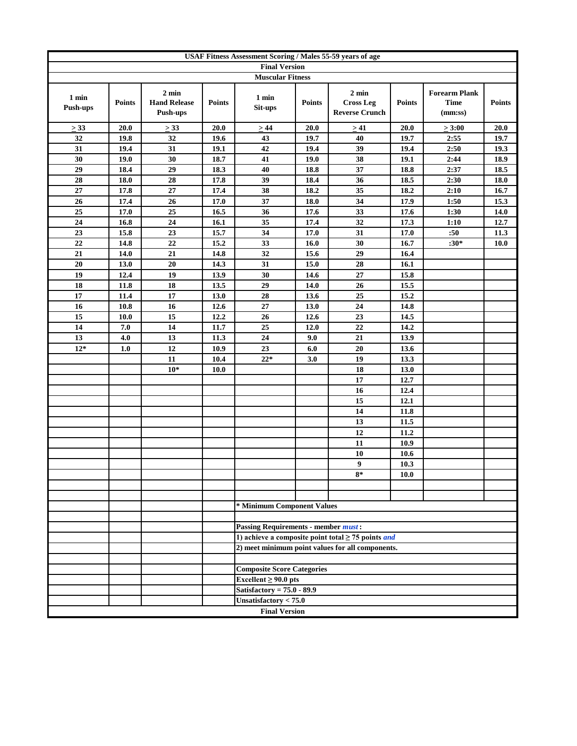# USAF Fitness Assessment Scoring / Males 55-59 years of age

**Final Version**

**Muscular Fitness**

| 1 min Push-ups | Points | 2 min Hand Release Push-ups | Points | 1 min Sit-ups | Points | 2 min Cross Leg Reverse Crunch | Points | Forearm Plank Time (mm:ss) | Points |
|---|---|---|---|---|---|---|---|---|---|
| ≥ 33 | 20.0 | ≥ 33 | 20.0 | ≥ 44 | 20.0 | ≥ 41 | 20.0 | ≥ 3:00 | 20.0 |
| 32 | 19.8 | 32 | 19.6 | 43 | 19.7 | 40 | 19.7 | 2:55 | 19.7 |
| 31 | 19.4 | 31 | 19.1 | 42 | 19.4 | 39 | 19.4 | 2:50 | 19.3 |
| 30 | 19.0 | 30 | 18.7 | 41 | 19.0 | 38 | 19.1 | 2:44 | 18.9 |
| 29 | 18.4 | 29 | 18.3 | 40 | 18.8 | 37 | 18.8 | 2:37 | 18.5 |
| 28 | 18.0 | 28 | 17.8 | 39 | 18.4 | 36 | 18.5 | 2:30 | 18.0 |
| 27 | 17.8 | 27 | 17.4 | 38 | 18.2 | 35 | 18.2 | 2:10 | 16.7 |
| 26 | 17.4 | 26 | 17.0 | 37 | 18.0 | 34 | 17.9 | 1:50 | 15.3 |
| 25 | 17.0 | 25 | 16.5 | 36 | 17.6 | 33 | 17.6 | 1:30 | 14.0 |
| 24 | 16.8 | 24 | 16.1 | 35 | 17.4 | 32 | 17.3 | 1:10 | 12.7 |
| 23 | 15.8 | 23 | 15.7 | 34 | 17.0 | 31 | 17.0 | :50 | 11.3 |
| 22 | 14.8 | 22 | 15.2 | 33 | 16.0 | 30 | 16.7 | :30* | 10.0 |
| 21 | 14.0 | 21 | 14.8 | 32 | 15.6 | 29 | 16.4 | | |
| 20 | 13.0 | 20 | 14.3 | 31 | 15.0 | 28 | 16.1 | | |
| 19 | 12.4 | 19 | 13.9 | 30 | 14.6 | 27 | 15.8 | | |
| 18 | 11.8 | 18 | 13.5 | 29 | 14.0 | 26 | 15.5 | | |
| 17 | 11.4 | 17 | 13.0 | 28 | 13.6 | 25 | 15.2 | | |
| 16 | 10.8 | 16 | 12.6 | 27 | 13.0 | 24 | 14.8 | | |
| 15 | 10.0 | 15 | 12.2 | 26 | 12.6 | 23 | 14.5 | | |
| 14 | 7.0 | 14 | 11.7 | 25 | 12.0 | 22 | 14.2 | | |
| 13 | 4.0 | 13 | 11.3 | 24 | 9.0 | 21 | 13.9 | | |
| 12* | 1.0 | 12 | 10.9 | 23 | 6.0 | 20 | 13.6 | | |
| | | 11 | 10.4 | 22* | 3.0 | 19 | 13.3 | | |
| | | 10* | 10.0 | | | 18 | 13.0 | | |
| | | | | | | 17 | 12.7 | | |
| | | | | | | 16 | 12.4 | | |
| | | | | | | 15 | 12.1 | | |
| | | | | | | 14 | 11.8 | | |
| | | | | | | 13 | 11.5 | | |
| | | | | | | 12 | 11.2 | | |
| | | | | | | 11 | 10.9 | | |
| | | | | | | 10 | 10.6 | | |
| | | | | | | 9 | 10.3 | | |
| | | | | | | 8* | 10.0 | | |

**\* Minimum Component Values**

**Passing Requirements - member *must*:**

**1) achieve a composite point total ≥ 75 points *and***

**2) meet minimum point values for all components.**

**Composite Score Categories**

**Excellent ≥ 90.0 pts**

**Satisfactory = 75.0 - 89.9**

**Unsatisfactory < 75.0**

**Final Version**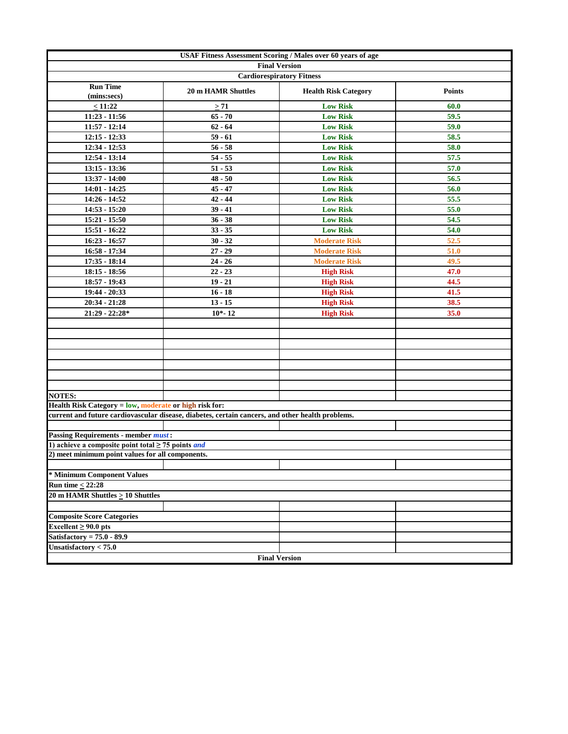# USAF Fitness Assessment Scoring / Males over 60 years of age

**Final Version**

**Cardiorespiratory Fitness**

| Run Time (mins:secs) | 20 m HAMR Shuttles | Health Risk Category | Points |
|---|---|---|---|
| ≤ 11:22 | ≥ 71 | Low Risk | 60.0 |
| 11:23 - 11:56 | 65 - 70 | Low Risk | 59.5 |
| 11:57 - 12:14 | 62 - 64 | Low Risk | 59.0 |
| 12:15 - 12:33 | 59 - 61 | Low Risk | 58.5 |
| 12:34 - 12:53 | 56 - 58 | Low Risk | 58.0 |
| 12:54 - 13:14 | 54 - 55 | Low Risk | 57.5 |
| 13:15 - 13:36 | 51 - 53 | Low Risk | 57.0 |
| 13:37 - 14:00 | 48 - 50 | Low Risk | 56.5 |
| 14:01 - 14:25 | 45 - 47 | Low Risk | 56.0 |
| 14:26 - 14:52 | 42 - 44 | Low Risk | 55.5 |
| 14:53 - 15:20 | 39 - 41 | Low Risk | 55.0 |
| 15:21 - 15:50 | 36 - 38 | Low Risk | 54.5 |
| 15:51 - 16:22 | 33 - 35 | Low Risk | 54.0 |
| 16:23 - 16:57 | 30 - 32 | Moderate Risk | 52.5 |
| 16:58 - 17:34 | 27 - 29 | Moderate Risk | 51.0 |
| 17:35 - 18:14 | 24 - 26 | Moderate Risk | 49.5 |
| 18:15 - 18:56 | 22 - 23 | High Risk | 47.0 |
| 18:57 - 19:43 | 19 - 21 | High Risk | 44.5 |
| 19:44 - 20:33 | 16 - 18 | High Risk | 41.5 |
| 20:34 - 21:28 | 13 - 15 | High Risk | 38.5 |
| 21:29 - 22:28* | 10*- 12 | High Risk | 35.0 |

**NOTES:**

**Health Risk Category = low, moderate or high risk for:**

**current and future cardiovascular disease, diabetes, certain cancers, and other health problems.**

**Passing Requirements - member *must*:**

**1) achieve a composite point total ≥ 75 points *and***

**2) meet minimum point values for all components.**

**\* Minimum Component Values**

**Run time ≤ 22:28**

**20 m HAMR Shuttles ≥ 10 Shuttles**

**Composite Score Categories**

**Excellent ≥ 90.0 pts**

**Satisfactory = 75.0 - 89.9**

**Unsatisfactory < 75.0**

**Final Version**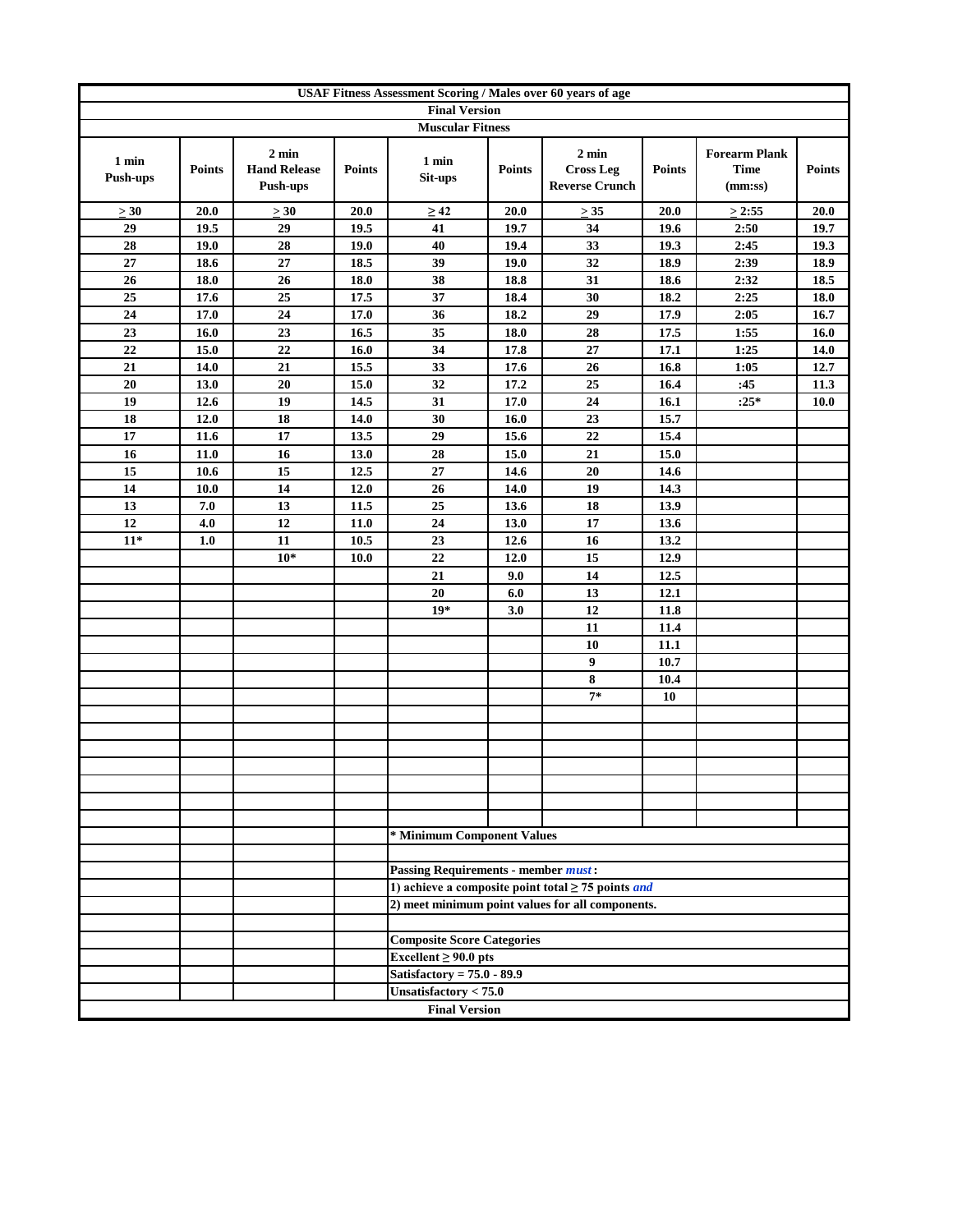**USAF Fitness Assessment Scoring / Males over 60 years of age**

**Final Version**

**Muscular Fitness**

| 1 min Push-ups | Points | 2 min Hand Release Push-ups | Points | 1 min Sit-ups | Points | 2 min Cross Leg Reverse Crunch | Points | Forearm Plank Time (mm:ss) | Points |
|---|---|---|---|---|---|---|---|---|---|
| ≥ 30 | 20.0 | ≥ 30 | 20.0 | ≥ 42 | 20.0 | ≥ 35 | 20.0 | ≥ 2:55 | 20.0 |
| 29 | 19.5 | 29 | 19.5 | 41 | 19.7 | 34 | 19.6 | 2:50 | 19.7 |
| 28 | 19.0 | 28 | 19.0 | 40 | 19.4 | 33 | 19.3 | 2:45 | 19.3 |
| 27 | 18.6 | 27 | 18.5 | 39 | 19.0 | 32 | 18.9 | 2:39 | 18.9 |
| 26 | 18.0 | 26 | 18.0 | 38 | 18.8 | 31 | 18.6 | 2:32 | 18.5 |
| 25 | 17.6 | 25 | 17.5 | 37 | 18.4 | 30 | 18.2 | 2:25 | 18.0 |
| 24 | 17.0 | 24 | 17.0 | 36 | 18.2 | 29 | 17.9 | 2:05 | 16.7 |
| 23 | 16.0 | 23 | 16.5 | 35 | 18.0 | 28 | 17.5 | 1:55 | 16.0 |
| 22 | 15.0 | 22 | 16.0 | 34 | 17.8 | 27 | 17.1 | 1:25 | 14.0 |
| 21 | 14.0 | 21 | 15.5 | 33 | 17.6 | 26 | 16.8 | 1:05 | 12.7 |
| 20 | 13.0 | 20 | 15.0 | 32 | 17.2 | 25 | 16.4 | :45 | 11.3 |
| 19 | 12.6 | 19 | 14.5 | 31 | 17.0 | 24 | 16.1 | :25* | 10.0 |
| 18 | 12.0 | 18 | 14.0 | 30 | 16.0 | 23 | 15.7 | | |
| 17 | 11.6 | 17 | 13.5 | 29 | 15.6 | 22 | 15.4 | | |
| 16 | 11.0 | 16 | 13.0 | 28 | 15.0 | 21 | 15.0 | | |
| 15 | 10.6 | 15 | 12.5 | 27 | 14.6 | 20 | 14.6 | | |
| 14 | 10.0 | 14 | 12.0 | 26 | 14.0 | 19 | 14.3 | | |
| 13 | 7.0 | 13 | 11.5 | 25 | 13.6 | 18 | 13.9 | | |
| 12 | 4.0 | 12 | 11.0 | 24 | 13.0 | 17 | 13.6 | | |
| 11* | 1.0 | 11 | 10.5 | 23 | 12.6 | 16 | 13.2 | | |
| | | 10* | 10.0 | 22 | 12.0 | 15 | 12.9 | | |
| | | | | 21 | 9.0 | 14 | 12.5 | | |
| | | | | 20 | 6.0 | 13 | 12.1 | | |
| | | | | 19* | 3.0 | 12 | 11.8 | | |
| | | | | | | 11 | 11.4 | | |
| | | | | | | 10 | 11.1 | | |
| | | | | | | 9 | 10.7 | | |
| | | | | | | 8 | 10.4 | | |
| | | | | | | 7* | 10 | | |

**\* Minimum Component Values**

**Passing Requirements - member *must*:**

**1) achieve a composite point total ≥ 75 points *and***

**2) meet minimum point values for all components.**

**Composite Score Categories**

**Excellent ≥ 90.0 pts**

**Satisfactory = 75.0 - 89.9**

**Unsatisfactory < 75.0**

**Final Version**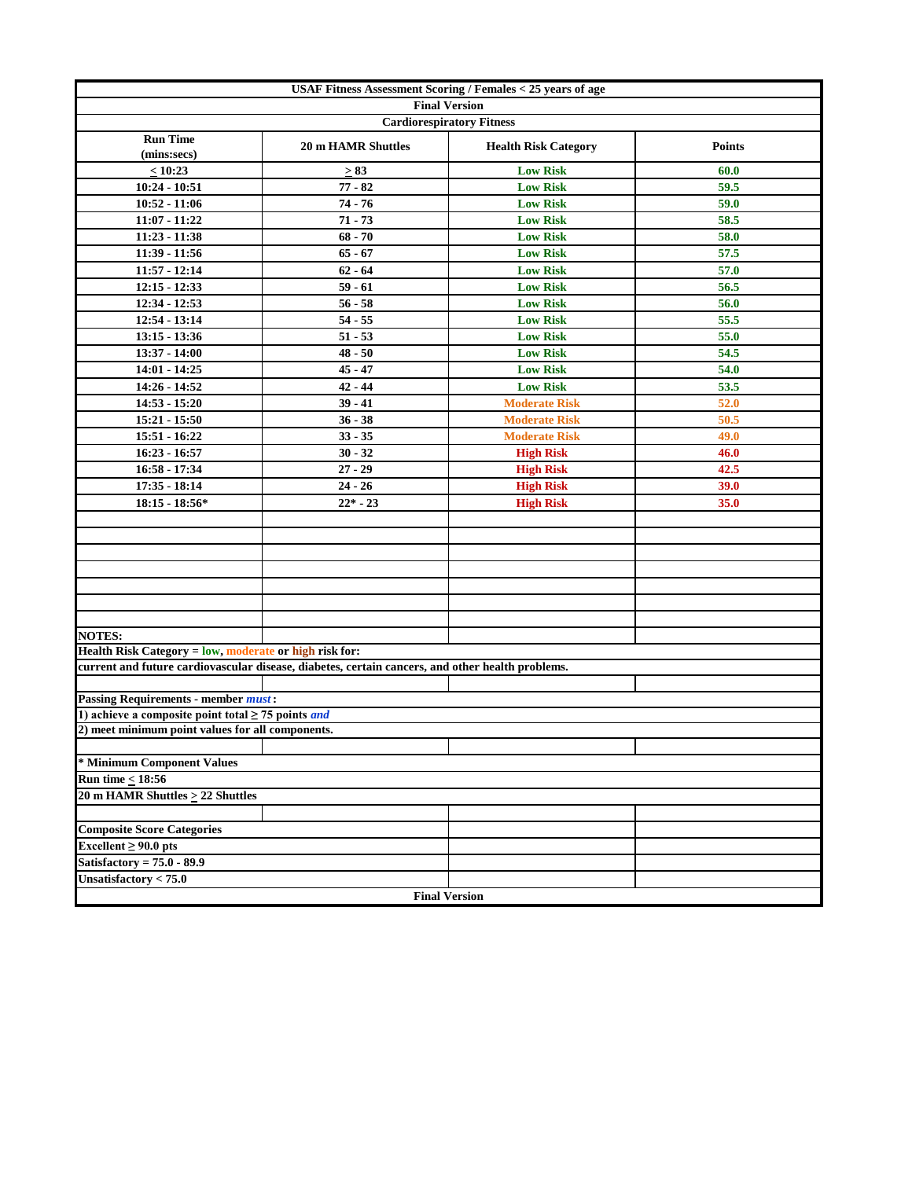**USAF Fitness Assessment Scoring / Females < 25 years of age**

**Final Version**

**Cardiorespiratory Fitness**

| Run Time (mins:secs) | 20 m HAMR Shuttles | Health Risk Category | Points |
|---|---|---|---|
| ≤ 10:23 | ≥ 83 | Low Risk | 60.0 |
| 10:24 - 10:51 | 77 - 82 | Low Risk | 59.5 |
| 10:52 - 11:06 | 74 - 76 | Low Risk | 59.0 |
| 11:07 - 11:22 | 71 - 73 | Low Risk | 58.5 |
| 11:23 - 11:38 | 68 - 70 | Low Risk | 58.0 |
| 11:39 - 11:56 | 65 - 67 | Low Risk | 57.5 |
| 11:57 - 12:14 | 62 - 64 | Low Risk | 57.0 |
| 12:15 - 12:33 | 59 - 61 | Low Risk | 56.5 |
| 12:34 - 12:53 | 56 - 58 | Low Risk | 56.0 |
| 12:54 - 13:14 | 54 - 55 | Low Risk | 55.5 |
| 13:15 - 13:36 | 51 - 53 | Low Risk | 55.0 |
| 13:37 - 14:00 | 48 - 50 | Low Risk | 54.5 |
| 14:01 - 14:25 | 45 - 47 | Low Risk | 54.0 |
| 14:26 - 14:52 | 42 - 44 | Low Risk | 53.5 |
| 14:53 - 15:20 | 39 - 41 | Moderate Risk | 52.0 |
| 15:21 - 15:50 | 36 - 38 | Moderate Risk | 50.5 |
| 15:51 - 16:22 | 33 - 35 | Moderate Risk | 49.0 |
| 16:23 - 16:57 | 30 - 32 | High Risk | 46.0 |
| 16:58 - 17:34 | 27 - 29 | High Risk | 42.5 |
| 17:35 - 18:14 | 24 - 26 | High Risk | 39.0 |
| 18:15 - 18:56* | 22* - 23 | High Risk | 35.0 |

**NOTES:**

**Health Risk Category = low, moderate or high risk for:**

**current and future cardiovascular disease, diabetes, certain cancers, and other health problems.**

**Passing Requirements - member *must*:**

**1) achieve a composite point total ≥ 75 points *and***

**2) meet minimum point values for all components.**

**\* Minimum Component Values**

**Run time ≤ 18:56**

**20 m HAMR Shuttles ≥ 22 Shuttles**

**Composite Score Categories**

**Excellent ≥ 90.0 pts**

**Satisfactory = 75.0 - 89.9**

**Unsatisfactory < 75.0**

**Final Version**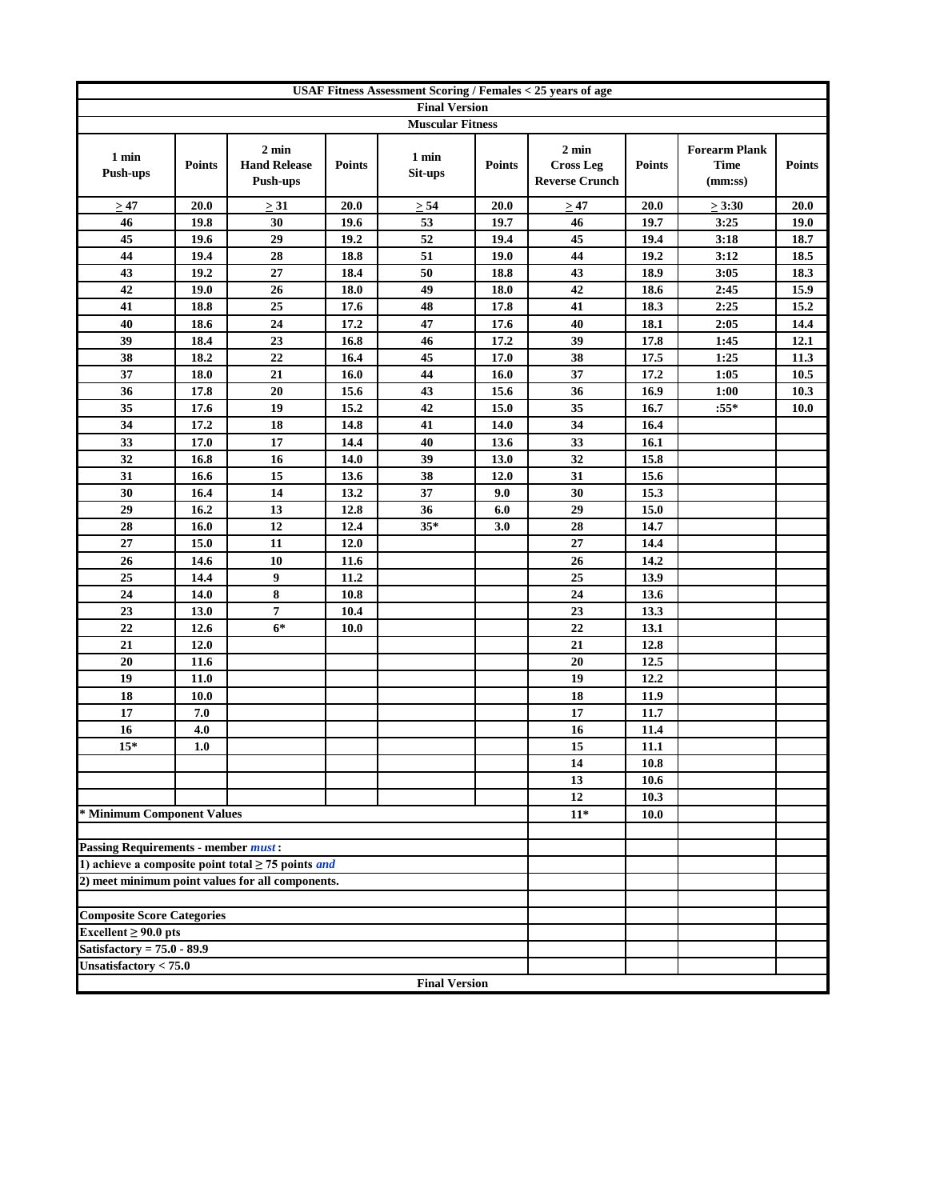# USAF Fitness Assessment Scoring / Females < 25 years of age

**Final Version**

**Muscular Fitness**

| 1 min Push-ups | Points | 2 min Hand Release Push-ups | Points | 1 min Sit-ups | Points | 2 min Cross Leg Reverse Crunch | Points | Forearm Plank Time (mm:ss) | Points |
|---|---|---|---|---|---|---|---|---|---|
| ≥ 47 | 20.0 | ≥ 31 | 20.0 | ≥ 54 | 20.0 | ≥ 47 | 20.0 | ≥ 3:30 | 20.0 |
| 46 | 19.8 | 30 | 19.6 | 53 | 19.7 | 46 | 19.7 | 3:25 | 19.0 |
| 45 | 19.6 | 29 | 19.2 | 52 | 19.4 | 45 | 19.4 | 3:18 | 18.7 |
| 44 | 19.4 | 28 | 18.8 | 51 | 19.0 | 44 | 19.2 | 3:12 | 18.5 |
| 43 | 19.2 | 27 | 18.4 | 50 | 18.8 | 43 | 18.9 | 3:05 | 18.3 |
| 42 | 19.0 | 26 | 18.0 | 49 | 18.0 | 42 | 18.6 | 2:45 | 15.9 |
| 41 | 18.8 | 25 | 17.6 | 48 | 17.8 | 41 | 18.3 | 2:25 | 15.2 |
| 40 | 18.6 | 24 | 17.2 | 47 | 17.6 | 40 | 18.1 | 2:05 | 14.4 |
| 39 | 18.4 | 23 | 16.8 | 46 | 17.2 | 39 | 17.8 | 1:45 | 12.1 |
| 38 | 18.2 | 22 | 16.4 | 45 | 17.0 | 38 | 17.5 | 1:25 | 11.3 |
| 37 | 18.0 | 21 | 16.0 | 44 | 16.0 | 37 | 17.2 | 1:05 | 10.5 |
| 36 | 17.8 | 20 | 15.6 | 43 | 15.6 | 36 | 16.9 | 1:00 | 10.3 |
| 35 | 17.6 | 19 | 15.2 | 42 | 15.0 | 35 | 16.7 | :55* | 10.0 |
| 34 | 17.2 | 18 | 14.8 | 41 | 14.0 | 34 | 16.4 | | |
| 33 | 17.0 | 17 | 14.4 | 40 | 13.6 | 33 | 16.1 | | |
| 32 | 16.8 | 16 | 14.0 | 39 | 13.0 | 32 | 15.8 | | |
| 31 | 16.6 | 15 | 13.6 | 38 | 12.0 | 31 | 15.6 | | |
| 30 | 16.4 | 14 | 13.2 | 37 | 9.0 | 30 | 15.3 | | |
| 29 | 16.2 | 13 | 12.8 | 36 | 6.0 | 29 | 15.0 | | |
| 28 | 16.0 | 12 | 12.4 | 35* | 3.0 | 28 | 14.7 | | |
| 27 | 15.0 | 11 | 12.0 | | | 27 | 14.4 | | |
| 26 | 14.6 | 10 | 11.6 | | | 26 | 14.2 | | |
| 25 | 14.4 | 9 | 11.2 | | | 25 | 13.9 | | |
| 24 | 14.0 | 8 | 10.8 | | | 24 | 13.6 | | |
| 23 | 13.0 | 7 | 10.4 | | | 23 | 13.3 | | |
| 22 | 12.6 | 6* | 10.0 | | | 22 | 13.1 | | |
| 21 | 12.0 | | | | | 21 | 12.8 | | |
| 20 | 11.6 | | | | | 20 | 12.5 | | |
| 19 | 11.0 | | | | | 19 | 12.2 | | |
| 18 | 10.0 | | | | | 18 | 11.9 | | |
| 17 | 7.0 | | | | | 17 | 11.7 | | |
| 16 | 4.0 | | | | | 16 | 11.4 | | |
| 15* | 1.0 | | | | | 15 | 11.1 | | |
| | | | | | | 14 | 10.8 | | |
| | | | | | | 13 | 10.6 | | |
| | | | | | | 12 | 10.3 | | |
| | | | | | | 11* | 10.0 | | |

**\* Minimum Component Values**

**Passing Requirements - member *must*:**

**1) achieve a composite point total ≥ 75 points *and***

**2) meet minimum point values for all components.**

**Composite Score Categories**

**Excellent ≥ 90.0 pts**

**Satisfactory = 75.0 - 89.9**

**Unsatisfactory < 75.0**

**Final Version**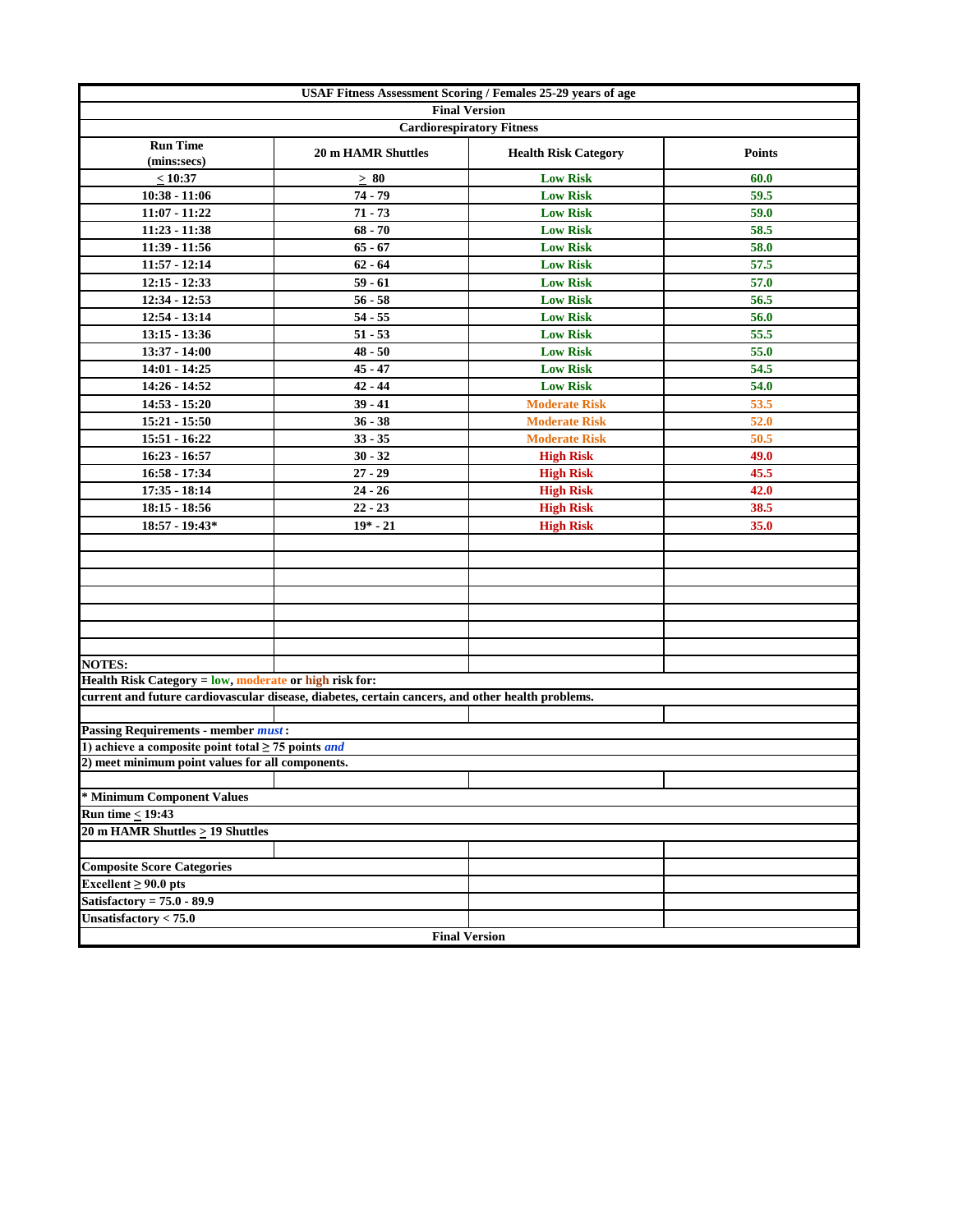# USAF Fitness Assessment Scoring / Females 25-29 years of age

**Final Version**

**Cardiorespiratory Fitness**

| Run Time (mins:secs) | 20 m HAMR Shuttles | Health Risk Category | Points |
|---|---|---|---|
| ≤ 10:37 | ≥ 80 | Low Risk | 60.0 |
| 10:38 - 11:06 | 74 - 79 | Low Risk | 59.5 |
| 11:07 - 11:22 | 71 - 73 | Low Risk | 59.0 |
| 11:23 - 11:38 | 68 - 70 | Low Risk | 58.5 |
| 11:39 - 11:56 | 65 - 67 | Low Risk | 58.0 |
| 11:57 - 12:14 | 62 - 64 | Low Risk | 57.5 |
| 12:15 - 12:33 | 59 - 61 | Low Risk | 57.0 |
| 12:34 - 12:53 | 56 - 58 | Low Risk | 56.5 |
| 12:54 - 13:14 | 54 - 55 | Low Risk | 56.0 |
| 13:15 - 13:36 | 51 - 53 | Low Risk | 55.5 |
| 13:37 - 14:00 | 48 - 50 | Low Risk | 55.0 |
| 14:01 - 14:25 | 45 - 47 | Low Risk | 54.5 |
| 14:26 - 14:52 | 42 - 44 | Low Risk | 54.0 |
| 14:53 - 15:20 | 39 - 41 | Moderate Risk | 53.5 |
| 15:21 - 15:50 | 36 - 38 | Moderate Risk | 52.0 |
| 15:51 - 16:22 | 33 - 35 | Moderate Risk | 50.5 |
| 16:23 - 16:57 | 30 - 32 | High Risk | 49.0 |
| 16:58 - 17:34 | 27 - 29 | High Risk | 45.5 |
| 17:35 - 18:14 | 24 - 26 | High Risk | 42.0 |
| 18:15 - 18:56 | 22 - 23 | High Risk | 38.5 |
| 18:57 - 19:43* | 19* - 21 | High Risk | 35.0 |

**NOTES:**

**Health Risk Category = low, moderate or high risk for:**
**current and future cardiovascular disease, diabetes, certain cancers, and other health problems.**

**Passing Requirements - member *must*:**
**1) achieve a composite point total ≥ 75 points *and***
**2) meet minimum point values for all components.**

**\* Minimum Component Values**
**Run time ≤ 19:43**
**20 m HAMR Shuttles ≥ 19 Shuttles**

**Composite Score Categories**
**Excellent ≥ 90.0 pts**
**Satisfactory = 75.0 - 89.9**
**Unsatisfactory < 75.0**

**Final Version**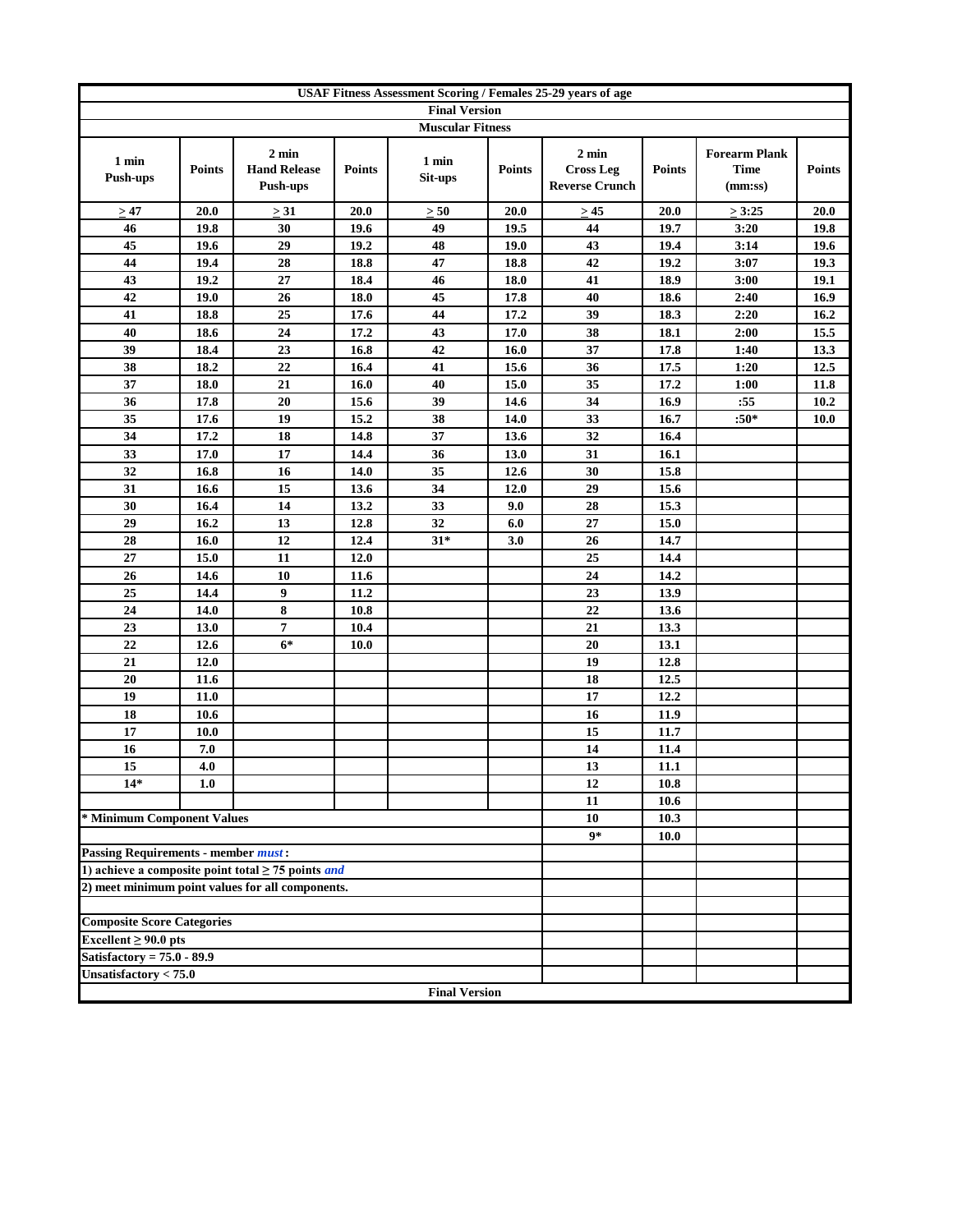| USAF Fitness Assessment Scoring / Females 25-29 years of age | | | | | | | | | |
|---|---|---|---|---|---|---|---|---|---|
| Final Version | | | | | | | | | |
| Muscular Fitness | | | | | | | | | |
| 1 min Push-ups | Points | 2 min Hand Release Push-ups | Points | 1 min Sit-ups | Points | 2 min Cross Leg Reverse Crunch | Points | Forearm Plank Time (mm:ss) | Points |
| ≥ 47 | 20.0 | ≥ 31 | 20.0 | ≥ 50 | 20.0 | ≥ 45 | 20.0 | ≥ 3:25 | 20.0 |
| 46 | 19.8 | 30 | 19.6 | 49 | 19.5 | 44 | 19.7 | 3:20 | 19.8 |
| 45 | 19.6 | 29 | 19.2 | 48 | 19.0 | 43 | 19.4 | 3:14 | 19.6 |
| 44 | 19.4 | 28 | 18.8 | 47 | 18.8 | 42 | 19.2 | 3:07 | 19.3 |
| 43 | 19.2 | 27 | 18.4 | 46 | 18.0 | 41 | 18.9 | 3:00 | 19.1 |
| 42 | 19.0 | 26 | 18.0 | 45 | 17.8 | 40 | 18.6 | 2:40 | 16.9 |
| 41 | 18.8 | 25 | 17.6 | 44 | 17.2 | 39 | 18.3 | 2:20 | 16.2 |
| 40 | 18.6 | 24 | 17.2 | 43 | 17.0 | 38 | 18.1 | 2:00 | 15.5 |
| 39 | 18.4 | 23 | 16.8 | 42 | 16.0 | 37 | 17.8 | 1:40 | 13.3 |
| 38 | 18.2 | 22 | 16.4 | 41 | 15.6 | 36 | 17.5 | 1:20 | 12.5 |
| 37 | 18.0 | 21 | 16.0 | 40 | 15.0 | 35 | 17.2 | 1:00 | 11.8 |
| 36 | 17.8 | 20 | 15.6 | 39 | 14.6 | 34 | 16.9 | :55 | 10.2 |
| 35 | 17.6 | 19 | 15.2 | 38 | 14.0 | 33 | 16.7 | :50* | 10.0 |
| 34 | 17.2 | 18 | 14.8 | 37 | 13.6 | 32 | 16.4 | | |
| 33 | 17.0 | 17 | 14.4 | 36 | 13.0 | 31 | 16.1 | | |
| 32 | 16.8 | 16 | 14.0 | 35 | 12.6 | 30 | 15.8 | | |
| 31 | 16.6 | 15 | 13.6 | 34 | 12.0 | 29 | 15.6 | | |
| 30 | 16.4 | 14 | 13.2 | 33 | 9.0 | 28 | 15.3 | | |
| 29 | 16.2 | 13 | 12.8 | 32 | 6.0 | 27 | 15.0 | | |
| 28 | 16.0 | 12 | 12.4 | 31* | 3.0 | 26 | 14.7 | | |
| 27 | 15.0 | 11 | 12.0 | | | 25 | 14.4 | | |
| 26 | 14.6 | 10 | 11.6 | | | 24 | 14.2 | | |
| 25 | 14.4 | 9 | 11.2 | | | 23 | 13.9 | | |
| 24 | 14.0 | 8 | 10.8 | | | 22 | 13.6 | | |
| 23 | 13.0 | 7 | 10.4 | | | 21 | 13.3 | | |
| 22 | 12.6 | 6* | 10.0 | | | 20 | 13.1 | | |
| 21 | 12.0 | | | | | 19 | 12.8 | | |
| 20 | 11.6 | | | | | 18 | 12.5 | | |
| 19 | 11.0 | | | | | 17 | 12.2 | | |
| 18 | 10.6 | | | | | 16 | 11.9 | | |
| 17 | 10.0 | | | | | 15 | 11.7 | | |
| 16 | 7.0 | | | | | 14 | 11.4 | | |
| 15 | 4.0 | | | | | 13 | 11.1 | | |
| 14* | 1.0 | | | | | 12 | 10.8 | | |
| | | | | | | 11 | 10.6 | | |
| * Minimum Component Values | | | | | | 10 | 10.3 | | |
| | | | | | | 9* | 10.0 | | |

**Passing Requirements - member *must*:**

1) achieve a composite point total ≥ 75 points *and*

2) meet minimum point values for all components.

**Composite Score Categories**

Excellent ≥ 90.0 pts

Satisfactory = 75.0 - 89.9

Unsatisfactory < 75.0

**Final Version**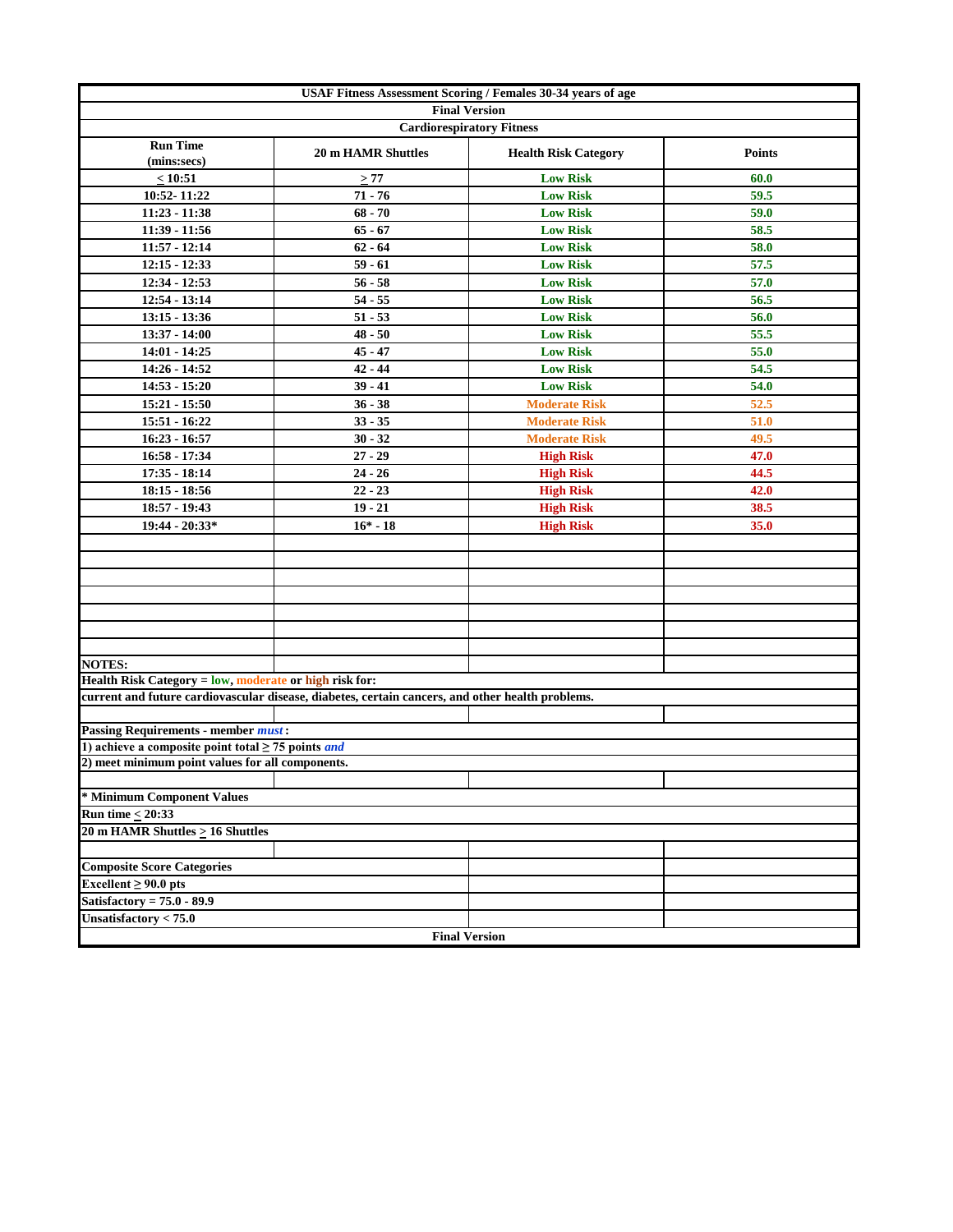**USAF Fitness Assessment Scoring / Females 30-34 years of age**

**Final Version**

**Cardiorespiratory Fitness**

| Run Time (mins:secs) | 20 m HAMR Shuttles | Health Risk Category | Points |
|---|---|---|---|
| ≤ 10:51 | ≥ 77 | Low Risk | 60.0 |
| 10:52- 11:22 | 71 - 76 | Low Risk | 59.5 |
| 11:23 - 11:38 | 68 - 70 | Low Risk | 59.0 |
| 11:39 - 11:56 | 65 - 67 | Low Risk | 58.5 |
| 11:57 - 12:14 | 62 - 64 | Low Risk | 58.0 |
| 12:15 - 12:33 | 59 - 61 | Low Risk | 57.5 |
| 12:34 - 12:53 | 56 - 58 | Low Risk | 57.0 |
| 12:54 - 13:14 | 54 - 55 | Low Risk | 56.5 |
| 13:15 - 13:36 | 51 - 53 | Low Risk | 56.0 |
| 13:37 - 14:00 | 48 - 50 | Low Risk | 55.5 |
| 14:01 - 14:25 | 45 - 47 | Low Risk | 55.0 |
| 14:26 - 14:52 | 42 - 44 | Low Risk | 54.5 |
| 14:53 - 15:20 | 39 - 41 | Low Risk | 54.0 |
| 15:21 - 15:50 | 36 - 38 | Moderate Risk | 52.5 |
| 15:51 - 16:22 | 33 - 35 | Moderate Risk | 51.0 |
| 16:23 - 16:57 | 30 - 32 | Moderate Risk | 49.5 |
| 16:58 - 17:34 | 27 - 29 | High Risk | 47.0 |
| 17:35 - 18:14 | 24 - 26 | High Risk | 44.5 |
| 18:15 - 18:56 | 22 - 23 | High Risk | 42.0 |
| 18:57 - 19:43 | 19 - 21 | High Risk | 38.5 |
| 19:44 - 20:33* | 16* - 18 | High Risk | 35.0 |

**NOTES:**

**Health Risk Category = low, moderate or high risk for:**

**current and future cardiovascular disease, diabetes, certain cancers, and other health problems.**

**Passing Requirements - member *must*:**

**1) achieve a composite point total ≥ 75 points *and***

**2) meet minimum point values for all components.**

**\* Minimum Component Values**

**Run time ≤ 20:33**

**20 m HAMR Shuttles ≥ 16 Shuttles**

**Composite Score Categories**

**Excellent ≥ 90.0 pts**

**Satisfactory = 75.0 - 89.9**

**Unsatisfactory < 75.0**

**Final Version**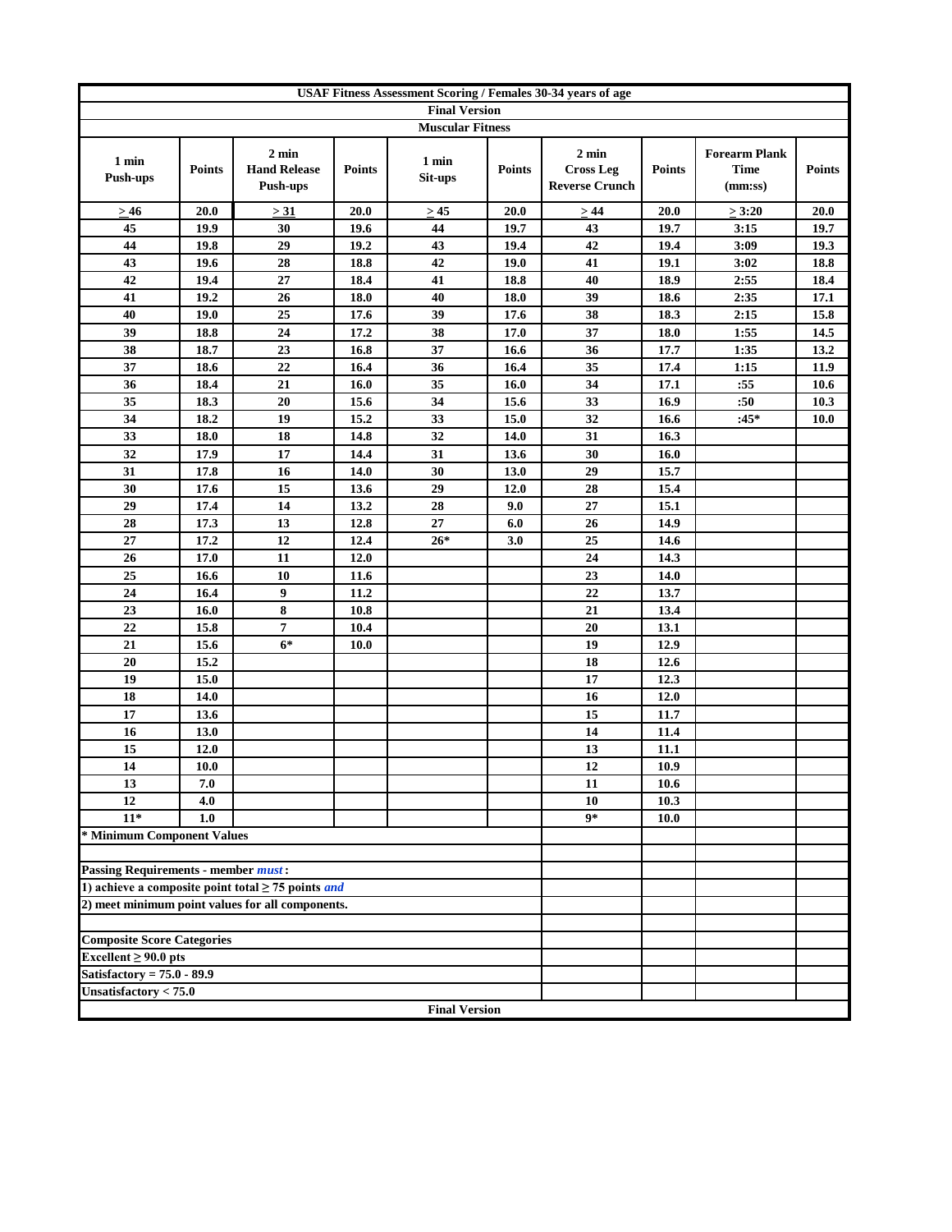# USAF Fitness Assessment Scoring / Females 30-34 years of age

**Final Version**

**Muscular Fitness**

| 1 min Push-ups | Points | 2 min Hand Release Push-ups | Points | 1 min Sit-ups | Points | 2 min Cross Leg Reverse Crunch | Points | Forearm Plank Time (mm:ss) | Points |
|---|---|---|---|---|---|---|---|---|---|
| ≥ 46 | 20.0 | ≥ 31 | 20.0 | ≥ 45 | 20.0 | ≥ 44 | 20.0 | ≥ 3:20 | 20.0 |
| 45 | 19.9 | 30 | 19.6 | 44 | 19.7 | 43 | 19.7 | 3:15 | 19.7 |
| 44 | 19.8 | 29 | 19.2 | 43 | 19.4 | 42 | 19.4 | 3:09 | 19.3 |
| 43 | 19.6 | 28 | 18.8 | 42 | 19.0 | 41 | 19.1 | 3:02 | 18.8 |
| 42 | 19.4 | 27 | 18.4 | 41 | 18.8 | 40 | 18.9 | 2:55 | 18.4 |
| 41 | 19.2 | 26 | 18.0 | 40 | 18.0 | 39 | 18.6 | 2:35 | 17.1 |
| 40 | 19.0 | 25 | 17.6 | 39 | 17.6 | 38 | 18.3 | 2:15 | 15.8 |
| 39 | 18.8 | 24 | 17.2 | 38 | 17.0 | 37 | 18.0 | 1:55 | 14.5 |
| 38 | 18.7 | 23 | 16.8 | 37 | 16.6 | 36 | 17.7 | 1:35 | 13.2 |
| 37 | 18.6 | 22 | 16.4 | 36 | 16.4 | 35 | 17.4 | 1:15 | 11.9 |
| 36 | 18.4 | 21 | 16.0 | 35 | 16.0 | 34 | 17.1 | :55 | 10.6 |
| 35 | 18.3 | 20 | 15.6 | 34 | 15.6 | 33 | 16.9 | :50 | 10.3 |
| 34 | 18.2 | 19 | 15.2 | 33 | 15.0 | 32 | 16.6 | :45* | 10.0 |
| 33 | 18.0 | 18 | 14.8 | 32 | 14.0 | 31 | 16.3 | | |
| 32 | 17.9 | 17 | 14.4 | 31 | 13.6 | 30 | 16.0 | | |
| 31 | 17.8 | 16 | 14.0 | 30 | 13.0 | 29 | 15.7 | | |
| 30 | 17.6 | 15 | 13.6 | 29 | 12.0 | 28 | 15.4 | | |
| 29 | 17.4 | 14 | 13.2 | 28 | 9.0 | 27 | 15.1 | | |
| 28 | 17.3 | 13 | 12.8 | 27 | 6.0 | 26 | 14.9 | | |
| 27 | 17.2 | 12 | 12.4 | 26* | 3.0 | 25 | 14.6 | | |
| 26 | 17.0 | 11 | 12.0 | | | 24 | 14.3 | | |
| 25 | 16.6 | 10 | 11.6 | | | 23 | 14.0 | | |
| 24 | 16.4 | 9 | 11.2 | | | 22 | 13.7 | | |
| 23 | 16.0 | 8 | 10.8 | | | 21 | 13.4 | | |
| 22 | 15.8 | 7 | 10.4 | | | 20 | 13.1 | | |
| 21 | 15.6 | 6* | 10.0 | | | 19 | 12.9 | | |
| 20 | 15.2 | | | | | 18 | 12.6 | | |
| 19 | 15.0 | | | | | 17 | 12.3 | | |
| 18 | 14.0 | | | | | 16 | 12.0 | | |
| 17 | 13.6 | | | | | 15 | 11.7 | | |
| 16 | 13.0 | | | | | 14 | 11.4 | | |
| 15 | 12.0 | | | | | 13 | 11.1 | | |
| 14 | 10.0 | | | | | 12 | 10.9 | | |
| 13 | 7.0 | | | | | 11 | 10.6 | | |
| 12 | 4.0 | | | | | 10 | 10.3 | | |
| 11* | 1.0 | | | | | 9* | 10.0 | | |

**\* Minimum Component Values**

**Passing Requirements - member *must*:**

**1) achieve a composite point total ≥ 75 points *and***

**2) meet minimum point values for all components.**

**Composite Score Categories**

**Excellent ≥ 90.0 pts**

**Satisfactory = 75.0 - 89.9**

**Unsatisfactory < 75.0**

**Final Version**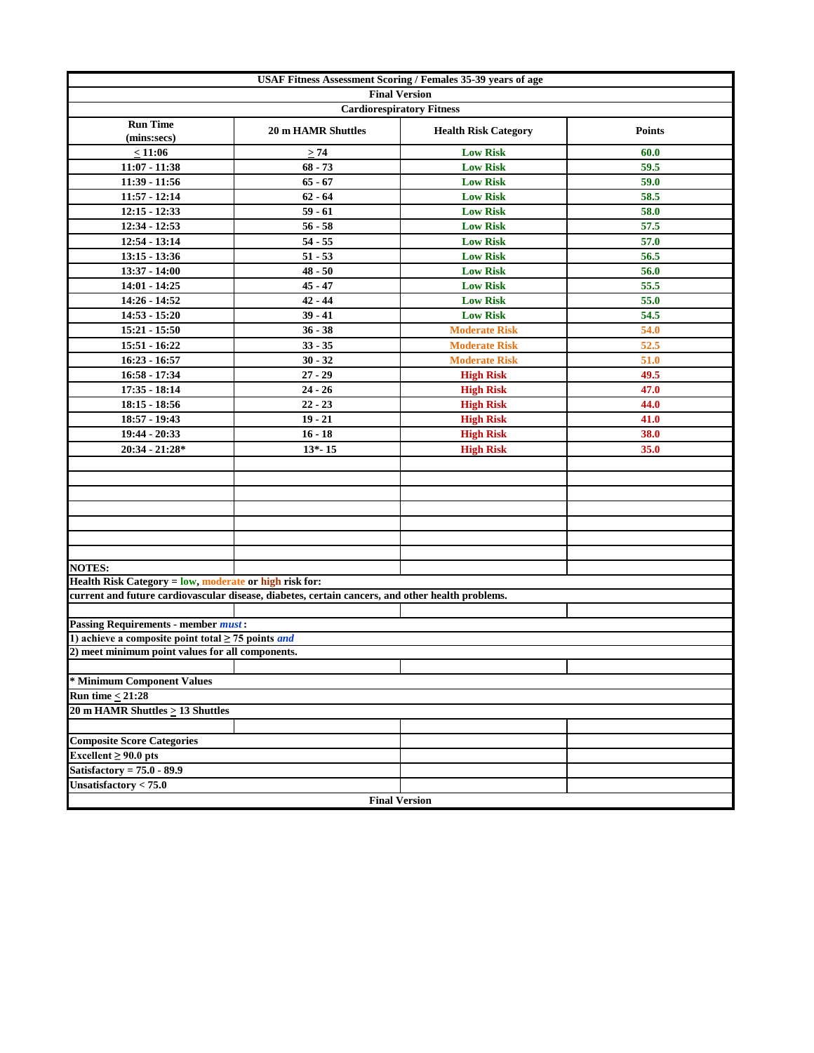**USAF Fitness Assessment Scoring / Females 35-39 years of age**

**Final Version**

**Cardiorespiratory Fitness**

| Run Time (mins:secs) | 20 m HAMR Shuttles | Health Risk Category | Points |
|---|---|---|---|
| ≤ 11:06 | ≥ 74 | Low Risk | 60.0 |
| 11:07 - 11:38 | 68 - 73 | Low Risk | 59.5 |
| 11:39 - 11:56 | 65 - 67 | Low Risk | 59.0 |
| 11:57 - 12:14 | 62 - 64 | Low Risk | 58.5 |
| 12:15 - 12:33 | 59 - 61 | Low Risk | 58.0 |
| 12:34 - 12:53 | 56 - 58 | Low Risk | 57.5 |
| 12:54 - 13:14 | 54 - 55 | Low Risk | 57.0 |
| 13:15 - 13:36 | 51 - 53 | Low Risk | 56.5 |
| 13:37 - 14:00 | 48 - 50 | Low Risk | 56.0 |
| 14:01 - 14:25 | 45 - 47 | Low Risk | 55.5 |
| 14:26 - 14:52 | 42 - 44 | Low Risk | 55.0 |
| 14:53 - 15:20 | 39 - 41 | Low Risk | 54.5 |
| 15:21 - 15:50 | 36 - 38 | Moderate Risk | 54.0 |
| 15:51 - 16:22 | 33 - 35 | Moderate Risk | 52.5 |
| 16:23 - 16:57 | 30 - 32 | Moderate Risk | 51.0 |
| 16:58 - 17:34 | 27 - 29 | High Risk | 49.5 |
| 17:35 - 18:14 | 24 - 26 | High Risk | 47.0 |
| 18:15 - 18:56 | 22 - 23 | High Risk | 44.0 |
| 18:57 - 19:43 | 19 - 21 | High Risk | 41.0 |
| 19:44 - 20:33 | 16 - 18 | High Risk | 38.0 |
| 20:34 - 21:28* | 13*- 15 | High Risk | 35.0 |

**NOTES:**

**Health Risk Category = low, moderate or high risk for:**

**current and future cardiovascular disease, diabetes, certain cancers, and other health problems.**

**Passing Requirements - member *must*:**

**1) achieve a composite point total ≥ 75 points *and***

**2) meet minimum point values for all components.**

**\* Minimum Component Values**

**Run time ≤ 21:28**

**20 m HAMR Shuttles ≥ 13 Shuttles**

**Composite Score Categories**

**Excellent ≥ 90.0 pts**

**Satisfactory = 75.0 - 89.9**

**Unsatisfactory < 75.0**

**Final Version**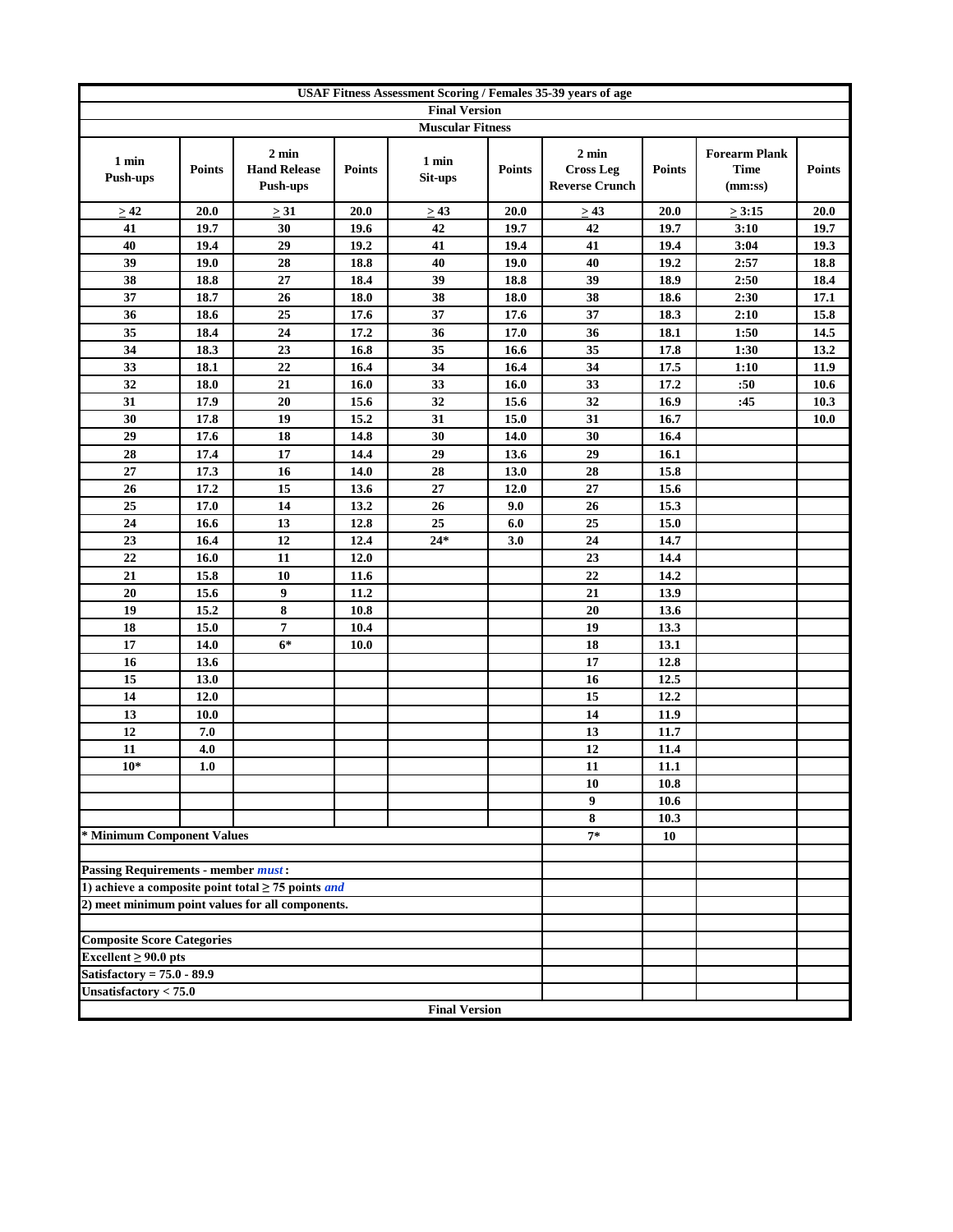| USAF Fitness Assessment Scoring / Females 35-39 years of age | | | | | | | | | |
|---|---|---|---|---|---|---|---|---|---|
| Final Version | | | | | | | | | |
| Muscular Fitness | | | | | | | | | |
| 1 min Push-ups | Points | 2 min Hand Release Push-ups | Points | 1 min Sit-ups | Points | 2 min Cross Leg Reverse Crunch | Points | Forearm Plank Time (mm:ss) | Points |
| > 42 | 20.0 | > 31 | 20.0 | > 43 | 20.0 | > 43 | 20.0 | > 3:15 | 20.0 |
| 41 | 19.7 | 30 | 19.6 | 42 | 19.7 | 42 | 19.7 | 3:10 | 19.7 |
| 40 | 19.4 | 29 | 19.2 | 41 | 19.4 | 41 | 19.4 | 3:04 | 19.3 |
| 39 | 19.0 | 28 | 18.8 | 40 | 19.0 | 40 | 19.2 | 2:57 | 18.8 |
| 38 | 18.8 | 27 | 18.4 | 39 | 18.8 | 39 | 18.9 | 2:50 | 18.4 |
| 37 | 18.7 | 26 | 18.0 | 38 | 18.0 | 38 | 18.6 | 2:30 | 17.1 |
| 36 | 18.6 | 25 | 17.6 | 37 | 17.6 | 37 | 18.3 | 2:10 | 15.8 |
| 35 | 18.4 | 24 | 17.2 | 36 | 17.0 | 36 | 18.1 | 1:50 | 14.5 |
| 34 | 18.3 | 23 | 16.8 | 35 | 16.6 | 35 | 17.8 | 1:30 | 13.2 |
| 33 | 18.1 | 22 | 16.4 | 34 | 16.4 | 34 | 17.5 | 1:10 | 11.9 |
| 32 | 18.0 | 21 | 16.0 | 33 | 16.0 | 33 | 17.2 | :50 | 10.6 |
| 31 | 17.9 | 20 | 15.6 | 32 | 15.6 | 32 | 16.9 | :45 | 10.3 |
| 30 | 17.8 | 19 | 15.2 | 31 | 15.0 | 31 | 16.7 | | 10.0 |
| 29 | 17.6 | 18 | 14.8 | 30 | 14.0 | 30 | 16.4 | | |
| 28 | 17.4 | 17 | 14.4 | 29 | 13.6 | 29 | 16.1 | | |
| 27 | 17.3 | 16 | 14.0 | 28 | 13.0 | 28 | 15.8 | | |
| 26 | 17.2 | 15 | 13.6 | 27 | 12.0 | 27 | 15.6 | | |
| 25 | 17.0 | 14 | 13.2 | 26 | 9.0 | 26 | 15.3 | | |
| 24 | 16.6 | 13 | 12.8 | 25 | 6.0 | 25 | 15.0 | | |
| 23 | 16.4 | 12 | 12.4 | 24* | 3.0 | 24 | 14.7 | | |
| 22 | 16.0 | 11 | 12.0 | | | 23 | 14.4 | | |
| 21 | 15.8 | 10 | 11.6 | | | 22 | 14.2 | | |
| 20 | 15.6 | 9 | 11.2 | | | 21 | 13.9 | | |
| 19 | 15.2 | 8 | 10.8 | | | 20 | 13.6 | | |
| 18 | 15.0 | 7 | 10.4 | | | 19 | 13.3 | | |
| 17 | 14.0 | 6* | 10.0 | | | 18 | 13.1 | | |
| 16 | 13.6 | | | | | 17 | 12.8 | | |
| 15 | 13.0 | | | | | 16 | 12.5 | | |
| 14 | 12.0 | | | | | 15 | 12.2 | | |
| 13 | 10.0 | | | | | 14 | 11.9 | | |
| 12 | 7.0 | | | | | 13 | 11.7 | | |
| 11 | 4.0 | | | | | 12 | 11.4 | | |
| 10* | 1.0 | | | | | 11 | 11.1 | | |
| | | | | | | 10 | 10.8 | | |
| | | | | | | 9 | 10.6 | | |
| | | | | | | 8 | 10.3 | | |
| * Minimum Component Values | | | | | | 7* | 10 | | |

**Passing Requirements - member *must*:**

1) achieve a composite point total ≥ 75 points *and*

2) meet minimum point values for all components.

**Composite Score Categories**

Excellent ≥ 90.0 pts

Satisfactory = 75.0 - 89.9

Unsatisfactory < 75.0

Final Version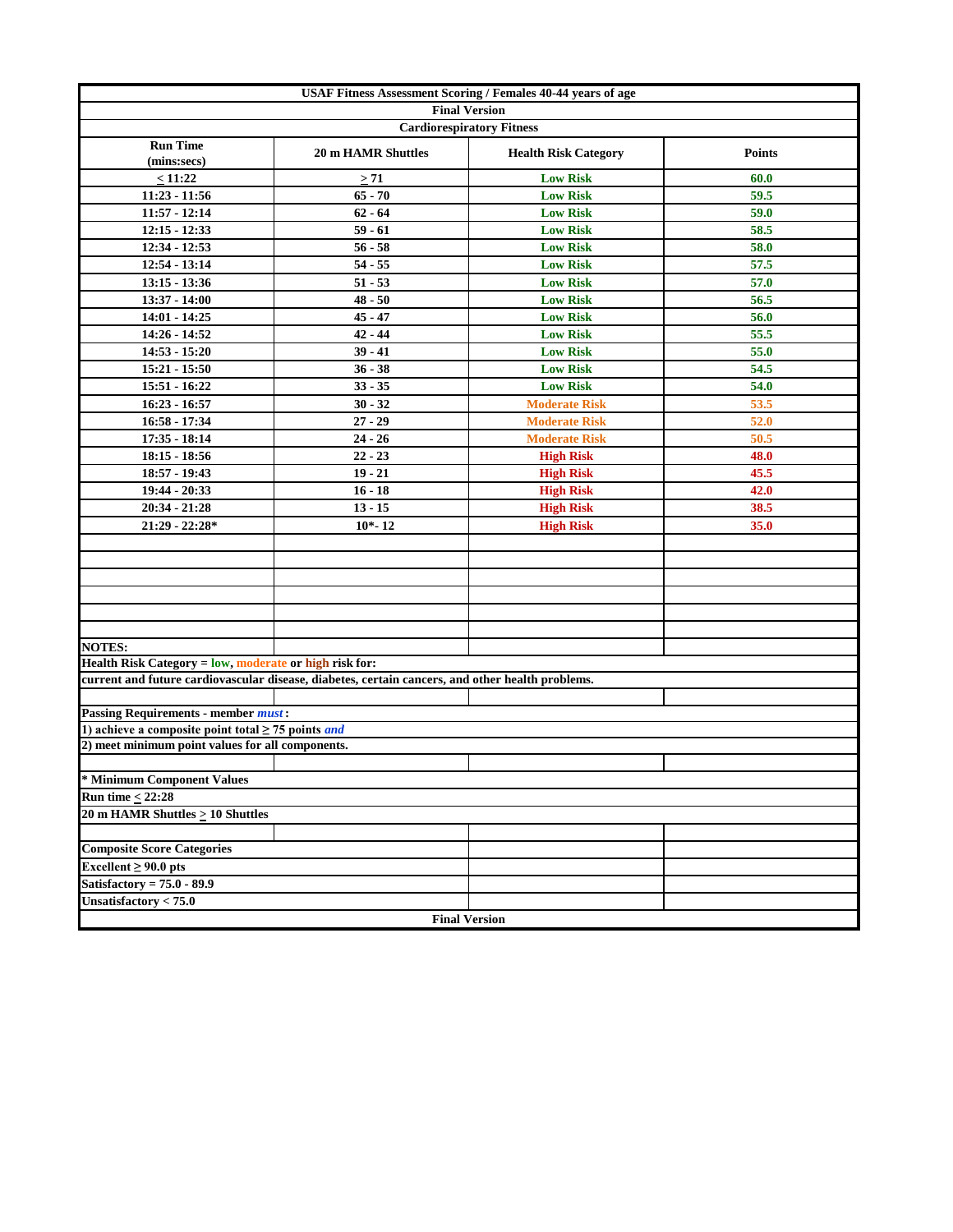**USAF Fitness Assessment Scoring / Females 40-44 years of age**

**Final Version**

**Cardiorespiratory Fitness**

| Run Time (mins:secs) | 20 m HAMR Shuttles | Health Risk Category | Points |
|---|---|---|---|
| ≤ 11:22 | ≥ 71 | Low Risk | 60.0 |
| 11:23 - 11:56 | 65 - 70 | Low Risk | 59.5 |
| 11:57 - 12:14 | 62 - 64 | Low Risk | 59.0 |
| 12:15 - 12:33 | 59 - 61 | Low Risk | 58.5 |
| 12:34 - 12:53 | 56 - 58 | Low Risk | 58.0 |
| 12:54 - 13:14 | 54 - 55 | Low Risk | 57.5 |
| 13:15 - 13:36 | 51 - 53 | Low Risk | 57.0 |
| 13:37 - 14:00 | 48 - 50 | Low Risk | 56.5 |
| 14:01 - 14:25 | 45 - 47 | Low Risk | 56.0 |
| 14:26 - 14:52 | 42 - 44 | Low Risk | 55.5 |
| 14:53 - 15:20 | 39 - 41 | Low Risk | 55.0 |
| 15:21 - 15:50 | 36 - 38 | Low Risk | 54.5 |
| 15:51 - 16:22 | 33 - 35 | Low Risk | 54.0 |
| 16:23 - 16:57 | 30 - 32 | Moderate Risk | 53.5 |
| 16:58 - 17:34 | 27 - 29 | Moderate Risk | 52.0 |
| 17:35 - 18:14 | 24 - 26 | Moderate Risk | 50.5 |
| 18:15 - 18:56 | 22 - 23 | High Risk | 48.0 |
| 18:57 - 19:43 | 19 - 21 | High Risk | 45.5 |
| 19:44 - 20:33 | 16 - 18 | High Risk | 42.0 |
| 20:34 - 21:28 | 13 - 15 | High Risk | 38.5 |
| 21:29 - 22:28* | 10*- 12 | High Risk | 35.0 |

**NOTES:**

**Health Risk Category = low, moderate or high risk for:**

**current and future cardiovascular disease, diabetes, certain cancers, and other health problems.**

**Passing Requirements - member *must*:**

**1) achieve a composite point total ≥ 75 points *and***

**2) meet minimum point values for all components.**

**\* Minimum Component Values**

**Run time ≤ 22:28**

**20 m HAMR Shuttles ≥ 10 Shuttles**

**Composite Score Categories**

**Excellent ≥ 90.0 pts**

**Satisfactory = 75.0 - 89.9**

**Unsatisfactory < 75.0**

**Final Version**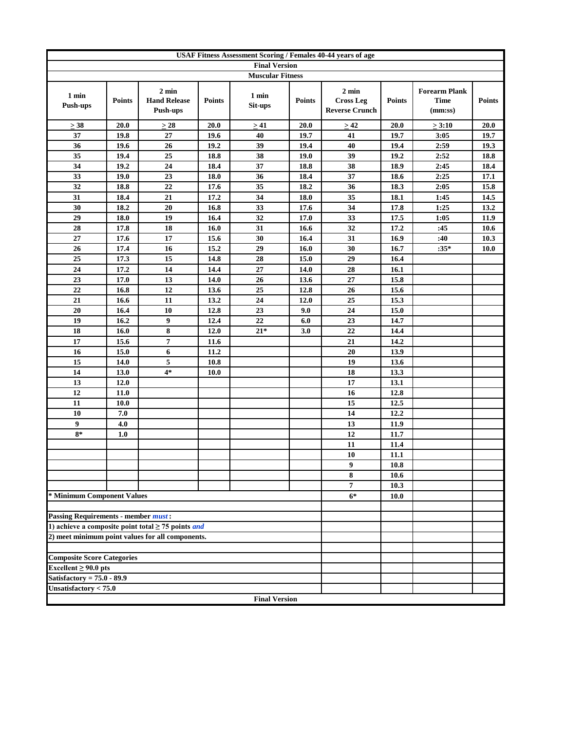**USAF Fitness Assessment Scoring / Females 40-44 years of age**

**Final Version**

**Muscular Fitness**

| 1 min Push-ups | Points | 2 min Hand Release Push-ups | Points | 1 min Sit-ups | Points | 2 min Cross Leg Reverse Crunch | Points | Forearm Plank Time (mm:ss) | Points |
|---|---|---|---|---|---|---|---|---|---|
| ≥ 38 | 20.0 | ≥ 28 | 20.0 | ≥ 41 | 20.0 | ≥ 42 | 20.0 | ≥ 3:10 | 20.0 |
| 37 | 19.8 | 27 | 19.6 | 40 | 19.7 | 41 | 19.7 | 3:05 | 19.7 |
| 36 | 19.6 | 26 | 19.2 | 39 | 19.4 | 40 | 19.4 | 2:59 | 19.3 |
| 35 | 19.4 | 25 | 18.8 | 38 | 19.0 | 39 | 19.2 | 2:52 | 18.8 |
| 34 | 19.2 | 24 | 18.4 | 37 | 18.8 | 38 | 18.9 | 2:45 | 18.4 |
| 33 | 19.0 | 23 | 18.0 | 36 | 18.4 | 37 | 18.6 | 2:25 | 17.1 |
| 32 | 18.8 | 22 | 17.6 | 35 | 18.2 | 36 | 18.3 | 2:05 | 15.8 |
| 31 | 18.4 | 21 | 17.2 | 34 | 18.0 | 35 | 18.1 | 1:45 | 14.5 |
| 30 | 18.2 | 20 | 16.8 | 33 | 17.6 | 34 | 17.8 | 1:25 | 13.2 |
| 29 | 18.0 | 19 | 16.4 | 32 | 17.0 | 33 | 17.5 | 1:05 | 11.9 |
| 28 | 17.8 | 18 | 16.0 | 31 | 16.6 | 32 | 17.2 | :45 | 10.6 |
| 27 | 17.6 | 17 | 15.6 | 30 | 16.4 | 31 | 16.9 | :40 | 10.3 |
| 26 | 17.4 | 16 | 15.2 | 29 | 16.0 | 30 | 16.7 | :35* | 10.0 |
| 25 | 17.3 | 15 | 14.8 | 28 | 15.0 | 29 | 16.4 | | |
| 24 | 17.2 | 14 | 14.4 | 27 | 14.0 | 28 | 16.1 | | |
| 23 | 17.0 | 13 | 14.0 | 26 | 13.6 | 27 | 15.8 | | |
| 22 | 16.8 | 12 | 13.6 | 25 | 12.8 | 26 | 15.6 | | |
| 21 | 16.6 | 11 | 13.2 | 24 | 12.0 | 25 | 15.3 | | |
| 20 | 16.4 | 10 | 12.8 | 23 | 9.0 | 24 | 15.0 | | |
| 19 | 16.2 | 9 | 12.4 | 22 | 6.0 | 23 | 14.7 | | |
| 18 | 16.0 | 8 | 12.0 | 21* | 3.0 | 22 | 14.4 | | |
| 17 | 15.6 | 7 | 11.6 | | | 21 | 14.2 | | |
| 16 | 15.0 | 6 | 11.2 | | | 20 | 13.9 | | |
| 15 | 14.0 | 5 | 10.8 | | | 19 | 13.6 | | |
| 14 | 13.0 | 4* | 10.0 | | | 18 | 13.3 | | |
| 13 | 12.0 | | | | | 17 | 13.1 | | |
| 12 | 11.0 | | | | | 16 | 12.8 | | |
| 11 | 10.0 | | | | | 15 | 12.5 | | |
| 10 | 7.0 | | | | | 14 | 12.2 | | |
| 9 | 4.0 | | | | | 13 | 11.9 | | |
| 8* | 1.0 | | | | | 12 | 11.7 | | |
| | | | | | | 11 | 11.4 | | |
| | | | | | | 10 | 11.1 | | |
| | | | | | | 9 | 10.8 | | |
| | | | | | | 8 | 10.6 | | |
| | | | | | | 7 | 10.3 | | |
| | | | | | | 6* | 10.0 | | |

**\* Minimum Component Values**

**Passing Requirements - member *must*:**

**1) achieve a composite point total ≥ 75 points *and***

**2) meet minimum point values for all components.**

**Composite Score Categories**

**Excellent ≥ 90.0 pts**

**Satisfactory = 75.0 - 89.9**

**Unsatisfactory < 75.0**

**Final Version**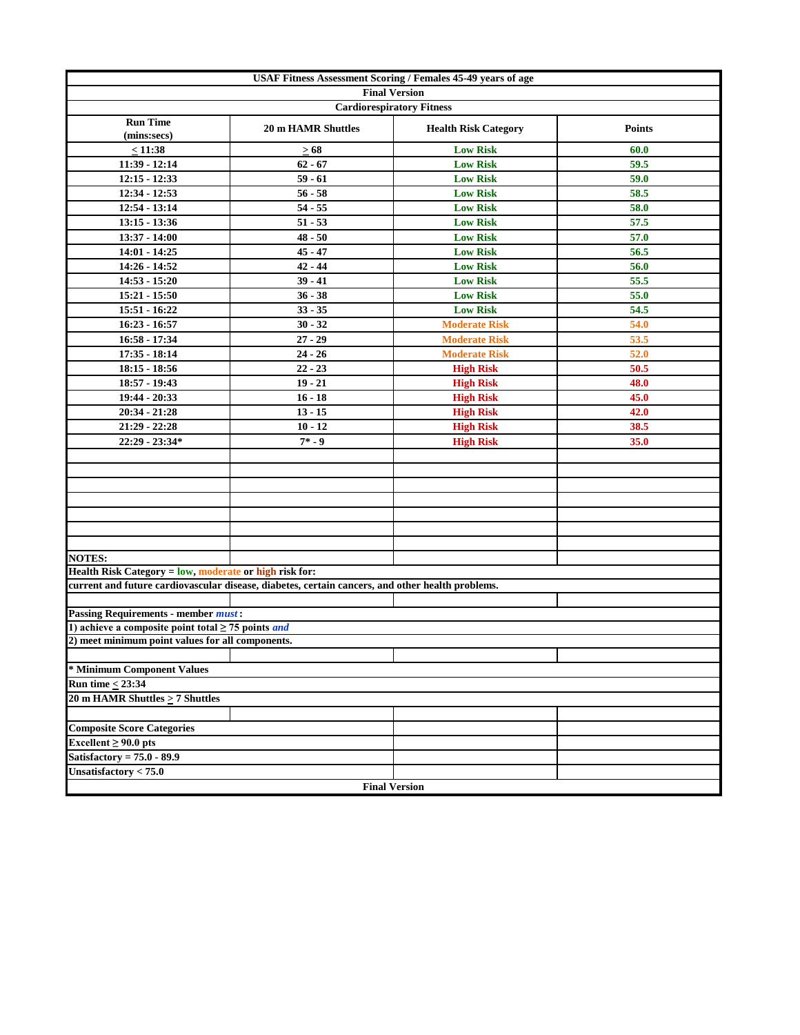**USAF Fitness Assessment Scoring / Females 45-49 years of age**

**Final Version**

**Cardiorespiratory Fitness**

| Run Time (mins:secs) | 20 m HAMR Shuttles | Health Risk Category | Points |
|---|---|---|---|
| ≤ 11:38 | ≥ 68 | Low Risk | 60.0 |
| 11:39 - 12:14 | 62 - 67 | Low Risk | 59.5 |
| 12:15 - 12:33 | 59 - 61 | Low Risk | 59.0 |
| 12:34 - 12:53 | 56 - 58 | Low Risk | 58.5 |
| 12:54 - 13:14 | 54 - 55 | Low Risk | 58.0 |
| 13:15 - 13:36 | 51 - 53 | Low Risk | 57.5 |
| 13:37 - 14:00 | 48 - 50 | Low Risk | 57.0 |
| 14:01 - 14:25 | 45 - 47 | Low Risk | 56.5 |
| 14:26 - 14:52 | 42 - 44 | Low Risk | 56.0 |
| 14:53 - 15:20 | 39 - 41 | Low Risk | 55.5 |
| 15:21 - 15:50 | 36 - 38 | Low Risk | 55.0 |
| 15:51 - 16:22 | 33 - 35 | Low Risk | 54.5 |
| 16:23 - 16:57 | 30 - 32 | Moderate Risk | 54.0 |
| 16:58 - 17:34 | 27 - 29 | Moderate Risk | 53.5 |
| 17:35 - 18:14 | 24 - 26 | Moderate Risk | 52.0 |
| 18:15 - 18:56 | 22 - 23 | High Risk | 50.5 |
| 18:57 - 19:43 | 19 - 21 | High Risk | 48.0 |
| 19:44 - 20:33 | 16 - 18 | High Risk | 45.0 |
| 20:34 - 21:28 | 13 - 15 | High Risk | 42.0 |
| 21:29 - 22:28 | 10 - 12 | High Risk | 38.5 |
| 22:29 - 23:34* | 7* - 9 | High Risk | 35.0 |

**NOTES:**

**Health Risk Category = low, moderate or high risk for:**

**current and future cardiovascular disease, diabetes, certain cancers, and other health problems.**

**Passing Requirements - member *must*:**

**1) achieve a composite point total ≥ 75 points *and***

**2) meet minimum point values for all components.**

**\* Minimum Component Values**

**Run time ≤ 23:34**

**20 m HAMR Shuttles ≥ 7 Shuttles**

**Composite Score Categories**

**Excellent ≥ 90.0 pts**

**Satisfactory = 75.0 - 89.9**

**Unsatisfactory < 75.0**

**Final Version**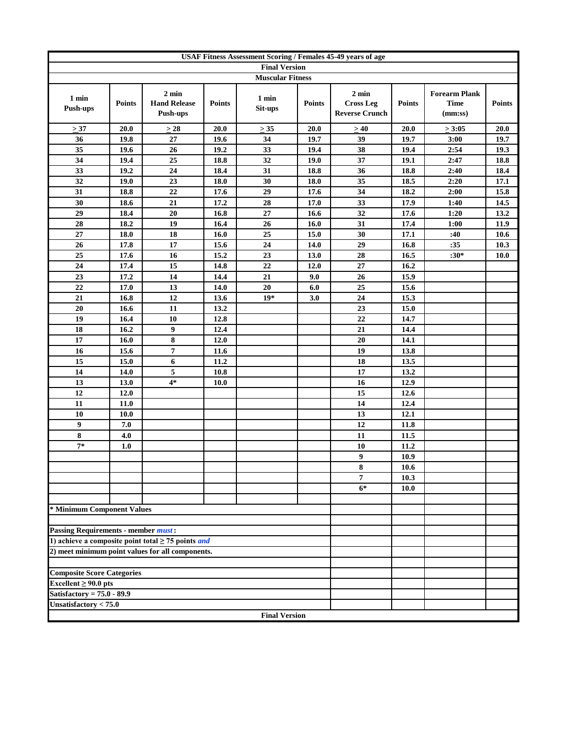# USAF Fitness Assessment Scoring / Females 45-49 years of age

**Final Version**

**Muscular Fitness**

| 1 min Push-ups | Points | 2 min Hand Release Push-ups | Points | 1 min Sit-ups | Points | 2 min Cross Leg Reverse Crunch | Points | Forearm Plank Time (mm:ss) | Points |
|---|---|---|---|---|---|---|---|---|---|
| ≥ 37 | 20.0 | ≥ 28 | 20.0 | ≥ 35 | 20.0 | ≥ 40 | 20.0 | ≥ 3:05 | 20.0 |
| 36 | 19.8 | 27 | 19.6 | 34 | 19.7 | 39 | 19.7 | 3:00 | 19.7 |
| 35 | 19.6 | 26 | 19.2 | 33 | 19.4 | 38 | 19.4 | 2:54 | 19.3 |
| 34 | 19.4 | 25 | 18.8 | 32 | 19.0 | 37 | 19.1 | 2:47 | 18.8 |
| 33 | 19.2 | 24 | 18.4 | 31 | 18.8 | 36 | 18.8 | 2:40 | 18.4 |
| 32 | 19.0 | 23 | 18.0 | 30 | 18.0 | 35 | 18.5 | 2:20 | 17.1 |
| 31 | 18.8 | 22 | 17.6 | 29 | 17.6 | 34 | 18.2 | 2:00 | 15.8 |
| 30 | 18.6 | 21 | 17.2 | 28 | 17.0 | 33 | 17.9 | 1:40 | 14.5 |
| 29 | 18.4 | 20 | 16.8 | 27 | 16.6 | 32 | 17.6 | 1:20 | 13.2 |
| 28 | 18.2 | 19 | 16.4 | 26 | 16.0 | 31 | 17.4 | 1:00 | 11.9 |
| 27 | 18.0 | 18 | 16.0 | 25 | 15.0 | 30 | 17.1 | :40 | 10.6 |
| 26 | 17.8 | 17 | 15.6 | 24 | 14.0 | 29 | 16.8 | :35 | 10.3 |
| 25 | 17.6 | 16 | 15.2 | 23 | 13.0 | 28 | 16.5 | :30* | 10.0 |
| 24 | 17.4 | 15 | 14.8 | 22 | 12.0 | 27 | 16.2 | | |
| 23 | 17.2 | 14 | 14.4 | 21 | 9.0 | 26 | 15.9 | | |
| 22 | 17.0 | 13 | 14.0 | 20 | 6.0 | 25 | 15.6 | | |
| 21 | 16.8 | 12 | 13.6 | 19* | 3.0 | 24 | 15.3 | | |
| 20 | 16.6 | 11 | 13.2 | | | 23 | 15.0 | | |
| 19 | 16.4 | 10 | 12.8 | | | 22 | 14.7 | | |
| 18 | 16.2 | 9 | 12.4 | | | 21 | 14.4 | | |
| 17 | 16.0 | 8 | 12.0 | | | 20 | 14.1 | | |
| 16 | 15.6 | 7 | 11.6 | | | 19 | 13.8 | | |
| 15 | 15.0 | 6 | 11.2 | | | 18 | 13.5 | | |
| 14 | 14.0 | 5 | 10.8 | | | 17 | 13.2 | | |
| 13 | 13.0 | 4* | 10.0 | | | 16 | 12.9 | | |
| 12 | 12.0 | | | | | 15 | 12.6 | | |
| 11 | 11.0 | | | | | 14 | 12.4 | | |
| 10 | 10.0 | | | | | 13 | 12.1 | | |
| 9 | 7.0 | | | | | 12 | 11.8 | | |
| 8 | 4.0 | | | | | 11 | 11.5 | | |
| 7* | 1.0 | | | | | 10 | 11.2 | | |
| | | | | | | 9 | 10.9 | | |
| | | | | | | 8 | 10.6 | | |
| | | | | | | 7 | 10.3 | | |
| | | | | | | 6* | 10.0 | | |

**\* Minimum Component Values**

**Passing Requirements - member *must*:**

**1) achieve a composite point total ≥ 75 points *and***

**2) meet minimum point values for all components.**

**Composite Score Categories**

**Excellent ≥ 90.0 pts**

**Satisfactory = 75.0 - 89.9**

**Unsatisfactory < 75.0**

**Final Version**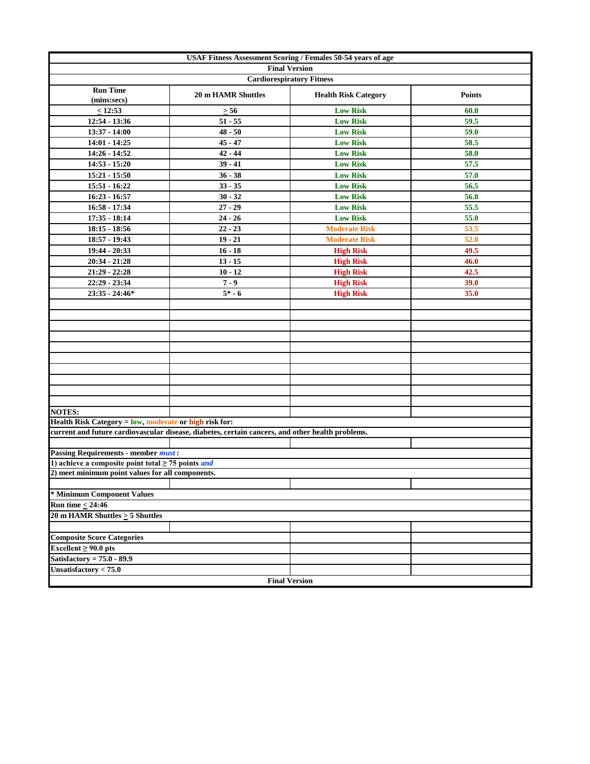# USAF Fitness Assessment Scoring / Females 50-54 years of age

**Final Version**

## Cardiorespiratory Fitness

| Run Time (mins:secs) | 20 m HAMR Shuttles | Health Risk Category | Points |
|---|---|---|---|
| < 12:53 | > 56 | Low Risk | 60.0 |
| 12:54 - 13:36 | 51 - 55 | Low Risk | 59.5 |
| 13:37 - 14:00 | 48 - 50 | Low Risk | 59.0 |
| 14:01 - 14:25 | 45 - 47 | Low Risk | 58.5 |
| 14:26 - 14:52 | 42 - 44 | Low Risk | 58.0 |
| 14:53 - 15:20 | 39 - 41 | Low Risk | 57.5 |
| 15:21 - 15:50 | 36 - 38 | Low Risk | 57.0 |
| 15:51 - 16:22 | 33 - 35 | Low Risk | 56.5 |
| 16:23 - 16:57 | 30 - 32 | Low Risk | 56.0 |
| 16:58 - 17:34 | 27 - 29 | Low Risk | 55.5 |
| 17:35 - 18:14 | 24 - 26 | Low Risk | 55.0 |
| 18:15 - 18:56 | 22 - 23 | Moderate Risk | 53.5 |
| 18:57 - 19:43 | 19 - 21 | Moderate Risk | 52.0 |
| 19:44 - 20:33 | 16 - 18 | High Risk | 49.5 |
| 20:34 - 21:28 | 13 - 15 | High Risk | 46.0 |
| 21:29 - 22:28 | 10 - 12 | High Risk | 42.5 |
| 22:29 - 23:34 | 7 - 9 | High Risk | 39.0 |
| 23:35 - 24:46* | 5* - 6 | High Risk | 35.0 |

**NOTES:**

**Health Risk Category = low, moderate or high risk for:**

**current and future cardiovascular disease, diabetes, certain cancers, and other health problems.**

**Passing Requirements - member *must*:**

**1) achieve a composite point total ≥ 75 points *and***

**2) meet minimum point values for all components.**

**\* Minimum Component Values**

**Run time < 24:46**

**20 m HAMR Shuttles > 5 Shuttles**

**Composite Score Categories**

**Excellent ≥ 90.0 pts**

**Satisfactory = 75.0 - 89.9**

**Unsatisfactory < 75.0**

**Final Version**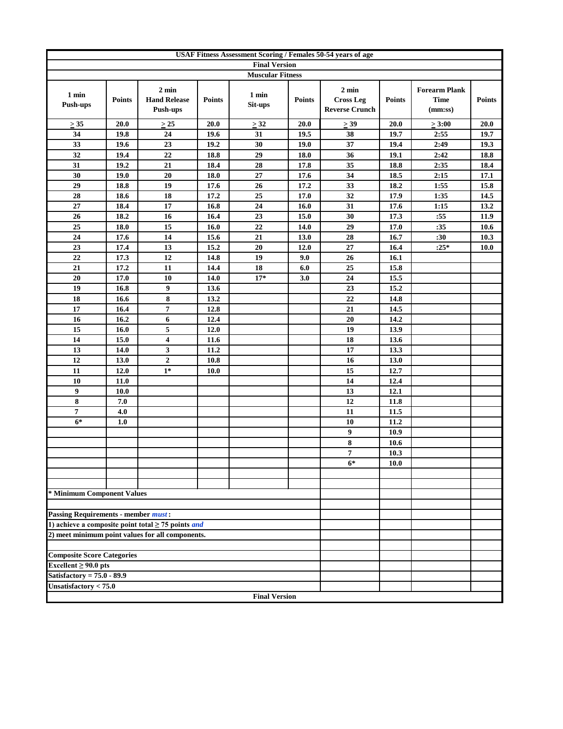# USAF Fitness Assessment Scoring / Females 50-54 years of age

**Final Version**

**Muscular Fitness**

| 1 min Push-ups | Points | 2 min Hand Release Push-ups | Points | 1 min Sit-ups | Points | 2 min Cross Leg Reverse Crunch | Points | Forearm Plank Time (mm:ss) | Points |
|---|---|---|---|---|---|---|---|---|---|
| ≥ 35 | 20.0 | ≥ 25 | 20.0 | ≥ 32 | 20.0 | ≥ 39 | 20.0 | ≥ 3:00 | 20.0 |
| 34 | 19.8 | 24 | 19.6 | 31 | 19.5 | 38 | 19.7 | 2:55 | 19.7 |
| 33 | 19.6 | 23 | 19.2 | 30 | 19.0 | 37 | 19.4 | 2:49 | 19.3 |
| 32 | 19.4 | 22 | 18.8 | 29 | 18.0 | 36 | 19.1 | 2:42 | 18.8 |
| 31 | 19.2 | 21 | 18.4 | 28 | 17.8 | 35 | 18.8 | 2:35 | 18.4 |
| 30 | 19.0 | 20 | 18.0 | 27 | 17.6 | 34 | 18.5 | 2:15 | 17.1 |
| 29 | 18.8 | 19 | 17.6 | 26 | 17.2 | 33 | 18.2 | 1:55 | 15.8 |
| 28 | 18.6 | 18 | 17.2 | 25 | 17.0 | 32 | 17.9 | 1:35 | 14.5 |
| 27 | 18.4 | 17 | 16.8 | 24 | 16.0 | 31 | 17.6 | 1:15 | 13.2 |
| 26 | 18.2 | 16 | 16.4 | 23 | 15.0 | 30 | 17.3 | :55 | 11.9 |
| 25 | 18.0 | 15 | 16.0 | 22 | 14.0 | 29 | 17.0 | :35 | 10.6 |
| 24 | 17.6 | 14 | 15.6 | 21 | 13.0 | 28 | 16.7 | :30 | 10.3 |
| 23 | 17.4 | 13 | 15.2 | 20 | 12.0 | 27 | 16.4 | :25* | 10.0 |
| 22 | 17.3 | 12 | 14.8 | 19 | 9.0 | 26 | 16.1 | | |
| 21 | 17.2 | 11 | 14.4 | 18 | 6.0 | 25 | 15.8 | | |
| 20 | 17.0 | 10 | 14.0 | 17* | 3.0 | 24 | 15.5 | | |
| 19 | 16.8 | 9 | 13.6 | | | 23 | 15.2 | | |
| 18 | 16.6 | 8 | 13.2 | | | 22 | 14.8 | | |
| 17 | 16.4 | 7 | 12.8 | | | 21 | 14.5 | | |
| 16 | 16.2 | 6 | 12.4 | | | 20 | 14.2 | | |
| 15 | 16.0 | 5 | 12.0 | | | 19 | 13.9 | | |
| 14 | 15.0 | 4 | 11.6 | | | 18 | 13.6 | | |
| 13 | 14.0 | 3 | 11.2 | | | 17 | 13.3 | | |
| 12 | 13.0 | 2 | 10.8 | | | 16 | 13.0 | | |
| 11 | 12.0 | 1* | 10.0 | | | 15 | 12.7 | | |
| 10 | 11.0 | | | | | 14 | 12.4 | | |
| 9 | 10.0 | | | | | 13 | 12.1 | | |
| 8 | 7.0 | | | | | 12 | 11.8 | | |
| 7 | 4.0 | | | | | 11 | 11.5 | | |
| 6* | 1.0 | | | | | 10 | 11.2 | | |
| | | | | | | 9 | 10.9 | | |
| | | | | | | 8 | 10.6 | | |
| | | | | | | 7 | 10.3 | | |
| | | | | | | 6* | 10.0 | | |

**\* Minimum Component Values**

**Passing Requirements - member *must*:**

**1) achieve a composite point total ≥ 75 points *and***

**2) meet minimum point values for all components.**

**Composite Score Categories**

**Excellent ≥ 90.0 pts**

**Satisfactory = 75.0 - 89.9**

**Unsatisfactory < 75.0**

**Final Version**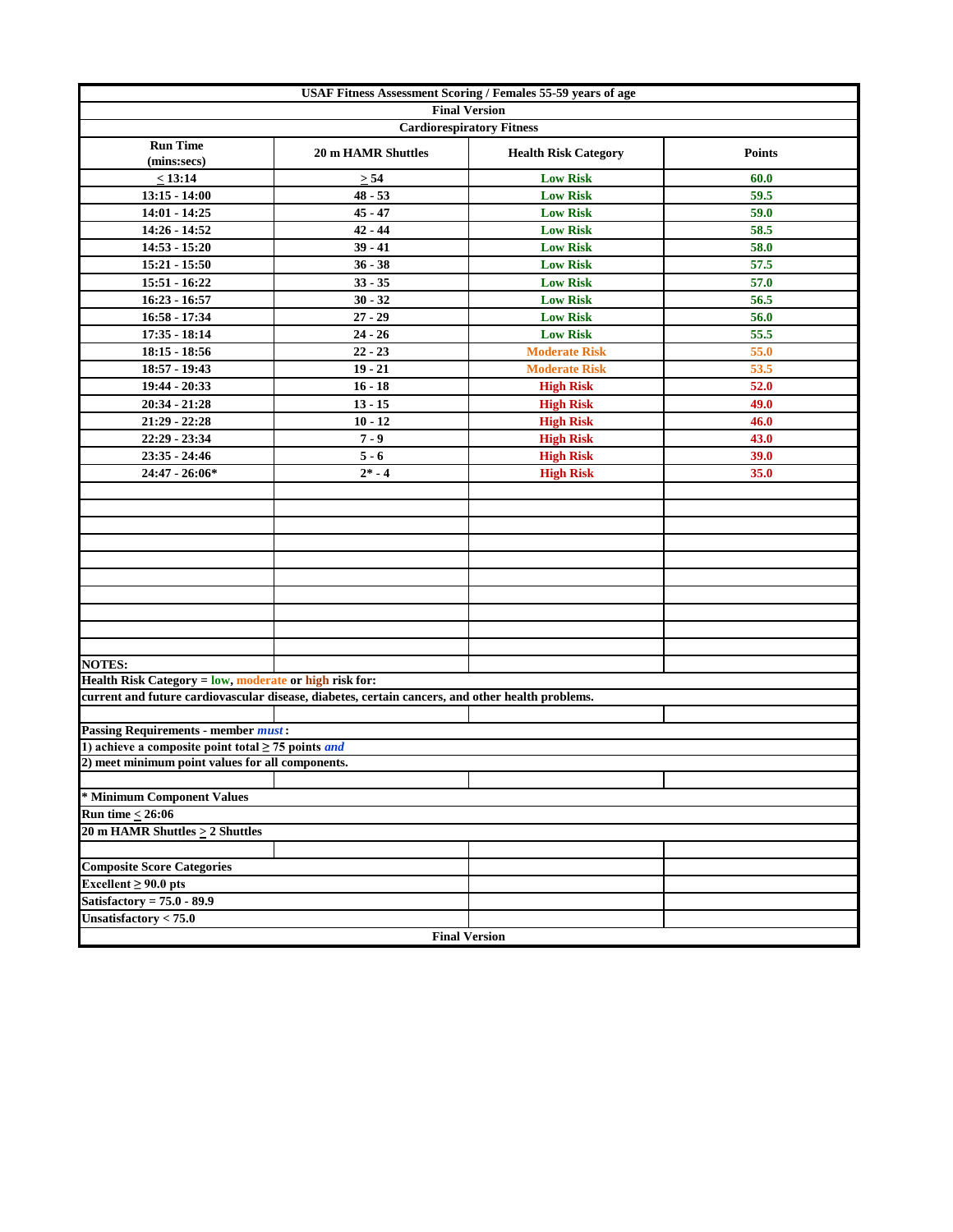# USAF Fitness Assessment Scoring / Females 55-59 years of age

**Final Version**

**Cardiorespiratory Fitness**

| Run Time (mins:secs) | 20 m HAMR Shuttles | Health Risk Category | Points |
|---|---|---|---|
| < 13:14 | > 54 | Low Risk | 60.0 |
| 13:15 - 14:00 | 48 - 53 | Low Risk | 59.5 |
| 14:01 - 14:25 | 45 - 47 | Low Risk | 59.0 |
| 14:26 - 14:52 | 42 - 44 | Low Risk | 58.5 |
| 14:53 - 15:20 | 39 - 41 | Low Risk | 58.0 |
| 15:21 - 15:50 | 36 - 38 | Low Risk | 57.5 |
| 15:51 - 16:22 | 33 - 35 | Low Risk | 57.0 |
| 16:23 - 16:57 | 30 - 32 | Low Risk | 56.5 |
| 16:58 - 17:34 | 27 - 29 | Low Risk | 56.0 |
| 17:35 - 18:14 | 24 - 26 | Low Risk | 55.5 |
| 18:15 - 18:56 | 22 - 23 | Moderate Risk | 55.0 |
| 18:57 - 19:43 | 19 - 21 | Moderate Risk | 53.5 |
| 19:44 - 20:33 | 16 - 18 | High Risk | 52.0 |
| 20:34 - 21:28 | 13 - 15 | High Risk | 49.0 |
| 21:29 - 22:28 | 10 - 12 | High Risk | 46.0 |
| 22:29 - 23:34 | 7 - 9 | High Risk | 43.0 |
| 23:35 - 24:46 | 5 - 6 | High Risk | 39.0 |
| 24:47 - 26:06* | 2* - 4 | High Risk | 35.0 |

**NOTES:**

**Health Risk Category = low, moderate or high risk for:**
**current and future cardiovascular disease, diabetes, certain cancers, and other health problems.**

**Passing Requirements - member *must*:**
**1) achieve a composite point total ≥ 75 points *and***
**2) meet minimum point values for all components.**

**\* Minimum Component Values**
**Run time < 26:06**
**20 m HAMR Shuttles > 2 Shuttles**

**Composite Score Categories**
**Excellent ≥ 90.0 pts**
**Satisfactory = 75.0 - 89.9**
**Unsatisfactory < 75.0**

**Final Version**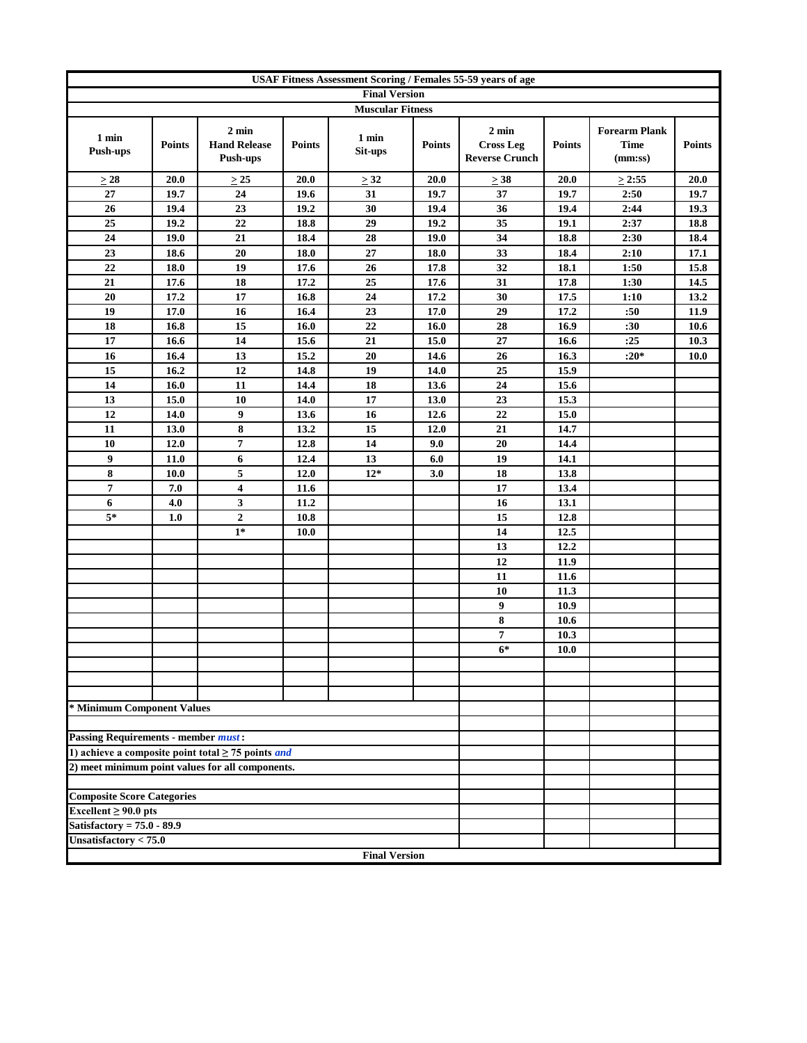# USAF Fitness Assessment Scoring / Females 55-59 years of age

**Final Version**

**Muscular Fitness**

| 1 min Push-ups | Points | 2 min Hand Release Push-ups | Points | 1 min Sit-ups | Points | 2 min Cross Leg Reverse Crunch | Points | Forearm Plank Time (mm:ss) | Points |
|---|---|---|---|---|---|---|---|---|---|
| ≥ 28 | 20.0 | ≥ 25 | 20.0 | ≥ 32 | 20.0 | ≥ 38 | 20.0 | ≥ 2:55 | 20.0 |
| 27 | 19.7 | 24 | 19.6 | 31 | 19.7 | 37 | 19.7 | 2:50 | 19.7 |
| 26 | 19.4 | 23 | 19.2 | 30 | 19.4 | 36 | 19.4 | 2:44 | 19.3 |
| 25 | 19.2 | 22 | 18.8 | 29 | 19.2 | 35 | 19.1 | 2:37 | 18.8 |
| 24 | 19.0 | 21 | 18.4 | 28 | 19.0 | 34 | 18.8 | 2:30 | 18.4 |
| 23 | 18.6 | 20 | 18.0 | 27 | 18.0 | 33 | 18.4 | 2:10 | 17.1 |
| 22 | 18.0 | 19 | 17.6 | 26 | 17.8 | 32 | 18.1 | 1:50 | 15.8 |
| 21 | 17.6 | 18 | 17.2 | 25 | 17.6 | 31 | 17.8 | 1:30 | 14.5 |
| 20 | 17.2 | 17 | 16.8 | 24 | 17.2 | 30 | 17.5 | 1:10 | 13.2 |
| 19 | 17.0 | 16 | 16.4 | 23 | 17.0 | 29 | 17.2 | :50 | 11.9 |
| 18 | 16.8 | 15 | 16.0 | 22 | 16.0 | 28 | 16.9 | :30 | 10.6 |
| 17 | 16.6 | 14 | 15.6 | 21 | 15.0 | 27 | 16.6 | :25 | 10.3 |
| 16 | 16.4 | 13 | 15.2 | 20 | 14.6 | 26 | 16.3 | :20* | 10.0 |
| 15 | 16.2 | 12 | 14.8 | 19 | 14.0 | 25 | 15.9 | | |
| 14 | 16.0 | 11 | 14.4 | 18 | 13.6 | 24 | 15.6 | | |
| 13 | 15.0 | 10 | 14.0 | 17 | 13.0 | 23 | 15.3 | | |
| 12 | 14.0 | 9 | 13.6 | 16 | 12.6 | 22 | 15.0 | | |
| 11 | 13.0 | 8 | 13.2 | 15 | 12.0 | 21 | 14.7 | | |
| 10 | 12.0 | 7 | 12.8 | 14 | 9.0 | 20 | 14.4 | | |
| 9 | 11.0 | 6 | 12.4 | 13 | 6.0 | 19 | 14.1 | | |
| 8 | 10.0 | 5 | 12.0 | 12* | 3.0 | 18 | 13.8 | | |
| 7 | 7.0 | 4 | 11.6 | | | 17 | 13.4 | | |
| 6 | 4.0 | 3 | 11.2 | | | 16 | 13.1 | | |
| 5* | 1.0 | 2 | 10.8 | | | 15 | 12.8 | | |
| | | 1* | 10.0 | | | 14 | 12.5 | | |
| | | | | | | 13 | 12.2 | | |
| | | | | | | 12 | 11.9 | | |
| | | | | | | 11 | 11.6 | | |
| | | | | | | 10 | 11.3 | | |
| | | | | | | 9 | 10.9 | | |
| | | | | | | 8 | 10.6 | | |
| | | | | | | 7 | 10.3 | | |
| | | | | | | 6* | 10.0 | | |

**\* Minimum Component Values**

**Passing Requirements - member *must*:**

**1) achieve a composite point total ≥ 75 points *and***

**2) meet minimum point values for all components.**

**Composite Score Categories**

**Excellent ≥ 90.0 pts**

**Satisfactory = 75.0 - 89.9**

**Unsatisfactory < 75.0**

**Final Version**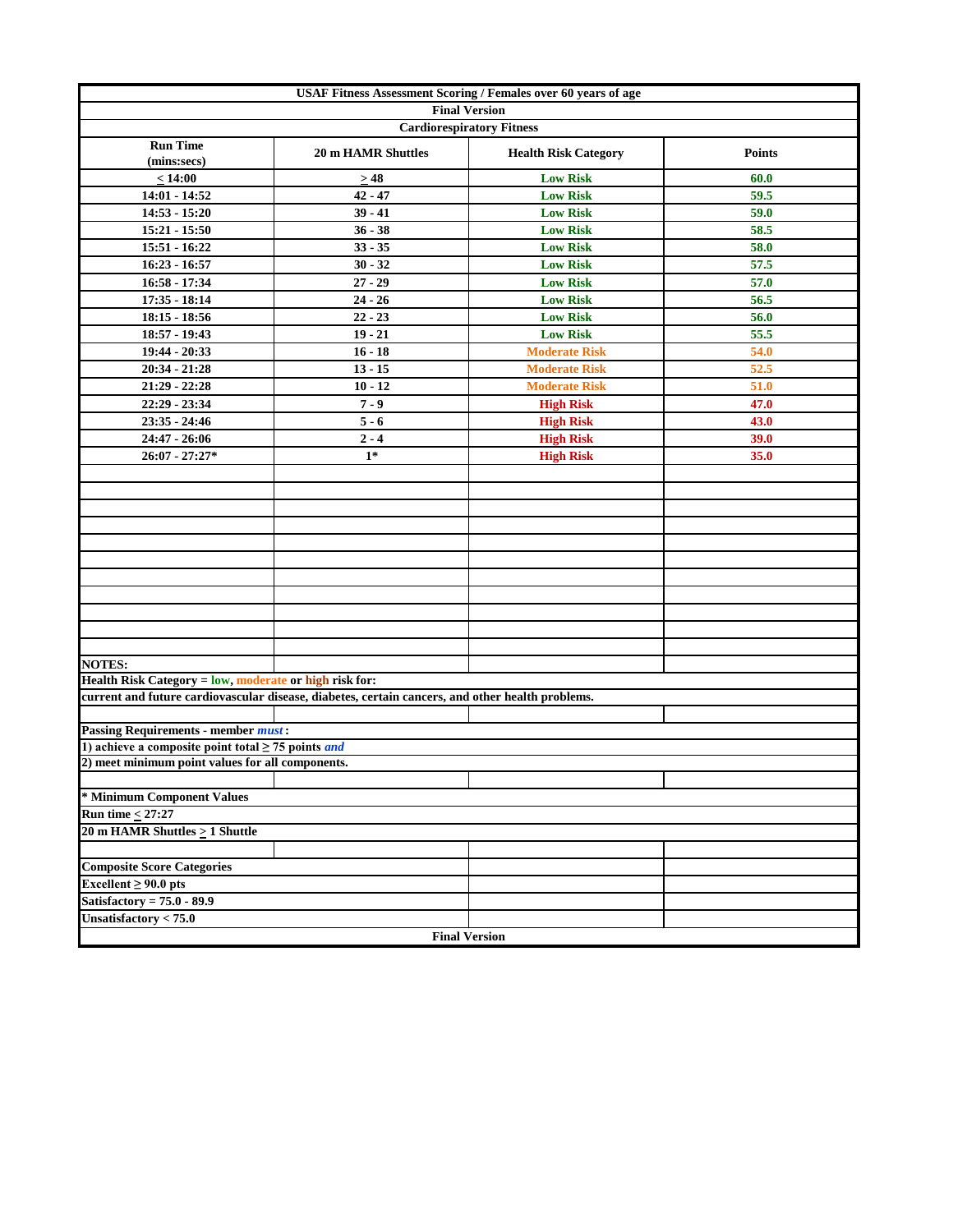**USAF Fitness Assessment Scoring / Females over 60 years of age**

**Final Version**

**Cardiorespiratory Fitness**

| Run Time (mins:secs) | 20 m HAMR Shuttles | Health Risk Category | Points |
|---|---|---|---|
| < 14:00 | > 48 | Low Risk | 60.0 |
| 14:01 - 14:52 | 42 - 47 | Low Risk | 59.5 |
| 14:53 - 15:20 | 39 - 41 | Low Risk | 59.0 |
| 15:21 - 15:50 | 36 - 38 | Low Risk | 58.5 |
| 15:51 - 16:22 | 33 - 35 | Low Risk | 58.0 |
| 16:23 - 16:57 | 30 - 32 | Low Risk | 57.5 |
| 16:58 - 17:34 | 27 - 29 | Low Risk | 57.0 |
| 17:35 - 18:14 | 24 - 26 | Low Risk | 56.5 |
| 18:15 - 18:56 | 22 - 23 | Low Risk | 56.0 |
| 18:57 - 19:43 | 19 - 21 | Low Risk | 55.5 |
| 19:44 - 20:33 | 16 - 18 | Moderate Risk | 54.0 |
| 20:34 - 21:28 | 13 - 15 | Moderate Risk | 52.5 |
| 21:29 - 22:28 | 10 - 12 | Moderate Risk | 51.0 |
| 22:29 - 23:34 | 7 - 9 | High Risk | 47.0 |
| 23:35 - 24:46 | 5 - 6 | High Risk | 43.0 |
| 24:47 - 26:06 | 2 - 4 | High Risk | 39.0 |
| 26:07 - 27:27* | 1* | High Risk | 35.0 |

**NOTES:**

**Health Risk Category = low, moderate or high risk for:**

**current and future cardiovascular disease, diabetes, certain cancers, and other health problems.**

**Passing Requirements - member *must*:**

**1) achieve a composite point total ≥ 75 points *and***

**2) meet minimum point values for all components.**

**\* Minimum Component Values**

**Run time < 27:27**

**20 m HAMR Shuttles > 1 Shuttle**

**Composite Score Categories**

**Excellent ≥ 90.0 pts**

**Satisfactory = 75.0 - 89.9**

**Unsatisfactory < 75.0**

**Final Version**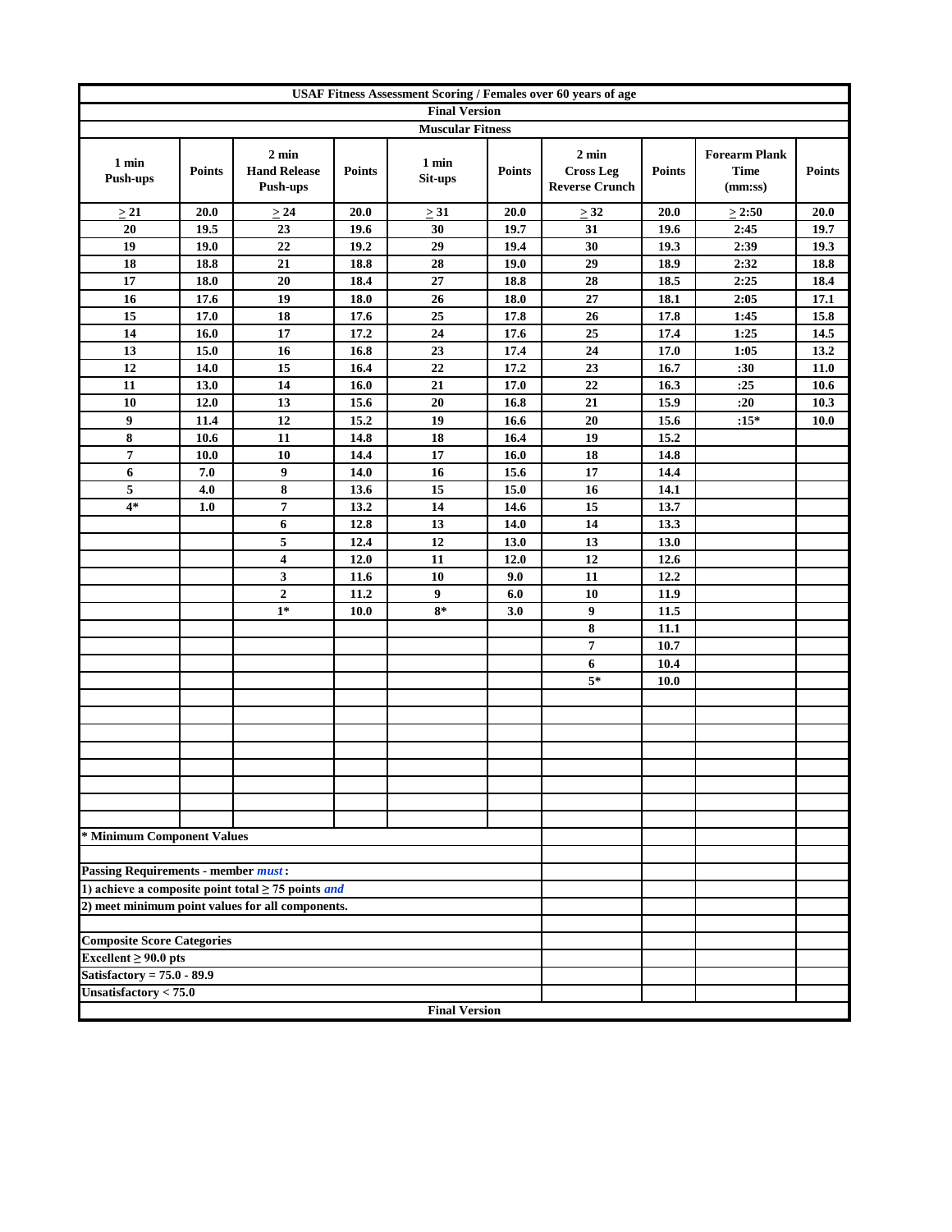## USAF Fitness Assessment Scoring / Females over 60 years of age

**Final Version**

**Muscular Fitness**

| 1 min Push-ups | Points | 2 min Hand Release Push-ups | Points | 1 min Sit-ups | Points | 2 min Cross Leg Reverse Crunch | Points | Forearm Plank Time (mm:ss) | Points |
|---|---|---|---|---|---|---|---|---|---|
| ≥ 21 | 20.0 | ≥ 24 | 20.0 | ≥ 31 | 20.0 | ≥ 32 | 20.0 | ≥ 2:50 | 20.0 |
| 20 | 19.5 | 23 | 19.6 | 30 | 19.7 | 31 | 19.6 | 2:45 | 19.7 |
| 19 | 19.0 | 22 | 19.2 | 29 | 19.4 | 30 | 19.3 | 2:39 | 19.3 |
| 18 | 18.8 | 21 | 18.8 | 28 | 19.0 | 29 | 18.9 | 2:32 | 18.8 |
| 17 | 18.0 | 20 | 18.4 | 27 | 18.8 | 28 | 18.5 | 2:25 | 18.4 |
| 16 | 17.6 | 19 | 18.0 | 26 | 18.0 | 27 | 18.1 | 2:05 | 17.1 |
| 15 | 17.0 | 18 | 17.6 | 25 | 17.8 | 26 | 17.8 | 1:45 | 15.8 |
| 14 | 16.0 | 17 | 17.2 | 24 | 17.6 | 25 | 17.4 | 1:25 | 14.5 |
| 13 | 15.0 | 16 | 16.8 | 23 | 17.4 | 24 | 17.0 | 1:05 | 13.2 |
| 12 | 14.0 | 15 | 16.4 | 22 | 17.2 | 23 | 16.7 | :30 | 11.0 |
| 11 | 13.0 | 14 | 16.0 | 21 | 17.0 | 22 | 16.3 | :25 | 10.6 |
| 10 | 12.0 | 13 | 15.6 | 20 | 16.8 | 21 | 15.9 | :20 | 10.3 |
| 9 | 11.4 | 12 | 15.2 | 19 | 16.6 | 20 | 15.6 | :15* | 10.0 |
| 8 | 10.6 | 11 | 14.8 | 18 | 16.4 | 19 | 15.2 | | |
| 7 | 10.0 | 10 | 14.4 | 17 | 16.0 | 18 | 14.8 | | |
| 6 | 7.0 | 9 | 14.0 | 16 | 15.6 | 17 | 14.4 | | |
| 5 | 4.0 | 8 | 13.6 | 15 | 15.0 | 16 | 14.1 | | |
| 4* | 1.0 | 7 | 13.2 | 14 | 14.6 | 15 | 13.7 | | |
| | | 6 | 12.8 | 13 | 14.0 | 14 | 13.3 | | |
| | | 5 | 12.4 | 12 | 13.0 | 13 | 13.0 | | |
| | | 4 | 12.0 | 11 | 12.0 | 12 | 12.6 | | |
| | | 3 | 11.6 | 10 | 9.0 | 11 | 12.2 | | |
| | | 2 | 11.2 | 9 | 6.0 | 10 | 11.9 | | |
| | | 1* | 10.0 | 8* | 3.0 | 9 | 11.5 | | |
| | | | | | | 8 | 11.1 | | |
| | | | | | | 7 | 10.7 | | |
| | | | | | | 6 | 10.4 | | |
| | | | | | | 5* | 10.0 | | |

**\* Minimum Component Values**

**Passing Requirements - member *must*:**

**1) achieve a composite point total ≥ 75 points *and***

**2) meet minimum point values for all components.**

**Composite Score Categories**

**Excellent ≥ 90.0 pts**

**Satisfactory = 75.0 - 89.9**

**Unsatisfactory < 75.0**

**Final Version**